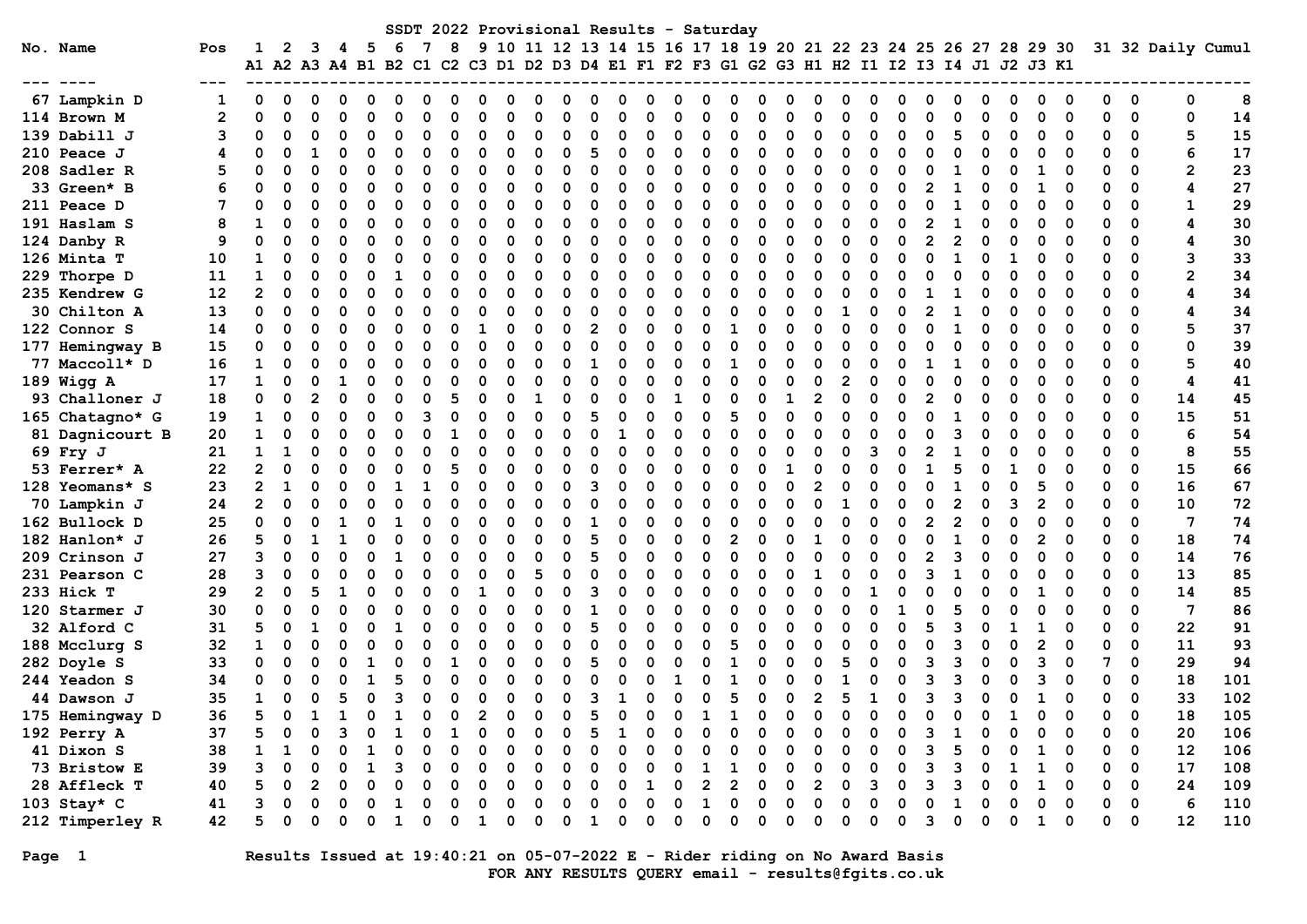# SSDT 2022 Provisional Results - Saturday

| No. | Name | Pos | 1 A1 | 2 A2 | 3 A3 | 4 A4 | 5 B1 | 6 B2 | 7 C1 | 8 C2 | 9 C3 | 10 D1 | 11 D2 | 12 D3 | 13 D4 | 14 E1 | 15 F1 | 16 F2 | 17 F3 | 18 G1 | 19 G2 | 20 G3 | 21 H1 | 22 H2 | 23 I1 | 24 I2 | 25 I3 | 26 I4 | 27 J1 | 28 J2 | 29 J3 | 30 K1 | 31 | 32 | Daily | Cumul |
|---|---|---|---|---|---|---|---|---|---|---|---|---|---|---|---|---|---|---|---|---|---|---|---|---|---|---|---|---|---|---|---|---|---|---|---|---|
| 67 | Lampkin D | 1 | 0 | 0 | 0 | 0 | 0 | 0 | 0 | 0 | 0 | 0 | 0 | 0 | 0 | 0 | 0 | 0 | 0 | 0 | 0 | 0 | 0 | 0 | 0 | 0 | 0 | 0 | 0 | 0 | 0 | 0 | 0 | 0 | 0 | 8 |
| 114 | Brown M | 2 | 0 | 0 | 0 | 0 | 0 | 0 | 0 | 0 | 0 | 0 | 0 | 0 | 0 | 0 | 0 | 0 | 0 | 0 | 0 | 0 | 0 | 0 | 0 | 0 | 0 | 0 | 0 | 0 | 0 | 0 | 0 | 0 | 0 | 14 |
| 139 | Dabill J | 3 | 0 | 0 | 0 | 0 | 0 | 0 | 0 | 0 | 0 | 0 | 0 | 0 | 0 | 0 | 0 | 0 | 0 | 0 | 0 | 0 | 0 | 0 | 0 | 0 | 0 | 5 | 0 | 0 | 0 | 0 | 0 | 0 | 5 | 15 |
| 210 | Peace J | 4 | 0 | 0 | 1 | 0 | 0 | 0 | 0 | 0 | 0 | 0 | 0 | 0 | 5 | 0 | 0 | 0 | 0 | 0 | 0 | 0 | 0 | 0 | 0 | 0 | 0 | 0 | 0 | 0 | 0 | 0 | 0 | 0 | 6 | 17 |
| 208 | Sadler R | 5 | 0 | 0 | 0 | 0 | 0 | 0 | 0 | 0 | 0 | 0 | 0 | 0 | 0 | 0 | 0 | 0 | 0 | 0 | 0 | 0 | 0 | 0 | 0 | 0 | 0 | 1 | 0 | 0 | 1 | 0 | 0 | 0 | 2 | 23 |
| 33 | Green* B | 6 | 0 | 0 | 0 | 0 | 0 | 0 | 0 | 0 | 0 | 0 | 0 | 0 | 0 | 0 | 0 | 0 | 0 | 0 | 0 | 0 | 0 | 0 | 0 | 0 | 2 | 1 | 0 | 0 | 1 | 0 | 0 | 0 | 4 | 27 |
| 211 | Peace D | 7 | 0 | 0 | 0 | 0 | 0 | 0 | 0 | 0 | 0 | 0 | 0 | 0 | 0 | 0 | 0 | 0 | 0 | 0 | 0 | 0 | 0 | 0 | 0 | 0 | 0 | 1 | 0 | 0 | 0 | 0 | 0 | 0 | 1 | 29 |
| 191 | Haslam S | 8 | 1 | 0 | 0 | 0 | 0 | 0 | 0 | 0 | 0 | 0 | 0 | 0 | 0 | 0 | 0 | 0 | 0 | 0 | 0 | 0 | 0 | 0 | 0 | 0 | 2 | 1 | 0 | 0 | 0 | 0 | 0 | 0 | 4 | 30 |
| 124 | Danby R | 9 | 0 | 0 | 0 | 0 | 0 | 0 | 0 | 0 | 0 | 0 | 0 | 0 | 0 | 0 | 0 | 0 | 0 | 0 | 0 | 0 | 0 | 0 | 0 | 0 | 2 | 2 | 0 | 0 | 0 | 0 | 0 | 0 | 4 | 30 |
| 126 | Minta T | 10 | 1 | 0 | 0 | 0 | 0 | 0 | 0 | 0 | 0 | 0 | 0 | 0 | 0 | 0 | 0 | 0 | 0 | 0 | 0 | 0 | 0 | 0 | 0 | 0 | 0 | 1 | 0 | 1 | 0 | 0 | 0 | 0 | 3 | 33 |
| 229 | Thorpe D | 11 | 1 | 0 | 0 | 0 | 0 | 1 | 0 | 0 | 0 | 0 | 0 | 0 | 0 | 0 | 0 | 0 | 0 | 0 | 0 | 0 | 0 | 0 | 0 | 0 | 0 | 0 | 0 | 0 | 0 | 0 | 0 | 0 | 2 | 34 |
| 235 | Kendrew G | 12 | 2 | 0 | 0 | 0 | 0 | 0 | 0 | 0 | 0 | 0 | 0 | 0 | 0 | 0 | 0 | 0 | 0 | 0 | 0 | 0 | 0 | 0 | 0 | 0 | 1 | 1 | 0 | 0 | 0 | 0 | 0 | 0 | 4 | 34 |
| 30 | Chilton A | 13 | 0 | 0 | 0 | 0 | 0 | 0 | 0 | 0 | 0 | 0 | 0 | 0 | 0 | 0 | 0 | 0 | 0 | 0 | 0 | 0 | 0 | 1 | 0 | 0 | 2 | 1 | 0 | 0 | 0 | 0 | 0 | 0 | 4 | 34 |
| 122 | Connor S | 14 | 0 | 0 | 0 | 0 | 0 | 0 | 0 | 0 | 1 | 0 | 0 | 0 | 2 | 0 | 0 | 0 | 0 | 1 | 0 | 0 | 0 | 0 | 0 | 0 | 0 | 1 | 0 | 0 | 0 | 0 | 0 | 0 | 5 | 37 |
| 177 | Hemingway B | 15 | 0 | 0 | 0 | 0 | 0 | 0 | 0 | 0 | 0 | 0 | 0 | 0 | 0 | 0 | 0 | 0 | 0 | 0 | 0 | 0 | 0 | 0 | 0 | 0 | 0 | 0 | 0 | 0 | 0 | 0 | 0 | 0 | 0 | 39 |
| 77 | Maccoll* D | 16 | 1 | 0 | 0 | 0 | 0 | 0 | 0 | 0 | 0 | 0 | 0 | 0 | 1 | 0 | 0 | 0 | 0 | 1 | 0 | 0 | 0 | 0 | 0 | 0 | 1 | 1 | 0 | 0 | 0 | 0 | 0 | 0 | 5 | 40 |
| 189 | Wigg A | 17 | 1 | 0 | 0 | 1 | 0 | 0 | 0 | 0 | 0 | 0 | 0 | 0 | 0 | 0 | 0 | 0 | 0 | 0 | 0 | 0 | 0 | 2 | 0 | 0 | 0 | 0 | 0 | 0 | 0 | 0 | 0 | 0 | 4 | 41 |
| 93 | Challoner J | 18 | 0 | 0 | 2 | 0 | 0 | 0 | 0 | 5 | 0 | 0 | 1 | 0 | 0 | 0 | 0 | 1 | 0 | 0 | 0 | 1 | 2 | 0 | 0 | 0 | 2 | 0 | 0 | 0 | 0 | 0 | 0 | 0 | 14 | 45 |
| 165 | Chatagno* G | 19 | 1 | 0 | 0 | 0 | 0 | 0 | 3 | 0 | 0 | 0 | 0 | 0 | 5 | 0 | 0 | 0 | 0 | 5 | 0 | 0 | 0 | 0 | 0 | 0 | 0 | 1 | 0 | 0 | 0 | 0 | 0 | 0 | 15 | 51 |
| 81 | Dagnicourt B | 20 | 1 | 0 | 0 | 0 | 0 | 0 | 0 | 1 | 0 | 0 | 0 | 0 | 0 | 1 | 0 | 0 | 0 | 0 | 0 | 0 | 0 | 0 | 0 | 0 | 0 | 3 | 0 | 0 | 0 | 0 | 0 | 0 | 6 | 54 |
| 69 | Fry J | 21 | 1 | 1 | 0 | 0 | 0 | 0 | 0 | 0 | 0 | 0 | 0 | 0 | 0 | 0 | 0 | 0 | 0 | 0 | 0 | 0 | 0 | 0 | 3 | 0 | 2 | 1 | 0 | 0 | 0 | 0 | 0 | 0 | 8 | 55 |
| 53 | Ferrer* A | 22 | 2 | 0 | 0 | 0 | 0 | 0 | 0 | 5 | 0 | 0 | 0 | 0 | 0 | 0 | 0 | 0 | 0 | 0 | 0 | 1 | 0 | 0 | 0 | 0 | 1 | 5 | 0 | 1 | 0 | 0 | 0 | 0 | 15 | 66 |
| 128 | Yeomans* S | 23 | 2 | 1 | 0 | 0 | 0 | 1 | 1 | 0 | 0 | 0 | 0 | 0 | 3 | 0 | 0 | 0 | 0 | 0 | 0 | 0 | 2 | 0 | 0 | 0 | 0 | 1 | 0 | 0 | 5 | 0 | 0 | 0 | 16 | 67 |
| 70 | Lampkin J | 24 | 2 | 0 | 0 | 0 | 0 | 0 | 0 | 0 | 0 | 0 | 0 | 0 | 0 | 0 | 0 | 0 | 0 | 0 | 0 | 0 | 0 | 1 | 0 | 0 | 0 | 2 | 0 | 3 | 2 | 0 | 0 | 0 | 10 | 72 |
| 162 | Bullock D | 25 | 0 | 0 | 0 | 1 | 0 | 1 | 0 | 0 | 0 | 0 | 0 | 0 | 1 | 0 | 0 | 0 | 0 | 0 | 0 | 0 | 0 | 0 | 0 | 0 | 2 | 2 | 0 | 0 | 0 | 0 | 0 | 0 | 7 | 74 |
| 182 | Hanlon* J | 26 | 5 | 0 | 1 | 1 | 0 | 0 | 0 | 0 | 0 | 0 | 0 | 0 | 5 | 0 | 0 | 0 | 0 | 2 | 0 | 0 | 1 | 0 | 0 | 0 | 0 | 1 | 0 | 0 | 2 | 0 | 0 | 0 | 18 | 74 |
| 209 | Crinson J | 27 | 3 | 0 | 0 | 0 | 0 | 1 | 0 | 0 | 0 | 0 | 0 | 0 | 5 | 0 | 0 | 0 | 0 | 0 | 0 | 0 | 0 | 0 | 0 | 0 | 2 | 3 | 0 | 0 | 0 | 0 | 0 | 0 | 14 | 76 |
| 231 | Pearson C | 28 | 3 | 0 | 0 | 0 | 0 | 0 | 0 | 0 | 0 | 0 | 5 | 0 | 0 | 0 | 0 | 0 | 0 | 0 | 0 | 0 | 1 | 0 | 0 | 0 | 3 | 1 | 0 | 0 | 0 | 0 | 0 | 0 | 13 | 85 |
| 233 | Hick T | 29 | 2 | 0 | 5 | 1 | 0 | 0 | 0 | 0 | 1 | 0 | 0 | 0 | 3 | 0 | 0 | 0 | 0 | 0 | 0 | 0 | 0 | 0 | 1 | 0 | 0 | 0 | 0 | 0 | 1 | 0 | 0 | 0 | 14 | 85 |
| 120 | Starmer J | 30 | 0 | 0 | 0 | 0 | 0 | 0 | 0 | 0 | 0 | 0 | 0 | 0 | 1 | 0 | 0 | 0 | 0 | 0 | 0 | 0 | 0 | 0 | 0 | 1 | 0 | 5 | 0 | 0 | 0 | 0 | 0 | 0 | 7 | 86 |
| 32 | Alford C | 31 | 5 | 0 | 1 | 0 | 0 | 1 | 0 | 0 | 0 | 0 | 0 | 0 | 5 | 0 | 0 | 0 | 0 | 0 | 0 | 0 | 0 | 0 | 0 | 0 | 5 | 3 | 0 | 1 | 1 | 0 | 0 | 0 | 22 | 91 |
| 188 | Mcclurg S | 32 | 1 | 0 | 0 | 0 | 0 | 0 | 0 | 0 | 0 | 0 | 0 | 0 | 0 | 0 | 0 | 0 | 0 | 5 | 0 | 0 | 0 | 0 | 0 | 0 | 0 | 3 | 0 | 0 | 2 | 0 | 0 | 0 | 11 | 93 |
| 282 | Doyle S | 33 | 0 | 0 | 0 | 0 | 1 | 0 | 0 | 1 | 0 | 0 | 0 | 0 | 5 | 0 | 0 | 0 | 0 | 1 | 0 | 0 | 0 | 5 | 0 | 0 | 3 | 3 | 0 | 0 | 3 | 0 | 7 | 0 | 29 | 94 |
| 244 | Yeadon S | 34 | 0 | 0 | 0 | 0 | 1 | 5 | 0 | 0 | 0 | 0 | 0 | 0 | 0 | 0 | 0 | 1 | 0 | 1 | 0 | 0 | 0 | 1 | 0 | 0 | 3 | 3 | 0 | 0 | 3 | 0 | 0 | 0 | 18 | 101 |
| 44 | Dawson J | 35 | 1 | 0 | 0 | 5 | 0 | 3 | 0 | 0 | 0 | 0 | 0 | 0 | 3 | 1 | 0 | 0 | 0 | 5 | 0 | 0 | 2 | 5 | 1 | 0 | 3 | 3 | 0 | 0 | 1 | 0 | 0 | 0 | 33 | 102 |
| 175 | Hemingway D | 36 | 5 | 0 | 1 | 1 | 0 | 1 | 0 | 0 | 2 | 0 | 0 | 0 | 5 | 0 | 0 | 0 | 1 | 1 | 0 | 0 | 0 | 0 | 0 | 0 | 0 | 0 | 0 | 1 | 0 | 0 | 0 | 0 | 18 | 105 |
| 192 | Perry A | 37 | 5 | 0 | 0 | 3 | 0 | 1 | 0 | 1 | 0 | 0 | 0 | 0 | 5 | 1 | 0 | 0 | 0 | 0 | 0 | 0 | 0 | 0 | 0 | 0 | 3 | 1 | 0 | 0 | 0 | 0 | 0 | 0 | 20 | 106 |
| 41 | Dixon S | 38 | 1 | 1 | 0 | 0 | 1 | 0 | 0 | 0 | 0 | 0 | 0 | 0 | 0 | 0 | 0 | 0 | 0 | 0 | 0 | 0 | 0 | 0 | 0 | 0 | 3 | 5 | 0 | 0 | 1 | 0 | 0 | 0 | 12 | 106 |
| 73 | Bristow E | 39 | 3 | 0 | 0 | 0 | 1 | 3 | 0 | 0 | 0 | 0 | 0 | 0 | 0 | 0 | 0 | 0 | 1 | 1 | 0 | 0 | 0 | 0 | 0 | 0 | 3 | 3 | 0 | 1 | 1 | 0 | 0 | 0 | 17 | 108 |
| 28 | Affleck T | 40 | 5 | 0 | 2 | 0 | 0 | 0 | 0 | 0 | 0 | 0 | 0 | 0 | 0 | 0 | 1 | 0 | 2 | 2 | 0 | 0 | 2 | 0 | 3 | 0 | 3 | 3 | 0 | 0 | 1 | 0 | 0 | 0 | 24 | 109 |
| 103 | Stay* C | 41 | 3 | 0 | 0 | 0 | 0 | 1 | 0 | 0 | 0 | 0 | 0 | 0 | 0 | 0 | 0 | 0 | 1 | 0 | 0 | 0 | 0 | 0 | 0 | 0 | 0 | 1 | 0 | 0 | 0 | 0 | 0 | 0 | 6 | 110 |
| 212 | Timperley R | 42 | 5 | 0 | 0 | 0 | 0 | 1 | 0 | 0 | 1 | 0 | 0 | 0 | 1 | 0 | 0 | 0 | 0 | 0 | 0 | 0 | 0 | 0 | 0 | 0 | 3 | 0 | 0 | 0 | 1 | 0 | 0 | 0 | 12 | 110 |

Results Issued at 19:40:21 on 05-07-2022 E - Rider riding on No Award Basis

FOR ANY RESULTS QUERY email - results@fgits.co.uk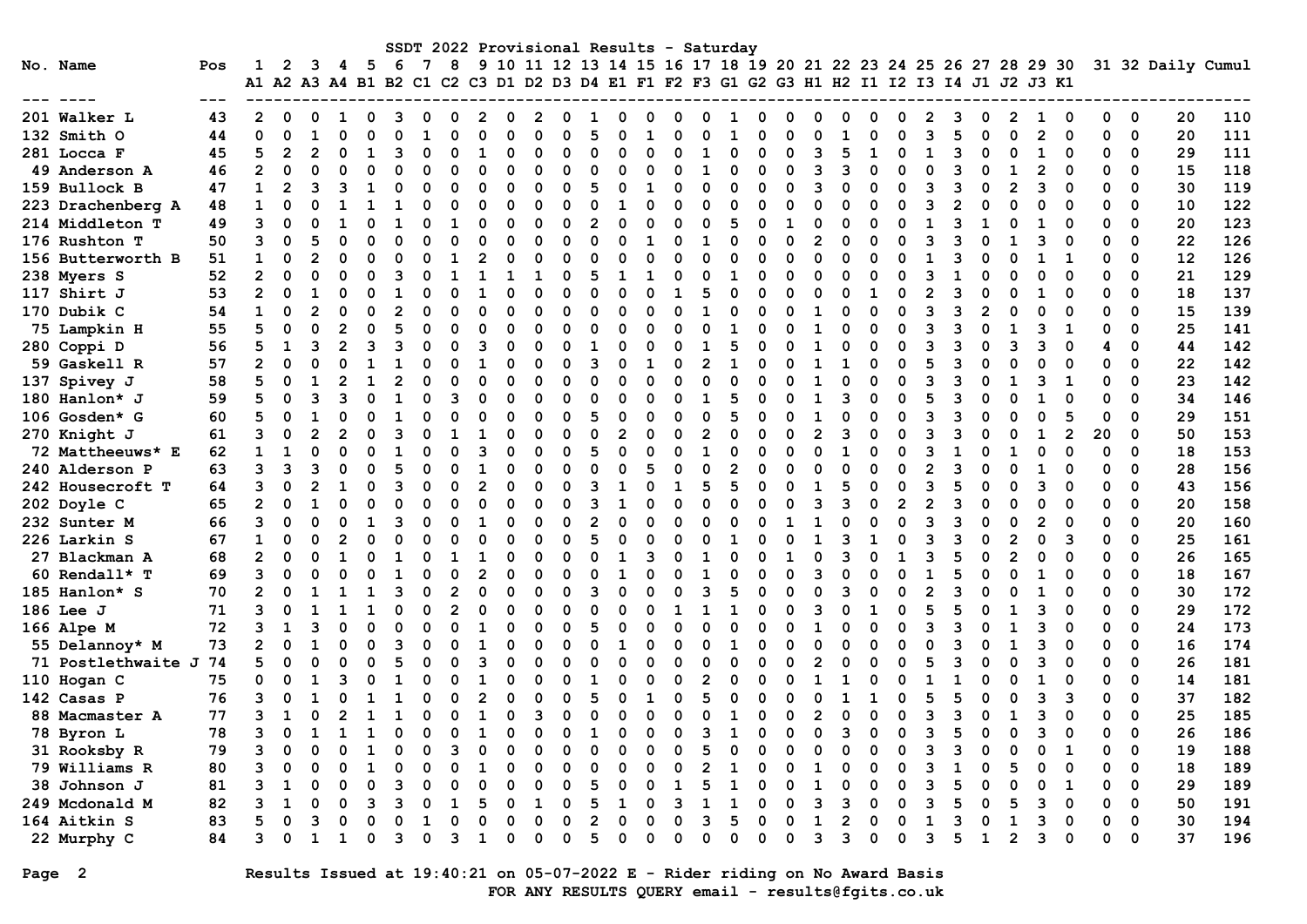# SSDT 2022 Provisional Results - Saturday

| No. | Name | Pos | 1 A1 | 2 A2 | 3 A3 | 4 A4 | 5 B1 | 6 B2 | 7 C1 | 8 C2 | 9 C3 | 10 D1 | 11 D2 | 12 D3 | 13 D4 | 14 E1 | 15 F1 | 16 F2 | 17 F3 | 18 G1 | 19 G2 | 20 G3 | 21 H1 | 22 H2 | 23 I1 | 24 I2 | 25 I3 | 26 I4 | 27 J1 | 28 J2 | 29 J3 | 30 K1 | 31 | 32 | Daily | Cumul |
|---|---|---|---|---|---|---|---|---|---|---|---|---|---|---|---|---|---|---|---|---|---|---|---|---|---|---|---|---|---|---|---|---|---|---|---|---|
| 201 | Walker L | 43 | 2 | 0 | 0 | 1 | 0 | 3 | 0 | 0 | 2 | 0 | 2 | 0 | 1 | 0 | 0 | 0 | 0 | 1 | 0 | 0 | 0 | 0 | 0 | 0 | 2 | 3 | 0 | 2 | 1 | 0 | 0 | 0 | 20 | 110 |
| 132 | Smith O | 44 | 0 | 0 | 1 | 0 | 0 | 0 | 1 | 0 | 0 | 0 | 0 | 0 | 5 | 0 | 1 | 0 | 0 | 1 | 0 | 0 | 0 | 1 | 0 | 0 | 3 | 5 | 0 | 0 | 2 | 0 | 0 | 0 | 20 | 111 |
| 281 | Locca F | 45 | 5 | 2 | 2 | 0 | 1 | 3 | 0 | 0 | 1 | 0 | 0 | 0 | 0 | 0 | 0 | 0 | 1 | 0 | 0 | 0 | 3 | 5 | 1 | 0 | 1 | 3 | 0 | 0 | 1 | 0 | 0 | 0 | 29 | 111 |
| 49 | Anderson A | 46 | 2 | 0 | 0 | 0 | 0 | 0 | 0 | 0 | 0 | 0 | 0 | 0 | 0 | 0 | 0 | 0 | 1 | 0 | 0 | 0 | 3 | 3 | 0 | 0 | 0 | 3 | 0 | 1 | 2 | 0 | 0 | 0 | 15 | 118 |
| 159 | Bullock B | 47 | 1 | 2 | 3 | 3 | 1 | 0 | 0 | 0 | 0 | 0 | 0 | 0 | 5 | 0 | 1 | 0 | 0 | 0 | 0 | 0 | 3 | 0 | 0 | 0 | 3 | 3 | 0 | 2 | 3 | 0 | 0 | 0 | 30 | 119 |
| 223 | Drachenberg A | 48 | 1 | 0 | 0 | 1 | 1 | 1 | 0 | 0 | 0 | 0 | 0 | 0 | 0 | 1 | 0 | 0 | 0 | 0 | 0 | 0 | 0 | 0 | 0 | 0 | 3 | 2 | 0 | 0 | 0 | 0 | 0 | 0 | 10 | 122 |
| 214 | Middleton T | 49 | 3 | 0 | 0 | 1 | 0 | 1 | 0 | 1 | 0 | 0 | 0 | 0 | 2 | 0 | 0 | 0 | 0 | 5 | 0 | 1 | 0 | 0 | 0 | 0 | 1 | 3 | 1 | 0 | 1 | 0 | 0 | 0 | 20 | 123 |
| 176 | Rushton T | 50 | 3 | 0 | 5 | 0 | 0 | 0 | 0 | 0 | 0 | 0 | 0 | 0 | 0 | 0 | 1 | 0 | 1 | 0 | 0 | 0 | 2 | 0 | 0 | 0 | 3 | 3 | 0 | 1 | 3 | 0 | 0 | 0 | 22 | 126 |
| 156 | Butterworth B | 51 | 1 | 0 | 2 | 0 | 0 | 0 | 0 | 1 | 2 | 0 | 0 | 0 | 0 | 0 | 0 | 0 | 0 | 0 | 0 | 0 | 0 | 0 | 0 | 0 | 1 | 3 | 0 | 0 | 1 | 1 | 0 | 0 | 12 | 126 |
| 238 | Myers S | 52 | 2 | 0 | 0 | 0 | 0 | 3 | 0 | 1 | 1 | 1 | 1 | 0 | 5 | 1 | 1 | 0 | 0 | 1 | 0 | 0 | 0 | 0 | 0 | 0 | 3 | 1 | 0 | 0 | 0 | 0 | 0 | 0 | 21 | 129 |
| 117 | Shirt J | 53 | 2 | 0 | 1 | 0 | 0 | 1 | 0 | 0 | 1 | 0 | 0 | 0 | 0 | 0 | 0 | 1 | 5 | 0 | 0 | 0 | 0 | 0 | 1 | 0 | 2 | 3 | 0 | 0 | 1 | 0 | 0 | 0 | 18 | 137 |
| 170 | Dubik C | 54 | 1 | 0 | 2 | 0 | 0 | 2 | 0 | 0 | 0 | 0 | 0 | 0 | 0 | 0 | 0 | 0 | 1 | 0 | 0 | 0 | 1 | 0 | 0 | 0 | 3 | 3 | 2 | 0 | 0 | 0 | 0 | 0 | 15 | 139 |
| 75 | Lampkin H | 55 | 5 | 0 | 0 | 2 | 0 | 5 | 0 | 0 | 0 | 0 | 0 | 0 | 0 | 0 | 0 | 0 | 0 | 1 | 0 | 0 | 1 | 0 | 0 | 0 | 3 | 3 | 0 | 1 | 3 | 1 | 0 | 0 | 25 | 141 |
| 280 | Coppi D | 56 | 5 | 1 | 3 | 2 | 3 | 3 | 0 | 0 | 3 | 0 | 0 | 0 | 1 | 0 | 0 | 0 | 1 | 5 | 0 | 0 | 1 | 0 | 0 | 0 | 3 | 3 | 0 | 3 | 3 | 0 | 4 | 0 | 44 | 142 |
| 59 | Gaskell R | 57 | 2 | 0 | 0 | 0 | 1 | 1 | 0 | 0 | 1 | 0 | 0 | 0 | 3 | 0 | 1 | 0 | 2 | 1 | 0 | 0 | 1 | 1 | 0 | 0 | 5 | 3 | 0 | 0 | 0 | 0 | 0 | 0 | 22 | 142 |
| 137 | Spivey J | 58 | 5 | 0 | 1 | 2 | 1 | 2 | 0 | 0 | 0 | 0 | 0 | 0 | 0 | 0 | 0 | 0 | 0 | 0 | 0 | 0 | 1 | 0 | 0 | 0 | 3 | 3 | 0 | 1 | 3 | 1 | 0 | 0 | 23 | 142 |
| 180 | Hanlon* J | 59 | 5 | 0 | 3 | 3 | 0 | 1 | 0 | 3 | 0 | 0 | 0 | 0 | 0 | 0 | 0 | 0 | 1 | 5 | 0 | 0 | 1 | 3 | 0 | 0 | 5 | 3 | 0 | 0 | 1 | 0 | 0 | 0 | 34 | 146 |
| 106 | Gosden* G | 60 | 5 | 0 | 1 | 0 | 0 | 1 | 0 | 0 | 0 | 0 | 0 | 0 | 5 | 0 | 0 | 0 | 0 | 5 | 0 | 0 | 1 | 0 | 0 | 0 | 3 | 3 | 0 | 0 | 0 | 5 | 0 | 0 | 29 | 151 |
| 270 | Knight J | 61 | 3 | 0 | 2 | 2 | 0 | 3 | 0 | 1 | 1 | 0 | 0 | 0 | 0 | 2 | 0 | 0 | 2 | 0 | 0 | 0 | 2 | 3 | 0 | 0 | 3 | 3 | 0 | 0 | 1 | 2 | 20 | 0 | 50 | 153 |
| 72 | Mattheeuws* E | 62 | 1 | 1 | 0 | 0 | 0 | 1 | 0 | 0 | 3 | 0 | 0 | 0 | 5 | 0 | 0 | 0 | 1 | 0 | 0 | 0 | 0 | 1 | 0 | 0 | 3 | 1 | 0 | 1 | 0 | 0 | 0 | 0 | 18 | 153 |
| 240 | Alderson P | 63 | 3 | 3 | 3 | 0 | 0 | 5 | 0 | 0 | 1 | 0 | 0 | 0 | 0 | 0 | 5 | 0 | 0 | 2 | 0 | 0 | 0 | 0 | 0 | 0 | 2 | 3 | 0 | 0 | 1 | 0 | 0 | 0 | 28 | 156 |
| 242 | Housecroft T | 64 | 3 | 0 | 2 | 1 | 0 | 3 | 0 | 0 | 2 | 0 | 0 | 0 | 3 | 1 | 0 | 1 | 5 | 5 | 0 | 0 | 1 | 5 | 0 | 0 | 3 | 5 | 0 | 0 | 3 | 0 | 0 | 0 | 43 | 156 |
| 202 | Doyle C | 65 | 2 | 0 | 1 | 0 | 0 | 0 | 0 | 0 | 0 | 0 | 0 | 0 | 3 | 1 | 0 | 0 | 0 | 0 | 0 | 0 | 3 | 3 | 0 | 2 | 2 | 3 | 0 | 0 | 0 | 0 | 0 | 0 | 20 | 158 |
| 232 | Sunter M | 66 | 3 | 0 | 0 | 0 | 1 | 3 | 0 | 0 | 1 | 0 | 0 | 0 | 2 | 0 | 0 | 0 | 0 | 0 | 0 | 1 | 1 | 0 | 0 | 0 | 3 | 3 | 0 | 0 | 2 | 0 | 0 | 0 | 20 | 160 |
| 226 | Larkin S | 67 | 1 | 0 | 0 | 2 | 0 | 0 | 0 | 0 | 0 | 0 | 0 | 0 | 5 | 0 | 0 | 0 | 0 | 1 | 0 | 0 | 1 | 3 | 1 | 0 | 3 | 3 | 0 | 2 | 0 | 3 | 0 | 0 | 25 | 161 |
| 27 | Blackman A | 68 | 2 | 0 | 0 | 1 | 0 | 1 | 0 | 1 | 1 | 0 | 0 | 0 | 0 | 1 | 3 | 0 | 1 | 0 | 0 | 1 | 0 | 3 | 0 | 1 | 3 | 5 | 0 | 2 | 0 | 0 | 0 | 0 | 26 | 165 |
| 60 | Rendall* T | 69 | 3 | 0 | 0 | 0 | 0 | 1 | 0 | 0 | 2 | 0 | 0 | 0 | 0 | 1 | 0 | 0 | 1 | 0 | 0 | 0 | 3 | 0 | 0 | 0 | 1 | 5 | 0 | 0 | 1 | 0 | 0 | 0 | 18 | 167 |
| 185 | Hanlon* S | 70 | 2 | 0 | 1 | 1 | 1 | 3 | 0 | 2 | 0 | 0 | 0 | 0 | 3 | 0 | 0 | 0 | 3 | 5 | 0 | 0 | 0 | 3 | 0 | 0 | 2 | 3 | 0 | 0 | 1 | 0 | 0 | 0 | 30 | 172 |
| 186 | Lee J | 71 | 3 | 0 | 1 | 1 | 1 | 0 | 0 | 2 | 0 | 0 | 0 | 0 | 0 | 0 | 0 | 1 | 1 | 1 | 0 | 0 | 3 | 0 | 1 | 0 | 5 | 5 | 0 | 1 | 3 | 0 | 0 | 0 | 29 | 172 |
| 166 | Alpe M | 72 | 3 | 1 | 3 | 0 | 0 | 0 | 0 | 0 | 1 | 0 | 0 | 0 | 5 | 0 | 0 | 0 | 0 | 0 | 0 | 0 | 1 | 0 | 0 | 0 | 3 | 3 | 0 | 1 | 3 | 0 | 0 | 0 | 24 | 173 |
| 55 | Delannoy* M | 73 | 2 | 0 | 1 | 0 | 0 | 3 | 0 | 0 | 1 | 0 | 0 | 0 | 0 | 1 | 0 | 0 | 0 | 1 | 0 | 0 | 0 | 0 | 0 | 0 | 0 | 3 | 0 | 1 | 3 | 0 | 0 | 0 | 16 | 174 |
| 71 | Postlethwaite J | 74 | 5 | 0 | 0 | 0 | 0 | 5 | 0 | 0 | 3 | 0 | 0 | 0 | 0 | 0 | 0 | 0 | 0 | 0 | 0 | 0 | 2 | 0 | 0 | 0 | 5 | 3 | 0 | 0 | 3 | 0 | 0 | 0 | 26 | 181 |
| 110 | Hogan C | 75 | 0 | 0 | 1 | 3 | 0 | 1 | 0 | 0 | 1 | 0 | 0 | 0 | 1 | 0 | 0 | 0 | 2 | 0 | 0 | 0 | 1 | 1 | 0 | 0 | 1 | 1 | 0 | 0 | 1 | 0 | 0 | 0 | 14 | 181 |
| 142 | Casas P | 76 | 3 | 0 | 1 | 0 | 1 | 1 | 0 | 0 | 2 | 0 | 0 | 0 | 5 | 0 | 1 | 0 | 5 | 0 | 0 | 0 | 0 | 1 | 1 | 0 | 5 | 5 | 0 | 0 | 3 | 3 | 0 | 0 | 37 | 182 |
| 88 | Macmaster A | 77 | 3 | 1 | 0 | 2 | 1 | 1 | 0 | 0 | 1 | 0 | 3 | 0 | 0 | 0 | 0 | 0 | 0 | 1 | 0 | 0 | 2 | 0 | 0 | 0 | 3 | 3 | 0 | 1 | 3 | 0 | 0 | 0 | 25 | 185 |
| 78 | Byron L | 78 | 3 | 0 | 1 | 1 | 1 | 0 | 0 | 0 | 1 | 0 | 0 | 0 | 1 | 0 | 0 | 0 | 3 | 1 | 0 | 0 | 0 | 3 | 0 | 0 | 3 | 5 | 0 | 0 | 3 | 0 | 0 | 0 | 26 | 186 |
| 31 | Rooksby R | 79 | 3 | 0 | 0 | 0 | 1 | 0 | 0 | 3 | 0 | 0 | 0 | 0 | 0 | 0 | 0 | 0 | 5 | 0 | 0 | 0 | 0 | 0 | 0 | 0 | 3 | 3 | 0 | 0 | 0 | 1 | 0 | 0 | 19 | 188 |
| 79 | Williams R | 80 | 3 | 0 | 0 | 0 | 1 | 0 | 0 | 0 | 1 | 0 | 0 | 0 | 0 | 0 | 0 | 0 | 2 | 1 | 0 | 0 | 1 | 0 | 0 | 0 | 3 | 1 | 0 | 5 | 0 | 0 | 0 | 0 | 18 | 189 |
| 38 | Johnson J | 81 | 3 | 1 | 0 | 0 | 0 | 3 | 0 | 0 | 0 | 0 | 0 | 0 | 5 | 0 | 0 | 1 | 5 | 1 | 0 | 0 | 1 | 0 | 0 | 0 | 3 | 5 | 0 | 0 | 0 | 1 | 0 | 0 | 29 | 189 |
| 249 | Mcdonald M | 82 | 3 | 1 | 0 | 0 | 3 | 3 | 0 | 1 | 5 | 0 | 1 | 0 | 5 | 1 | 0 | 3 | 1 | 1 | 0 | 0 | 3 | 3 | 0 | 0 | 3 | 5 | 0 | 5 | 3 | 0 | 0 | 0 | 50 | 191 |
| 164 | Aitkin S | 83 | 5 | 0 | 3 | 0 | 0 | 0 | 1 | 0 | 0 | 0 | 0 | 0 | 2 | 0 | 0 | 0 | 3 | 5 | 0 | 0 | 1 | 2 | 0 | 0 | 1 | 3 | 0 | 1 | 3 | 0 | 0 | 0 | 30 | 194 |
| 22 | Murphy C | 84 | 3 | 0 | 1 | 1 | 0 | 3 | 0 | 3 | 1 | 0 | 0 | 0 | 5 | 0 | 0 | 0 | 0 | 0 | 0 | 0 | 3 | 3 | 0 | 0 | 3 | 5 | 1 | 2 | 3 | 0 | 0 | 0 | 37 | 196 |

Results Issued at 19:40:21 on 05-07-2022 E - Rider riding on No Award Basis

FOR ANY RESULTS QUERY email - results@fgits.co.uk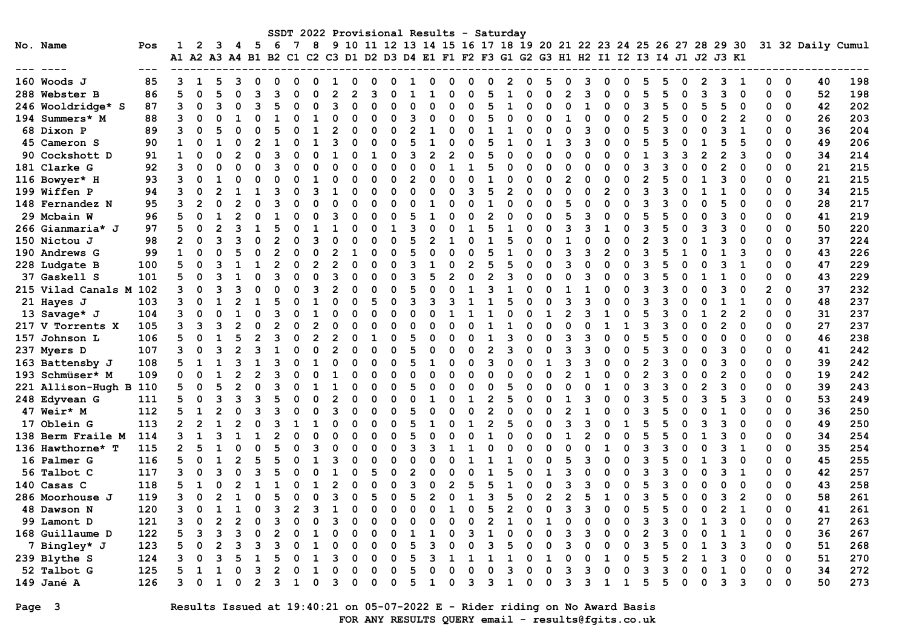# SSDT 2022 Provisional Results - Saturday

| No. | Name | Pos | 1 A1 | 2 A2 | 3 A3 | 4 A4 | 5 B1 | 6 B2 | 7 C1 | 8 C2 | 9 C3 | 10 D1 | 11 D2 | 12 D3 | 13 D4 | 14 E1 | 15 F1 | 16 F2 | 17 F3 | 18 G1 | 19 G2 | 20 G3 | 21 H1 | 22 H2 | 23 I1 | 24 I2 | 25 I3 | 26 I4 | 27 J1 | 28 J2 | 29 J3 | 30 K1 | 31 | 32 | Daily | Cumul |
|---|---|---|---|---|---|---|---|---|---|---|---|---|---|---|---|---|---|---|---|---|---|---|---|---|---|---|---|---|---|---|---|---|---|---|---|---|
| 160 | Woods J | 85 | 3 | 1 | 5 | 3 | 0 | 0 | 0 | 0 | 1 | 0 | 0 | 0 | 1 | 0 | 0 | 0 | 0 | 2 | 0 | 5 | 0 | 3 | 0 | 0 | 5 | 5 | 0 | 2 | 3 | 1 | 0 | 0 | 40 | 198 |
| 288 | Webster B | 86 | 5 | 0 | 5 | 0 | 3 | 3 | 0 | 0 | 2 | 2 | 3 | 0 | 1 | 1 | 0 | 0 | 5 | 1 | 0 | 0 | 2 | 3 | 0 | 0 | 5 | 5 | 0 | 3 | 3 | 0 | 0 | 0 | 52 | 198 |
| 246 | Wooldridge* S | 87 | 3 | 0 | 3 | 0 | 3 | 5 | 0 | 0 | 3 | 0 | 0 | 0 | 0 | 0 | 0 | 0 | 5 | 1 | 0 | 0 | 0 | 1 | 0 | 0 | 3 | 5 | 0 | 5 | 5 | 0 | 0 | 0 | 42 | 202 |
| 194 | Summers* M | 88 | 3 | 0 | 0 | 1 | 0 | 1 | 0 | 1 | 0 | 0 | 0 | 0 | 3 | 0 | 0 | 0 | 5 | 0 | 0 | 0 | 1 | 0 | 0 | 0 | 2 | 5 | 0 | 0 | 2 | 2 | 0 | 0 | 26 | 203 |
| 68 | Dixon P | 89 | 3 | 0 | 5 | 0 | 0 | 5 | 0 | 1 | 2 | 0 | 0 | 0 | 2 | 1 | 0 | 0 | 1 | 1 | 0 | 0 | 0 | 3 | 0 | 0 | 5 | 3 | 0 | 0 | 3 | 1 | 0 | 0 | 36 | 204 |
| 45 | Cameron S | 90 | 1 | 0 | 1 | 0 | 2 | 1 | 0 | 1 | 3 | 0 | 0 | 0 | 5 | 1 | 0 | 0 | 5 | 1 | 0 | 1 | 3 | 3 | 0 | 0 | 5 | 5 | 0 | 1 | 5 | 5 | 0 | 0 | 49 | 206 |
| 90 | Cockshott D | 91 | 1 | 0 | 0 | 2 | 0 | 3 | 0 | 0 | 1 | 0 | 1 | 0 | 3 | 2 | 2 | 0 | 5 | 0 | 0 | 0 | 0 | 0 | 0 | 0 | 1 | 3 | 3 | 2 | 2 | 3 | 0 | 0 | 34 | 214 |
| 181 | Clarke G | 92 | 3 | 0 | 0 | 0 | 0 | 3 | 0 | 0 | 0 | 0 | 0 | 0 | 0 | 0 | 1 | 1 | 5 | 0 | 0 | 0 | 0 | 0 | 0 | 0 | 3 | 3 | 0 | 0 | 2 | 0 | 0 | 0 | 21 | 215 |
| 116 | Bowyer* H | 93 | 3 | 0 | 1 | 0 | 0 | 0 | 0 | 1 | 0 | 0 | 0 | 0 | 2 | 0 | 0 | 0 | 1 | 0 | 0 | 0 | 2 | 0 | 0 | 0 | 2 | 5 | 0 | 1 | 3 | 0 | 0 | 0 | 21 | 215 |
| 199 | Wiffen P | 94 | 3 | 0 | 2 | 1 | 1 | 3 | 0 | 3 | 1 | 0 | 0 | 0 | 0 | 0 | 0 | 3 | 5 | 2 | 0 | 0 | 0 | 0 | 2 | 0 | 3 | 3 | 0 | 1 | 1 | 0 | 0 | 0 | 34 | 215 |
| 148 | Fernandez N | 95 | 3 | 2 | 0 | 2 | 0 | 3 | 0 | 0 | 0 | 0 | 0 | 0 | 0 | 1 | 0 | 0 | 1 | 0 | 0 | 0 | 5 | 0 | 0 | 0 | 3 | 3 | 0 | 0 | 5 | 0 | 0 | 0 | 28 | 217 |
| 29 | Mcbain W | 96 | 5 | 0 | 1 | 2 | 0 | 1 | 0 | 0 | 3 | 0 | 0 | 0 | 5 | 1 | 0 | 0 | 2 | 0 | 0 | 0 | 5 | 3 | 0 | 0 | 5 | 5 | 0 | 0 | 3 | 0 | 0 | 0 | 41 | 219 |
| 266 | Gianmaria* J | 97 | 5 | 0 | 2 | 3 | 1 | 5 | 0 | 1 | 1 | 0 | 0 | 1 | 3 | 0 | 0 | 1 | 5 | 1 | 0 | 0 | 3 | 3 | 1 | 0 | 3 | 5 | 0 | 3 | 3 | 0 | 0 | 0 | 50 | 220 |
| 150 | Nictou J | 98 | 2 | 0 | 3 | 3 | 0 | 2 | 0 | 3 | 0 | 0 | 0 | 0 | 5 | 2 | 1 | 0 | 1 | 5 | 0 | 0 | 1 | 0 | 0 | 0 | 2 | 3 | 0 | 1 | 3 | 0 | 0 | 0 | 37 | 224 |
| 190 | Andrews G | 99 | 1 | 0 | 0 | 5 | 0 | 2 | 0 | 0 | 2 | 1 | 0 | 0 | 5 | 0 | 0 | 0 | 5 | 1 | 0 | 0 | 3 | 3 | 2 | 0 | 3 | 5 | 1 | 0 | 1 | 3 | 0 | 0 | 43 | 226 |
| 228 | Ludgate B | 100 | 5 | 0 | 3 | 1 | 1 | 2 | 0 | 2 | 2 | 0 | 0 | 0 | 3 | 1 | 0 | 2 | 5 | 5 | 0 | 0 | 3 | 0 | 0 | 0 | 3 | 5 | 0 | 0 | 3 | 1 | 0 | 0 | 47 | 229 |
| 37 | Gaskell S | 101 | 5 | 0 | 3 | 1 | 0 | 3 | 0 | 0 | 3 | 0 | 0 | 0 | 3 | 5 | 2 | 0 | 2 | 3 | 0 | 0 | 0 | 3 | 0 | 0 | 3 | 5 | 0 | 1 | 1 | 0 | 0 | 0 | 43 | 229 |
| 215 | Vilad Canals M | 102 | 3 | 0 | 3 | 3 | 0 | 0 | 0 | 3 | 2 | 0 | 0 | 0 | 5 | 0 | 0 | 1 | 3 | 1 | 0 | 0 | 1 | 1 | 0 | 0 | 3 | 3 | 0 | 0 | 3 | 0 | 2 | 0 | 37 | 232 |
| 21 | Hayes J | 103 | 3 | 0 | 1 | 2 | 1 | 5 | 0 | 1 | 0 | 0 | 5 | 0 | 3 | 3 | 3 | 1 | 1 | 5 | 0 | 0 | 3 | 3 | 0 | 0 | 3 | 3 | 0 | 0 | 1 | 1 | 0 | 0 | 48 | 237 |
| 13 | Savage* J | 104 | 3 | 0 | 0 | 1 | 0 | 3 | 0 | 1 | 0 | 0 | 0 | 0 | 0 | 0 | 1 | 1 | 1 | 0 | 0 | 1 | 2 | 3 | 1 | 0 | 5 | 3 | 0 | 1 | 2 | 2 | 0 | 0 | 31 | 237 |
| 217 | V Torrents X | 105 | 3 | 3 | 3 | 2 | 0 | 2 | 0 | 2 | 0 | 0 | 0 | 0 | 0 | 0 | 0 | 0 | 1 | 1 | 0 | 0 | 0 | 0 | 1 | 1 | 3 | 3 | 0 | 0 | 2 | 0 | 0 | 0 | 27 | 237 |
| 157 | Johnson L | 106 | 5 | 0 | 1 | 5 | 2 | 3 | 0 | 2 | 2 | 0 | 1 | 0 | 5 | 0 | 0 | 0 | 1 | 3 | 0 | 0 | 3 | 3 | 0 | 0 | 5 | 5 | 0 | 0 | 0 | 0 | 0 | 0 | 46 | 238 |
| 237 | Myers D | 107 | 3 | 0 | 3 | 2 | 3 | 1 | 0 | 0 | 2 | 0 | 0 | 0 | 5 | 0 | 0 | 0 | 2 | 3 | 0 | 0 | 3 | 3 | 0 | 0 | 5 | 3 | 0 | 0 | 3 | 0 | 0 | 0 | 41 | 242 |
| 163 | Battensby J | 108 | 5 | 1 | 1 | 3 | 1 | 3 | 0 | 1 | 0 | 0 | 0 | 0 | 5 | 1 | 0 | 0 | 3 | 0 | 0 | 1 | 3 | 3 | 0 | 0 | 2 | 3 | 0 | 0 | 3 | 0 | 0 | 0 | 39 | 242 |
| 193 | Schmüser* M | 109 | 0 | 0 | 1 | 2 | 2 | 3 | 0 | 0 | 1 | 0 | 0 | 0 | 0 | 0 | 0 | 0 | 0 | 0 | 0 | 0 | 2 | 1 | 0 | 0 | 2 | 3 | 0 | 0 | 2 | 0 | 0 | 0 | 19 | 242 |
| 221 | Allison-Hugh B | 110 | 5 | 0 | 5 | 2 | 0 | 3 | 0 | 1 | 1 | 0 | 0 | 0 | 5 | 0 | 0 | 0 | 0 | 5 | 0 | 0 | 0 | 0 | 1 | 0 | 3 | 3 | 0 | 2 | 3 | 0 | 0 | 0 | 39 | 243 |
| 248 | Edyvean G | 111 | 5 | 0 | 3 | 3 | 3 | 5 | 0 | 0 | 2 | 0 | 0 | 0 | 0 | 1 | 0 | 1 | 2 | 5 | 0 | 0 | 1 | 3 | 0 | 0 | 3 | 5 | 0 | 3 | 5 | 3 | 0 | 0 | 53 | 249 |
| 47 | Weir* M | 112 | 5 | 1 | 2 | 0 | 3 | 3 | 0 | 0 | 3 | 0 | 0 | 0 | 5 | 0 | 0 | 0 | 2 | 0 | 0 | 0 | 2 | 1 | 0 | 0 | 3 | 5 | 0 | 0 | 1 | 0 | 0 | 0 | 36 | 250 |
| 17 | Oblein G | 113 | 2 | 2 | 1 | 2 | 0 | 3 | 1 | 1 | 0 | 0 | 0 | 0 | 5 | 1 | 0 | 1 | 2 | 5 | 0 | 0 | 3 | 3 | 0 | 1 | 5 | 5 | 0 | 3 | 3 | 0 | 0 | 0 | 49 | 250 |
| 138 | Berm Fraile M | 114 | 3 | 1 | 3 | 1 | 1 | 2 | 0 | 0 | 0 | 0 | 0 | 0 | 5 | 0 | 0 | 0 | 1 | 0 | 0 | 0 | 1 | 2 | 0 | 0 | 5 | 5 | 0 | 1 | 3 | 0 | 0 | 0 | 34 | 254 |
| 136 | Hawthorne* T | 115 | 2 | 5 | 1 | 0 | 0 | 5 | 0 | 3 | 0 | 0 | 0 | 0 | 3 | 3 | 1 | 1 | 0 | 0 | 0 | 0 | 0 | 0 | 1 | 0 | 3 | 3 | 0 | 0 | 3 | 1 | 0 | 0 | 35 | 254 |
| 16 | Palmer G | 116 | 5 | 0 | 1 | 2 | 5 | 5 | 0 | 1 | 3 | 0 | 0 | 0 | 0 | 0 | 0 | 1 | 1 | 1 | 0 | 0 | 5 | 3 | 0 | 0 | 3 | 5 | 0 | 1 | 3 | 0 | 0 | 0 | 45 | 255 |
| 56 | Talbot C | 117 | 3 | 0 | 3 | 0 | 3 | 5 | 0 | 0 | 1 | 0 | 5 | 0 | 2 | 0 | 0 | 0 | 1 | 5 | 0 | 1 | 3 | 0 | 0 | 0 | 3 | 3 | 0 | 0 | 3 | 1 | 0 | 0 | 42 | 257 |
| 140 | Casas C | 118 | 5 | 1 | 0 | 2 | 1 | 1 | 0 | 1 | 2 | 0 | 0 | 0 | 3 | 0 | 2 | 5 | 5 | 1 | 0 | 0 | 3 | 3 | 0 | 0 | 5 | 3 | 0 | 0 | 0 | 0 | 0 | 0 | 43 | 258 |
| 286 | Moorhouse J | 119 | 3 | 0 | 2 | 1 | 0 | 5 | 0 | 0 | 3 | 0 | 5 | 0 | 5 | 2 | 0 | 1 | 3 | 5 | 0 | 2 | 2 | 5 | 1 | 0 | 3 | 5 | 0 | 0 | 3 | 2 | 0 | 0 | 58 | 261 |
| 48 | Dawson N | 120 | 3 | 0 | 1 | 1 | 0 | 3 | 2 | 3 | 1 | 0 | 0 | 0 | 0 | 0 | 1 | 0 | 5 | 2 | 0 | 0 | 3 | 3 | 0 | 0 | 5 | 5 | 0 | 0 | 2 | 1 | 0 | 0 | 41 | 261 |
| 99 | Lamont D | 121 | 3 | 0 | 2 | 2 | 0 | 3 | 0 | 0 | 3 | 0 | 0 | 0 | 0 | 0 | 0 | 0 | 2 | 1 | 0 | 1 | 0 | 0 | 0 | 0 | 3 | 3 | 0 | 1 | 3 | 0 | 0 | 0 | 27 | 263 |
| 168 | Guillaume D | 122 | 5 | 3 | 3 | 3 | 0 | 2 | 0 | 1 | 0 | 0 | 0 | 0 | 1 | 1 | 0 | 3 | 1 | 0 | 0 | 0 | 3 | 3 | 0 | 0 | 2 | 3 | 0 | 0 | 1 | 1 | 0 | 0 | 36 | 267 |
| 7 | Bingley* J | 123 | 5 | 0 | 2 | 3 | 3 | 3 | 0 | 1 | 0 | 0 | 0 | 0 | 5 | 3 | 0 | 0 | 3 | 5 | 0 | 0 | 3 | 0 | 0 | 0 | 3 | 5 | 0 | 1 | 3 | 3 | 0 | 0 | 51 | 268 |
| 239 | Blythe S | 124 | 3 | 0 | 3 | 5 | 1 | 5 | 0 | 1 | 3 | 0 | 0 | 0 | 5 | 3 | 1 | 1 | 1 | 1 | 0 | 1 | 0 | 0 | 1 | 0 | 5 | 5 | 2 | 1 | 3 | 0 | 0 | 0 | 51 | 270 |
| 52 | Talbot G | 125 | 5 | 1 | 1 | 0 | 3 | 2 | 0 | 1 | 0 | 0 | 0 | 0 | 5 | 0 | 0 | 0 | 0 | 3 | 0 | 0 | 3 | 3 | 0 | 0 | 3 | 3 | 0 | 0 | 1 | 0 | 0 | 0 | 34 | 272 |
| 149 | Jané A | 126 | 3 | 0 | 1 | 0 | 2 | 3 | 1 | 0 | 3 | 0 | 0 | 0 | 5 | 1 | 0 | 3 | 3 | 1 | 0 | 0 | 3 | 3 | 1 | 1 | 5 | 5 | 0 | 0 | 3 | 3 | 0 | 0 | 50 | 273 |

Results Issued at 19:40:21 on 05-07-2022 E - Rider riding on No Award Basis

FOR ANY RESULTS QUERY email - results@fgits.co.uk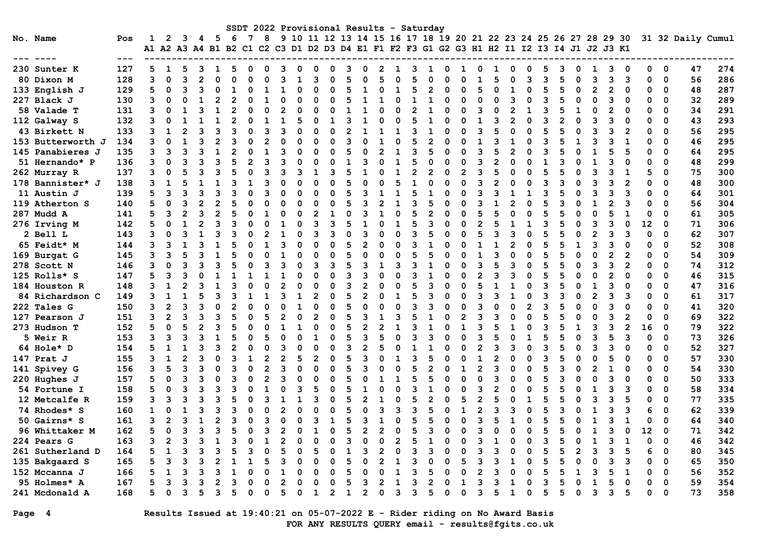# SSDT 2022 Provisional Results - Saturday

| No. | Name | Pos | 1 A1 | 2 A2 | 3 A3 | 4 A4 | 5 B1 | 6 B2 | 7 C1 | 8 C2 | 9 C3 | 10 D1 | 11 D2 | 12 D3 | 13 D4 | 14 E1 | 15 F1 | 16 F2 | 17 F3 | 18 G1 | 19 G2 | 20 G3 | 21 H1 | 22 H2 | 23 I1 | 24 I2 | 25 I3 | 26 I4 | 27 J1 | 28 J2 | 29 J3 | 30 K1 | 31 | 32 | Daily | Cumul |
|---|---|---|---|---|---|---|---|---|---|---|---|---|---|---|---|---|---|---|---|---|---|---|---|---|---|---|---|---|---|---|---|---|---|---|---|---|
| 230 | Sunter K | 127 | 5 | 1 | 5 | 3 | 1 | 5 | 0 | 0 | 3 | 0 | 0 | 0 | 3 | 0 | 2 | 1 | 3 | 1 | 0 | 1 | 0 | 1 | 0 | 0 | 5 | 3 | 0 | 1 | 3 | 0 | 0 | 0 | 47 | 274 |
| 80 | Dixon M | 128 | 3 | 0 | 3 | 2 | 0 | 0 | 0 | 0 | 3 | 1 | 3 | 0 | 5 | 0 | 5 | 0 | 5 | 0 | 0 | 0 | 1 | 5 | 0 | 3 | 3 | 5 | 0 | 3 | 3 | 3 | 0 | 0 | 56 | 286 |
| 133 | English J | 129 | 5 | 0 | 3 | 3 | 0 | 1 | 0 | 1 | 1 | 0 | 0 | 0 | 5 | 1 | 0 | 1 | 5 | 2 | 0 | 0 | 5 | 0 | 1 | 0 | 5 | 5 | 0 | 2 | 2 | 0 | 0 | 0 | 48 | 287 |
| 227 | Black J | 130 | 3 | 0 | 0 | 1 | 2 | 2 | 0 | 1 | 0 | 0 | 0 | 0 | 5 | 1 | 1 | 0 | 1 | 1 | 0 | 0 | 0 | 0 | 3 | 0 | 3 | 5 | 0 | 0 | 3 | 0 | 0 | 0 | 32 | 289 |
| 58 | Valade T | 131 | 3 | 0 | 1 | 3 | 1 | 2 | 0 | 0 | 2 | 0 | 0 | 0 | 1 | 1 | 0 | 0 | 2 | 1 | 0 | 0 | 3 | 0 | 2 | 1 | 3 | 5 | 1 | 0 | 2 | 0 | 0 | 0 | 34 | 291 |
| 112 | Galway S | 132 | 3 | 0 | 1 | 1 | 1 | 2 | 0 | 1 | 1 | 5 | 0 | 1 | 3 | 1 | 0 | 0 | 5 | 1 | 0 | 0 | 1 | 3 | 2 | 0 | 3 | 2 | 0 | 3 | 3 | 0 | 0 | 0 | 43 | 293 |
| 43 | Birkett N | 133 | 3 | 1 | 2 | 3 | 3 | 3 | 0 | 3 | 3 | 0 | 0 | 0 | 2 | 1 | 1 | 1 | 3 | 1 | 0 | 0 | 3 | 5 | 0 | 0 | 5 | 5 | 0 | 3 | 3 | 2 | 0 | 0 | 56 | 295 |
| 153 | Butterworth J | 134 | 3 | 0 | 1 | 3 | 2 | 3 | 0 | 2 | 0 | 0 | 0 | 0 | 3 | 0 | 1 | 0 | 5 | 2 | 0 | 0 | 1 | 3 | 1 | 0 | 3 | 5 | 1 | 3 | 3 | 1 | 0 | 0 | 46 | 295 |
| 145 | Panabieres J | 135 | 3 | 3 | 3 | 3 | 1 | 2 | 0 | 1 | 3 | 0 | 0 | 0 | 5 | 0 | 2 | 1 | 3 | 5 | 0 | 0 | 3 | 5 | 2 | 0 | 3 | 5 | 0 | 1 | 5 | 5 | 0 | 0 | 64 | 295 |
| 51 | Hernando* P | 136 | 3 | 0 | 3 | 3 | 3 | 5 | 2 | 3 | 3 | 0 | 0 | 0 | 1 | 3 | 0 | 1 | 5 | 0 | 0 | 0 | 3 | 2 | 0 | 0 | 1 | 3 | 0 | 1 | 3 | 0 | 0 | 0 | 48 | 299 |
| 262 | Murray R | 137 | 3 | 0 | 5 | 3 | 3 | 5 | 0 | 3 | 3 | 3 | 1 | 3 | 5 | 1 | 0 | 1 | 2 | 2 | 0 | 2 | 3 | 5 | 0 | 0 | 5 | 5 | 0 | 3 | 3 | 1 | 5 | 0 | 75 | 300 |
| 178 | Bannister* J | 138 | 3 | 1 | 5 | 1 | 1 | 3 | 1 | 3 | 0 | 0 | 0 | 0 | 5 | 0 | 0 | 5 | 1 | 0 | 0 | 0 | 3 | 2 | 0 | 0 | 3 | 3 | 0 | 3 | 3 | 2 | 0 | 0 | 48 | 300 |
| 11 | Austin J | 139 | 5 | 3 | 3 | 3 | 3 | 3 | 0 | 3 | 0 | 0 | 0 | 0 | 5 | 3 | 1 | 1 | 5 | 1 | 0 | 0 | 3 | 3 | 1 | 1 | 3 | 5 | 0 | 3 | 3 | 3 | 0 | 0 | 64 | 301 |
| 119 | Atherton S | 140 | 5 | 0 | 3 | 2 | 2 | 5 | 0 | 0 | 0 | 0 | 0 | 0 | 5 | 3 | 2 | 1 | 3 | 5 | 0 | 0 | 3 | 1 | 2 | 0 | 5 | 3 | 0 | 1 | 2 | 3 | 0 | 0 | 56 | 304 |
| 287 | Mudd A | 141 | 5 | 3 | 2 | 3 | 2 | 5 | 0 | 1 | 0 | 0 | 2 | 1 | 0 | 3 | 1 | 0 | 5 | 2 | 0 | 0 | 5 | 5 | 0 | 0 | 5 | 5 | 0 | 0 | 5 | 1 | 0 | 0 | 61 | 305 |
| 276 | Irving M | 142 | 5 | 0 | 1 | 2 | 3 | 3 | 0 | 0 | 1 | 0 | 3 | 3 | 5 | 1 | 0 | 1 | 5 | 3 | 0 | 0 | 2 | 5 | 1 | 1 | 3 | 5 | 0 | 3 | 3 | 0 | 12 | 0 | 71 | 306 |
| 2 | Bell L | 143 | 3 | 0 | 3 | 1 | 3 | 3 | 0 | 2 | 1 | 0 | 3 | 3 | 0 | 3 | 0 | 0 | 3 | 5 | 0 | 0 | 5 | 3 | 3 | 0 | 5 | 5 | 0 | 2 | 3 | 3 | 0 | 0 | 62 | 307 |
| 65 | Feidt* M | 144 | 3 | 3 | 1 | 3 | 1 | 5 | 0 | 1 | 3 | 0 | 0 | 0 | 5 | 2 | 0 | 0 | 3 | 1 | 0 | 0 | 1 | 1 | 2 | 0 | 5 | 5 | 1 | 3 | 3 | 0 | 0 | 0 | 52 | 308 |
| 169 | Burgat G | 145 | 3 | 3 | 5 | 3 | 1 | 5 | 0 | 0 | 1 | 0 | 0 | 0 | 5 | 0 | 0 | 0 | 5 | 5 | 0 | 0 | 1 | 3 | 0 | 0 | 5 | 5 | 0 | 0 | 2 | 2 | 0 | 0 | 54 | 309 |
| 278 | Scott N | 146 | 3 | 0 | 3 | 3 | 3 | 5 | 0 | 3 | 3 | 0 | 3 | 3 | 5 | 3 | 1 | 3 | 3 | 1 | 0 | 0 | 3 | 5 | 3 | 0 | 5 | 5 | 0 | 3 | 3 | 2 | 0 | 0 | 74 | 312 |
| 125 | Rolls* S | 147 | 5 | 3 | 3 | 0 | 1 | 1 | 1 | 1 | 1 | 0 | 0 | 0 | 3 | 3 | 0 | 0 | 3 | 1 | 0 | 0 | 2 | 3 | 3 | 0 | 5 | 5 | 0 | 0 | 2 | 0 | 0 | 0 | 46 | 315 |
| 184 | Houston R | 148 | 3 | 1 | 2 | 3 | 1 | 3 | 0 | 0 | 2 | 0 | 0 | 0 | 3 | 2 | 0 | 0 | 5 | 3 | 0 | 0 | 5 | 1 | 1 | 0 | 3 | 5 | 0 | 1 | 3 | 0 | 0 | 0 | 47 | 316 |
| 84 | Richardson C | 149 | 3 | 1 | 1 | 5 | 3 | 3 | 1 | 1 | 3 | 1 | 2 | 0 | 5 | 2 | 0 | 1 | 5 | 3 | 0 | 0 | 3 | 3 | 1 | 0 | 3 | 3 | 0 | 2 | 3 | 3 | 0 | 0 | 61 | 317 |
| 222 | Tales G | 150 | 3 | 2 | 3 | 3 | 0 | 2 | 0 | 0 | 0 | 1 | 0 | 0 | 5 | 0 | 0 | 0 | 3 | 3 | 0 | 0 | 3 | 0 | 0 | 2 | 3 | 5 | 0 | 0 | 3 | 0 | 0 | 0 | 41 | 320 |
| 127 | Pearson J | 151 | 3 | 2 | 3 | 3 | 5 | 5 | 0 | 5 | 2 | 0 | 2 | 0 | 5 | 3 | 1 | 3 | 5 | 1 | 0 | 2 | 3 | 3 | 0 | 0 | 5 | 5 | 0 | 0 | 3 | 2 | 0 | 0 | 69 | 322 |
| 273 | Hudson T | 152 | 5 | 0 | 5 | 2 | 3 | 5 | 0 | 0 | 1 | 1 | 0 | 0 | 5 | 2 | 2 | 1 | 3 | 1 | 0 | 1 | 3 | 5 | 1 | 0 | 3 | 5 | 1 | 3 | 3 | 2 | 16 | 0 | 79 | 322 |
| 5 | Weir R | 153 | 3 | 3 | 3 | 3 | 1 | 5 | 0 | 5 | 0 | 0 | 1 | 0 | 5 | 3 | 5 | 0 | 3 | 3 | 0 | 0 | 3 | 5 | 0 | 1 | 5 | 5 | 0 | 3 | 5 | 3 | 0 | 0 | 73 | 326 |
| 64 | Hole* D | 154 | 5 | 1 | 1 | 3 | 3 | 2 | 0 | 0 | 3 | 0 | 0 | 0 | 3 | 2 | 5 | 0 | 1 | 1 | 0 | 0 | 2 | 3 | 3 | 0 | 3 | 5 | 0 | 3 | 3 | 0 | 0 | 0 | 52 | 327 |
| 147 | Prat J | 155 | 3 | 1 | 2 | 3 | 0 | 3 | 1 | 2 | 2 | 5 | 2 | 0 | 5 | 3 | 0 | 1 | 3 | 5 | 0 | 0 | 1 | 2 | 0 | 0 | 3 | 5 | 0 | 0 | 5 | 0 | 0 | 0 | 57 | 330 |
| 141 | Spivey G | 156 | 3 | 5 | 3 | 3 | 0 | 3 | 0 | 2 | 3 | 0 | 0 | 0 | 5 | 3 | 0 | 0 | 5 | 2 | 0 | 1 | 2 | 3 | 0 | 0 | 5 | 3 | 0 | 2 | 1 | 0 | 0 | 0 | 54 | 330 |
| 220 | Hughes J | 157 | 5 | 0 | 3 | 3 | 0 | 3 | 0 | 2 | 3 | 0 | 0 | 0 | 5 | 0 | 1 | 1 | 5 | 5 | 0 | 0 | 0 | 3 | 0 | 0 | 5 | 3 | 0 | 0 | 3 | 0 | 0 | 0 | 50 | 333 |
| 54 | Fortune I | 158 | 5 | 0 | 3 | 3 | 3 | 3 | 0 | 1 | 0 | 3 | 5 | 0 | 5 | 1 | 0 | 0 | 3 | 1 | 0 | 0 | 3 | 2 | 0 | 0 | 5 | 5 | 0 | 1 | 3 | 3 | 0 | 0 | 58 | 334 |
| 12 | Metcalfe R | 159 | 3 | 3 | 3 | 3 | 3 | 5 | 0 | 3 | 1 | 1 | 3 | 0 | 5 | 2 | 1 | 0 | 5 | 2 | 0 | 5 | 2 | 5 | 0 | 1 | 5 | 5 | 0 | 3 | 3 | 5 | 0 | 0 | 77 | 335 |
| 74 | Rhodes* S | 160 | 1 | 0 | 1 | 3 | 3 | 3 | 0 | 0 | 2 | 0 | 0 | 0 | 5 | 0 | 3 | 3 | 3 | 5 | 0 | 1 | 2 | 3 | 3 | 0 | 5 | 3 | 0 | 1 | 3 | 3 | 6 | 0 | 62 | 339 |
| 50 | Gairns* S | 161 | 3 | 2 | 3 | 1 | 2 | 3 | 0 | 3 | 0 | 0 | 3 | 1 | 5 | 3 | 1 | 0 | 5 | 5 | 0 | 0 | 3 | 5 | 1 | 0 | 5 | 5 | 0 | 1 | 3 | 1 | 0 | 0 | 64 | 340 |
| 96 | Whittaker M | 162 | 5 | 0 | 3 | 3 | 3 | 5 | 0 | 3 | 2 | 0 | 1 | 0 | 5 | 2 | 2 | 0 | 5 | 3 | 0 | 0 | 3 | 0 | 0 | 0 | 5 | 5 | 0 | 1 | 3 | 0 | 12 | 0 | 71 | 342 |
| 224 | Pears G | 163 | 3 | 2 | 3 | 3 | 1 | 3 | 0 | 1 | 2 | 0 | 0 | 0 | 3 | 0 | 0 | 2 | 5 | 1 | 0 | 0 | 3 | 1 | 0 | 0 | 3 | 5 | 0 | 1 | 3 | 1 | 0 | 0 | 46 | 342 |
| 261 | Sutherland D | 164 | 5 | 1 | 3 | 3 | 3 | 5 | 3 | 0 | 5 | 0 | 5 | 0 | 1 | 3 | 2 | 0 | 3 | 3 | 0 | 0 | 3 | 3 | 0 | 0 | 5 | 5 | 2 | 3 | 3 | 5 | 6 | 0 | 80 | 345 |
| 135 | Bakgaard S | 165 | 5 | 3 | 3 | 3 | 2 | 1 | 1 | 5 | 3 | 0 | 0 | 0 | 5 | 0 | 2 | 1 | 3 | 0 | 0 | 5 | 3 | 3 | 1 | 0 | 5 | 5 | 0 | 0 | 3 | 3 | 0 | 0 | 65 | 350 |
| 152 | Mccanna J | 166 | 5 | 1 | 3 | 3 | 3 | 1 | 0 | 0 | 1 | 0 | 0 | 0 | 5 | 0 | 0 | 1 | 3 | 5 | 0 | 0 | 2 | 3 | 0 | 0 | 5 | 5 | 1 | 3 | 5 | 1 | 0 | 0 | 56 | 352 |
| 95 | Holmes* A | 167 | 5 | 3 | 3 | 3 | 2 | 3 | 0 | 0 | 2 | 0 | 0 | 0 | 5 | 3 | 2 | 1 | 3 | 2 | 0 | 1 | 3 | 3 | 1 | 0 | 3 | 5 | 0 | 1 | 5 | 0 | 0 | 0 | 59 | 354 |
| 241 | Mcdonald A | 168 | 5 | 0 | 3 | 5 | 3 | 5 | 0 | 0 | 5 | 0 | 1 | 2 | 1 | 2 | 0 | 3 | 3 | 5 | 0 | 0 | 3 | 5 | 1 | 0 | 5 | 5 | 0 | 3 | 3 | 5 | 0 | 0 | 73 | 358 |

Results Issued at 19:40:21 on 05-07-2022 E - Rider riding on No Award Basis

FOR ANY RESULTS QUERY email - results@fgits.co.uk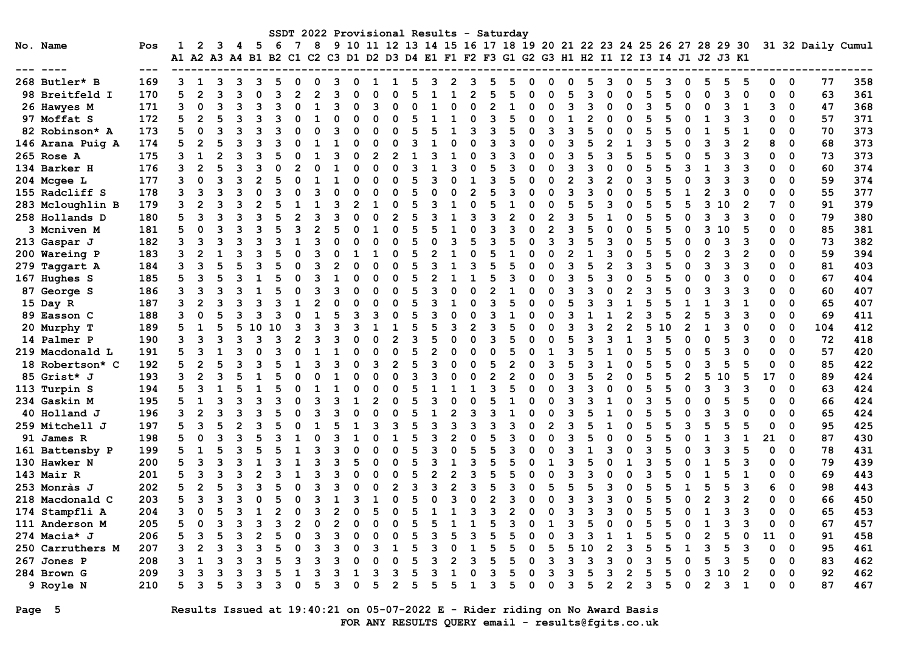# SSDT 2022 Provisional Results - Saturday

| No. | Name | Pos | 1 A1 | 2 A2 | 3 A3 | 4 A4 | 5 B1 | 6 B2 | 7 C1 | 8 C2 | 9 C3 | 10 D1 | 11 D2 | 12 D3 | 13 D4 | 14 E1 | 15 F1 | 16 F2 | 17 F3 | 18 G1 | 19 G2 | 20 G3 | 21 H1 | 22 H2 | 23 I1 | 24 I2 | 25 I3 | 26 I4 | 27 J1 | 28 J2 | 29 J3 | 30 K1 | 31 | 32 | Daily | Cumul |
|---|---|---|---|---|---|---|---|---|---|---|---|---|---|---|---|---|---|---|---|---|---|---|---|---|---|---|---|---|---|---|---|---|---|---|---|---|
| 268 | Butler* B | 169 | 3 | 1 | 3 | 3 | 3 | 5 | 0 | 0 | 3 | 0 | 1 | 1 | 5 | 3 | 2 | 3 | 5 | 5 | 0 | 0 | 0 | 5 | 3 | 0 | 5 | 3 | 0 | 5 | 5 | 5 | 0 | 0 | 77 | 358 |
| 98 | Breitfeld I | 170 | 5 | 2 | 3 | 3 | 0 | 3 | 2 | 2 | 3 | 0 | 0 | 0 | 5 | 1 | 1 | 2 | 5 | 5 | 0 | 0 | 5 | 3 | 0 | 0 | 5 | 5 | 0 | 0 | 3 | 0 | 0 | 0 | 63 | 361 |
| 26 | Hawyes M | 171 | 3 | 0 | 3 | 3 | 3 | 3 | 0 | 1 | 3 | 0 | 3 | 0 | 0 | 1 | 0 | 0 | 2 | 1 | 0 | 0 | 3 | 3 | 0 | 0 | 3 | 5 | 0 | 0 | 3 | 1 | 3 | 0 | 47 | 368 |
| 97 | Moffat S | 172 | 5 | 2 | 5 | 3 | 3 | 3 | 0 | 1 | 0 | 0 | 0 | 0 | 5 | 1 | 1 | 0 | 3 | 5 | 0 | 0 | 1 | 2 | 0 | 0 | 5 | 5 | 0 | 1 | 3 | 3 | 0 | 0 | 57 | 371 |
| 82 | Robinson* A | 173 | 5 | 0 | 3 | 3 | 3 | 3 | 0 | 0 | 3 | 0 | 0 | 0 | 5 | 5 | 1 | 3 | 3 | 5 | 0 | 3 | 3 | 5 | 0 | 0 | 5 | 5 | 0 | 1 | 5 | 1 | 0 | 0 | 70 | 373 |
| 146 | Arana Puig A | 174 | 5 | 2 | 5 | 3 | 3 | 3 | 0 | 1 | 1 | 0 | 0 | 0 | 3 | 1 | 0 | 0 | 3 | 3 | 0 | 0 | 3 | 5 | 2 | 1 | 3 | 5 | 0 | 3 | 3 | 2 | 8 | 0 | 68 | 373 |
| 265 | Rose A | 175 | 3 | 1 | 2 | 3 | 3 | 5 | 0 | 1 | 3 | 0 | 2 | 2 | 1 | 3 | 1 | 0 | 3 | 3 | 0 | 0 | 3 | 5 | 3 | 5 | 5 | 5 | 0 | 5 | 3 | 3 | 0 | 0 | 73 | 373 |
| 134 | Barker H | 176 | 3 | 2 | 5 | 3 | 3 | 0 | 2 | 0 | 1 | 0 | 0 | 0 | 3 | 1 | 3 | 0 | 5 | 3 | 0 | 0 | 3 | 3 | 0 | 0 | 5 | 5 | 3 | 1 | 3 | 3 | 0 | 0 | 60 | 374 |
| 204 | Mcgee L | 177 | 3 | 0 | 3 | 3 | 2 | 5 | 0 | 1 | 1 | 0 | 0 | 0 | 5 | 3 | 0 | 1 | 3 | 5 | 0 | 0 | 2 | 3 | 2 | 0 | 3 | 5 | 0 | 3 | 3 | 3 | 0 | 0 | 59 | 374 |
| 155 | Radcliff S | 178 | 3 | 3 | 3 | 3 | 0 | 3 | 0 | 3 | 0 | 0 | 0 | 0 | 5 | 0 | 0 | 2 | 5 | 3 | 0 | 0 | 3 | 3 | 0 | 0 | 5 | 5 | 1 | 2 | 3 | 0 | 0 | 0 | 55 | 377 |
| 283 | Mcloughlin B | 179 | 3 | 2 | 3 | 3 | 2 | 5 | 1 | 1 | 3 | 2 | 1 | 0 | 5 | 3 | 1 | 0 | 5 | 1 | 0 | 0 | 5 | 5 | 3 | 0 | 5 | 5 | 5 | 3 | 10 | 2 | 7 | 0 | 91 | 379 |
| 258 | Hollands D | 180 | 5 | 3 | 3 | 3 | 3 | 5 | 2 | 3 | 3 | 0 | 0 | 2 | 5 | 3 | 1 | 3 | 3 | 2 | 0 | 2 | 3 | 5 | 1 | 0 | 5 | 5 | 0 | 3 | 3 | 3 | 0 | 0 | 79 | 380 |
| 3 | Mcniven M | 181 | 5 | 0 | 3 | 3 | 3 | 5 | 3 | 2 | 5 | 0 | 1 | 0 | 5 | 5 | 1 | 0 | 3 | 3 | 0 | 2 | 3 | 5 | 0 | 0 | 5 | 5 | 0 | 3 | 10 | 5 | 0 | 0 | 85 | 381 |
| 213 | Gaspar J | 182 | 3 | 3 | 3 | 3 | 3 | 3 | 1 | 3 | 0 | 0 | 0 | 0 | 5 | 0 | 3 | 5 | 3 | 5 | 0 | 3 | 3 | 5 | 3 | 0 | 5 | 5 | 0 | 0 | 3 | 3 | 0 | 0 | 73 | 382 |
| 200 | Wareing P | 183 | 3 | 2 | 1 | 3 | 3 | 5 | 0 | 3 | 0 | 1 | 1 | 0 | 5 | 2 | 1 | 0 | 5 | 1 | 0 | 0 | 2 | 1 | 3 | 0 | 5 | 5 | 0 | 2 | 3 | 2 | 0 | 0 | 59 | 394 |
| 279 | Taggart A | 184 | 3 | 3 | 5 | 5 | 3 | 5 | 0 | 3 | 2 | 0 | 0 | 0 | 5 | 3 | 1 | 3 | 5 | 5 | 0 | 0 | 3 | 5 | 2 | 3 | 3 | 5 | 0 | 3 | 3 | 3 | 0 | 0 | 81 | 403 |
| 167 | Hughes S | 185 | 5 | 3 | 5 | 3 | 1 | 5 | 0 | 3 | 1 | 0 | 0 | 0 | 5 | 2 | 1 | 1 | 5 | 3 | 0 | 0 | 3 | 5 | 3 | 0 | 5 | 5 | 0 | 0 | 3 | 0 | 0 | 0 | 67 | 404 |
| 87 | George S | 186 | 3 | 3 | 3 | 3 | 1 | 5 | 0 | 3 | 3 | 0 | 0 | 0 | 5 | 3 | 0 | 0 | 2 | 1 | 0 | 0 | 3 | 3 | 0 | 2 | 3 | 5 | 0 | 3 | 3 | 3 | 0 | 0 | 60 | 407 |
| 15 | Day R | 187 | 3 | 2 | 3 | 3 | 3 | 3 | 1 | 2 | 0 | 0 | 0 | 0 | 5 | 3 | 1 | 0 | 3 | 5 | 0 | 0 | 5 | 3 | 3 | 1 | 5 | 5 | 1 | 1 | 3 | 1 | 0 | 0 | 65 | 407 |
| 89 | Easson C | 188 | 3 | 0 | 5 | 3 | 3 | 3 | 0 | 1 | 5 | 3 | 3 | 0 | 5 | 3 | 0 | 0 | 3 | 1 | 0 | 0 | 3 | 1 | 1 | 2 | 3 | 5 | 2 | 5 | 3 | 3 | 0 | 0 | 69 | 411 |
| 20 | Murphy T | 189 | 5 | 1 | 5 | 5 | 10 | 10 | 3 | 3 | 3 | 3 | 1 | 1 | 5 | 5 | 3 | 2 | 3 | 5 | 0 | 0 | 3 | 3 | 2 | 2 | 5 | 10 | 2 | 1 | 3 | 0 | 0 | 0 | 104 | 412 |
| 14 | Palmer P | 190 | 3 | 3 | 3 | 3 | 3 | 3 | 2 | 3 | 3 | 0 | 0 | 2 | 3 | 5 | 0 | 0 | 3 | 5 | 0 | 0 | 5 | 3 | 3 | 1 | 3 | 5 | 0 | 0 | 5 | 3 | 0 | 0 | 72 | 418 |
| 219 | Macdonald L | 191 | 5 | 3 | 1 | 3 | 0 | 3 | 0 | 1 | 1 | 0 | 0 | 0 | 5 | 2 | 0 | 0 | 0 | 5 | 0 | 1 | 3 | 5 | 1 | 0 | 5 | 5 | 0 | 5 | 3 | 0 | 0 | 0 | 57 | 420 |
| 18 | Robertson* C | 192 | 5 | 2 | 5 | 3 | 3 | 5 | 1 | 3 | 3 | 0 | 3 | 2 | 5 | 3 | 0 | 0 | 5 | 2 | 0 | 3 | 5 | 3 | 1 | 0 | 5 | 5 | 0 | 3 | 5 | 5 | 0 | 0 | 85 | 422 |
| 85 | Grist* J | 193 | 3 | 2 | 3 | 5 | 1 | 5 | 0 | 0 | 1 | 0 | 0 | 0 | 3 | 3 | 0 | 0 | 2 | 2 | 0 | 0 | 3 | 5 | 2 | 0 | 5 | 5 | 2 | 5 | 10 | 5 | 17 | 0 | 89 | 424 |
| 113 | Turpin S | 194 | 5 | 3 | 1 | 5 | 1 | 5 | 0 | 1 | 1 | 0 | 0 | 0 | 5 | 1 | 1 | 1 | 3 | 5 | 0 | 0 | 3 | 3 | 0 | 0 | 5 | 5 | 0 | 3 | 3 | 3 | 0 | 0 | 63 | 424 |
| 234 | Gaskin M | 195 | 5 | 1 | 3 | 3 | 3 | 3 | 0 | 3 | 3 | 1 | 2 | 0 | 5 | 3 | 0 | 0 | 5 | 1 | 0 | 0 | 3 | 3 | 1 | 0 | 3 | 5 | 0 | 0 | 5 | 5 | 0 | 0 | 66 | 424 |
| 40 | Holland J | 196 | 3 | 2 | 3 | 3 | 3 | 5 | 0 | 3 | 3 | 0 | 0 | 0 | 5 | 1 | 2 | 3 | 3 | 1 | 0 | 0 | 3 | 5 | 1 | 0 | 5 | 5 | 0 | 3 | 3 | 0 | 0 | 0 | 65 | 424 |
| 259 | Mitchell J | 197 | 5 | 3 | 5 | 2 | 3 | 5 | 0 | 1 | 5 | 1 | 3 | 3 | 5 | 3 | 3 | 3 | 3 | 3 | 0 | 2 | 3 | 5 | 1 | 0 | 5 | 5 | 3 | 5 | 5 | 5 | 0 | 0 | 95 | 425 |
| 91 | James R | 198 | 5 | 0 | 3 | 3 | 5 | 3 | 1 | 0 | 3 | 1 | 0 | 1 | 5 | 3 | 2 | 0 | 5 | 3 | 0 | 0 | 3 | 5 | 0 | 0 | 5 | 5 | 0 | 1 | 3 | 1 | 21 | 0 | 87 | 430 |
| 161 | Battensby P | 199 | 5 | 1 | 5 | 3 | 5 | 5 | 1 | 3 | 3 | 0 | 0 | 0 | 5 | 3 | 0 | 5 | 5 | 3 | 0 | 0 | 3 | 1 | 3 | 0 | 3 | 5 | 0 | 3 | 3 | 5 | 0 | 0 | 78 | 431 |
| 130 | Hawker N | 200 | 5 | 3 | 3 | 3 | 1 | 3 | 1 | 3 | 3 | 5 | 0 | 0 | 5 | 3 | 1 | 3 | 5 | 5 | 0 | 1 | 3 | 5 | 0 | 1 | 3 | 5 | 0 | 1 | 5 | 3 | 0 | 0 | 79 | 439 |
| 143 | Mair R | 201 | 5 | 3 | 3 | 3 | 2 | 3 | 1 | 3 | 3 | 0 | 0 | 0 | 5 | 2 | 2 | 3 | 5 | 5 | 0 | 0 | 3 | 3 | 0 | 0 | 3 | 5 | 0 | 1 | 5 | 1 | 0 | 0 | 69 | 443 |
| 253 | Monràs J | 202 | 5 | 2 | 5 | 3 | 3 | 5 | 0 | 3 | 3 | 0 | 0 | 2 | 3 | 3 | 2 | 3 | 5 | 3 | 0 | 5 | 5 | 5 | 3 | 0 | 5 | 5 | 1 | 5 | 5 | 3 | 6 | 0 | 98 | 443 |
| 218 | Macdonald C | 203 | 5 | 3 | 3 | 3 | 0 | 5 | 0 | 3 | 1 | 3 | 1 | 0 | 5 | 0 | 3 | 0 | 2 | 3 | 0 | 0 | 3 | 3 | 3 | 0 | 5 | 5 | 0 | 2 | 3 | 2 | 0 | 0 | 66 | 450 |
| 174 | Stampfli A | 204 | 3 | 0 | 5 | 3 | 1 | 2 | 0 | 3 | 2 | 0 | 5 | 0 | 5 | 1 | 1 | 3 | 3 | 2 | 0 | 0 | 3 | 3 | 3 | 0 | 5 | 5 | 0 | 1 | 3 | 3 | 0 | 0 | 65 | 453 |
| 111 | Anderson M | 205 | 5 | 0 | 3 | 3 | 3 | 3 | 2 | 0 | 2 | 0 | 0 | 0 | 5 | 5 | 1 | 1 | 5 | 3 | 0 | 1 | 3 | 5 | 0 | 0 | 5 | 5 | 0 | 1 | 3 | 3 | 0 | 0 | 67 | 457 |
| 274 | Macia* J | 206 | 5 | 3 | 5 | 3 | 2 | 5 | 0 | 3 | 3 | 0 | 0 | 0 | 5 | 3 | 5 | 3 | 5 | 5 | 0 | 0 | 3 | 3 | 1 | 1 | 5 | 5 | 0 | 2 | 5 | 0 | 11 | 0 | 91 | 458 |
| 250 | Carruthers M | 207 | 3 | 2 | 3 | 3 | 3 | 5 | 0 | 3 | 3 | 0 | 3 | 1 | 5 | 3 | 0 | 1 | 5 | 5 | 0 | 5 | 5 | 10 | 2 | 3 | 5 | 5 | 1 | 3 | 5 | 3 | 0 | 0 | 95 | 461 |
| 267 | Jones P | 208 | 3 | 1 | 3 | 3 | 3 | 5 | 3 | 3 | 3 | 0 | 0 | 0 | 5 | 3 | 2 | 3 | 5 | 5 | 0 | 3 | 3 | 3 | 3 | 0 | 3 | 5 | 0 | 5 | 3 | 5 | 0 | 0 | 83 | 462 |
| 284 | Brown G | 209 | 3 | 3 | 3 | 3 | 3 | 5 | 1 | 3 | 3 | 1 | 3 | 3 | 5 | 3 | 1 | 0 | 3 | 5 | 0 | 3 | 3 | 5 | 3 | 2 | 5 | 5 | 0 | 3 | 10 | 2 | 0 | 0 | 92 | 462 |
| 9 | Royle N | 210 | 5 | 3 | 5 | 3 | 3 | 3 | 0 | 5 | 3 | 0 | 5 | 2 | 5 | 5 | 5 | 1 | 3 | 5 | 0 | 0 | 3 | 5 | 2 | 2 | 3 | 5 | 0 | 2 | 3 | 1 | 0 | 0 | 87 | 467 |

Results Issued at 19:40:21 on 05-07-2022 E - Rider riding on No Award Basis

FOR ANY RESULTS QUERY email - results@fgits.co.uk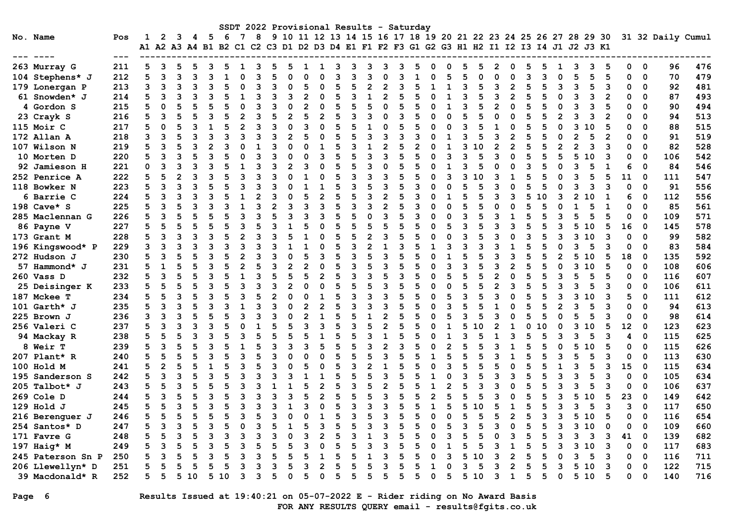# SSDT 2022 Provisional Results - Saturday

| No. | Name | Pos | 1 A1 | 2 A2 | 3 A3 | 4 A4 | 5 B1 | 6 B2 | 7 C1 | 8 C2 | 9 C3 | 10 D1 | 11 D2 | 12 D3 | 13 D4 | 14 E1 | 15 F1 | 16 F2 | 17 F3 | 18 G1 | 19 G2 | 20 G3 | 21 H1 | 22 H2 | 23 I1 | 24 I2 | 25 I3 | 26 I4 | 27 J1 | 28 J2 | 29 J3 | 30 K1 | 31 | 32 | Daily | Cumul |
|---|---|---|---|---|---|---|---|---|---|---|---|---|---|---|---|---|---|---|---|---|---|---|---|---|---|---|---|---|---|---|---|---|---|---|---|---|
| 263 | Murray G | 211 | 5 | 3 | 5 | 5 | 3 | 5 | 1 | 3 | 5 | 5 | 1 | 1 | 3 | 3 | 3 | 3 | 3 | 5 | 0 | 0 | 5 | 5 | 2 | 0 | 5 | 5 | 1 | 3 | 3 | 5 | 0 | 0 | 96 | 476 |
| 104 | Stephens* J | 212 | 5 | 3 | 3 | 3 | 3 | 1 | 0 | 3 | 5 | 0 | 0 | 0 | 3 | 3 | 3 | 0 | 3 | 1 | 0 | 5 | 5 | 0 | 0 | 0 | 3 | 3 | 0 | 5 | 5 | 5 | 0 | 0 | 70 | 479 |
| 179 | Lonergan P | 213 | 3 | 3 | 3 | 3 | 3 | 5 | 0 | 3 | 3 | 0 | 5 | 0 | 5 | 5 | 2 | 2 | 3 | 5 | 1 | 1 | 3 | 5 | 3 | 2 | 5 | 5 | 3 | 3 | 5 | 3 | 0 | 0 | 92 | 481 |
| 61 | Snowden* J | 214 | 5 | 3 | 3 | 3 | 3 | 5 | 1 | 3 | 3 | 3 | 2 | 0 | 5 | 3 | 1 | 2 | 5 | 5 | 0 | 1 | 3 | 5 | 3 | 2 | 5 | 5 | 0 | 3 | 3 | 2 | 0 | 0 | 87 | 493 |
| 4 | Gordon S | 215 | 5 | 0 | 5 | 5 | 5 | 5 | 0 | 3 | 3 | 0 | 2 | 0 | 5 | 5 | 5 | 0 | 5 | 5 | 0 | 1 | 3 | 5 | 2 | 0 | 5 | 5 | 0 | 3 | 3 | 5 | 0 | 0 | 90 | 494 |
| 23 | Crayk S | 216 | 5 | 3 | 5 | 5 | 3 | 5 | 2 | 3 | 5 | 2 | 5 | 2 | 5 | 3 | 3 | 0 | 3 | 5 | 0 | 0 | 5 | 5 | 0 | 0 | 5 | 5 | 2 | 3 | 3 | 2 | 0 | 0 | 94 | 513 |
| 115 | Moir C | 217 | 5 | 0 | 5 | 3 | 1 | 5 | 2 | 3 | 3 | 0 | 3 | 0 | 5 | 5 | 1 | 0 | 5 | 5 | 0 | 0 | 3 | 5 | 1 | 0 | 5 | 5 | 0 | 3 | 10 | 5 | 0 | 0 | 88 | 515 |
| 172 | Allan A | 218 | 3 | 3 | 5 | 3 | 3 | 3 | 3 | 3 | 3 | 2 | 5 | 0 | 5 | 5 | 3 | 3 | 3 | 3 | 0 | 1 | 3 | 5 | 3 | 2 | 5 | 5 | 0 | 2 | 5 | 2 | 0 | 0 | 91 | 519 |
| 107 | Wilson N | 219 | 5 | 3 | 5 | 3 | 2 | 3 | 0 | 1 | 3 | 0 | 0 | 1 | 5 | 3 | 1 | 2 | 5 | 2 | 0 | 1 | 3 | 10 | 2 | 2 | 5 | 5 | 2 | 2 | 3 | 3 | 0 | 0 | 82 | 528 |
| 10 | Morten D | 220 | 5 | 3 | 3 | 5 | 3 | 5 | 0 | 3 | 3 | 0 | 0 | 3 | 5 | 5 | 3 | 3 | 5 | 5 | 0 | 3 | 3 | 5 | 3 | 0 | 5 | 5 | 5 | 5 | 10 | 3 | 0 | 0 | 106 | 542 |
| 92 | Jamieson H | 221 | 0 | 3 | 3 | 3 | 3 | 5 | 1 | 3 | 3 | 2 | 3 | 0 | 5 | 5 | 3 | 0 | 5 | 5 | 0 | 1 | 3 | 5 | 0 | 0 | 3 | 5 | 0 | 3 | 5 | 1 | 6 | 0 | 84 | 546 |
| 252 | Penrice A | 222 | 5 | 5 | 2 | 3 | 3 | 5 | 3 | 3 | 3 | 0 | 1 | 0 | 5 | 3 | 3 | 3 | 5 | 5 | 0 | 3 | 3 | 10 | 3 | 1 | 5 | 5 | 0 | 3 | 5 | 5 | 11 | 0 | 111 | 547 |
| 118 | Bowker N | 223 | 5 | 3 | 3 | 3 | 5 | 5 | 3 | 3 | 3 | 0 | 1 | 1 | 5 | 3 | 5 | 3 | 5 | 3 | 0 | 0 | 5 | 5 | 3 | 0 | 5 | 5 | 0 | 3 | 3 | 3 | 0 | 0 | 91 | 556 |
| 6 | Barrie C | 224 | 5 | 3 | 3 | 3 | 3 | 5 | 1 | 2 | 3 | 0 | 5 | 2 | 5 | 5 | 3 | 2 | 5 | 3 | 0 | 1 | 5 | 5 | 3 | 3 | 5 | 10 | 3 | 2 | 10 | 1 | 6 | 0 | 112 | 556 |
| 198 | Cave* S | 225 | 5 | 3 | 5 | 3 | 3 | 3 | 1 | 3 | 2 | 3 | 3 | 3 | 5 | 3 | 3 | 2 | 5 | 3 | 0 | 0 | 5 | 5 | 0 | 0 | 5 | 5 | 0 | 1 | 5 | 1 | 0 | 0 | 85 | 561 |
| 285 | Maclennan G | 226 | 5 | 3 | 5 | 5 | 5 | 5 | 3 | 3 | 5 | 3 | 3 | 3 | 5 | 5 | 0 | 3 | 5 | 3 | 0 | 0 | 3 | 5 | 3 | 1 | 5 | 5 | 3 | 5 | 5 | 5 | 0 | 0 | 109 | 571 |
| 86 | Payne V | 227 | 5 | 5 | 5 | 5 | 5 | 5 | 3 | 5 | 3 | 1 | 5 | 0 | 5 | 5 | 5 | 5 | 5 | 5 | 0 | 5 | 3 | 5 | 3 | 3 | 5 | 5 | 3 | 5 | 10 | 5 | 16 | 0 | 145 | 578 |
| 173 | Grant M | 228 | 5 | 3 | 3 | 3 | 3 | 5 | 2 | 3 | 3 | 5 | 1 | 0 | 5 | 5 | 2 | 3 | 5 | 5 | 0 | 0 | 3 | 5 | 3 | 0 | 3 | 5 | 3 | 3 | 10 | 3 | 0 | 0 | 99 | 582 |
| 196 | Kingswood* P | 229 | 3 | 3 | 3 | 3 | 3 | 3 | 3 | 3 | 3 | 1 | 1 | 0 | 5 | 3 | 2 | 1 | 3 | 5 | 1 | 3 | 3 | 3 | 3 | 1 | 5 | 5 | 0 | 3 | 5 | 3 | 0 | 0 | 83 | 584 |
| 272 | Hudson J | 230 | 5 | 3 | 5 | 5 | 3 | 5 | 2 | 3 | 3 | 0 | 5 | 3 | 5 | 3 | 5 | 3 | 5 | 5 | 0 | 1 | 5 | 5 | 3 | 3 | 5 | 5 | 2 | 5 | 10 | 5 | 18 | 0 | 135 | 592 |
| 57 | Hammond* J | 231 | 5 | 1 | 5 | 5 | 3 | 5 | 2 | 5 | 3 | 2 | 2 | 0 | 5 | 3 | 5 | 3 | 5 | 5 | 0 | 3 | 3 | 5 | 3 | 2 | 5 | 5 | 0 | 3 | 10 | 5 | 0 | 0 | 108 | 606 |
| 260 | Vass D | 232 | 5 | 3 | 5 | 5 | 3 | 5 | 1 | 3 | 5 | 5 | 5 | 2 | 5 | 3 | 3 | 5 | 3 | 5 | 0 | 5 | 5 | 5 | 2 | 0 | 5 | 5 | 3 | 5 | 5 | 5 | 0 | 0 | 116 | 607 |
| 25 | Deisinger K | 233 | 5 | 5 | 5 | 5 | 3 | 5 | 3 | 3 | 3 | 2 | 0 | 0 | 5 | 5 | 5 | 3 | 5 | 5 | 0 | 0 | 5 | 5 | 2 | 3 | 5 | 5 | 3 | 3 | 5 | 3 | 0 | 0 | 106 | 611 |
| 187 | Mckee T | 234 | 5 | 5 | 3 | 5 | 3 | 5 | 3 | 5 | 2 | 0 | 0 | 1 | 5 | 3 | 3 | 3 | 5 | 5 | 0 | 5 | 3 | 5 | 3 | 0 | 5 | 5 | 3 | 3 | 10 | 3 | 5 | 0 | 111 | 612 |
| 101 | Garth* J | 235 | 5 | 3 | 3 | 5 | 3 | 3 | 1 | 3 | 3 | 0 | 2 | 2 | 5 | 3 | 3 | 3 | 5 | 5 | 0 | 3 | 5 | 5 | 1 | 0 | 5 | 5 | 2 | 3 | 5 | 3 | 0 | 0 | 94 | 613 |
| 225 | Brown J | 236 | 3 | 3 | 3 | 5 | 5 | 5 | 3 | 3 | 3 | 0 | 2 | 1 | 5 | 5 | 1 | 2 | 5 | 5 | 0 | 5 | 3 | 5 | 3 | 0 | 5 | 5 | 0 | 5 | 5 | 3 | 0 | 0 | 98 | 614 |
| 256 | Valeri C | 237 | 5 | 3 | 3 | 3 | 3 | 5 | 0 | 1 | 5 | 5 | 3 | 3 | 5 | 3 | 5 | 2 | 5 | 5 | 0 | 1 | 5 | 10 | 2 | 1 | 0 | 10 | 0 | 3 | 10 | 5 | 12 | 0 | 123 | 623 |
| 94 | Mackay R | 238 | 5 | 5 | 5 | 3 | 3 | 5 | 3 | 5 | 5 | 5 | 5 | 1 | 5 | 5 | 3 | 1 | 5 | 5 | 0 | 1 | 3 | 5 | 1 | 3 | 5 | 5 | 3 | 3 | 5 | 3 | 4 | 0 | 115 | 625 |
| 8 | Weir T | 239 | 5 | 3 | 5 | 5 | 3 | 5 | 1 | 5 | 3 | 3 | 3 | 5 | 5 | 5 | 3 | 2 | 3 | 5 | 0 | 2 | 5 | 5 | 3 | 1 | 5 | 5 | 0 | 5 | 10 | 5 | 0 | 0 | 115 | 626 |
| 207 | Plant* R | 240 | 5 | 5 | 5 | 5 | 3 | 5 | 3 | 5 | 3 | 0 | 0 | 0 | 5 | 5 | 5 | 3 | 5 | 5 | 1 | 5 | 5 | 5 | 3 | 1 | 5 | 5 | 3 | 5 | 5 | 3 | 0 | 0 | 113 | 630 |
| 100 | Hold M | 241 | 5 | 2 | 5 | 5 | 1 | 5 | 3 | 5 | 3 | 0 | 5 | 0 | 5 | 3 | 2 | 1 | 5 | 5 | 0 | 3 | 5 | 5 | 5 | 0 | 5 | 5 | 1 | 3 | 5 | 3 | 15 | 0 | 115 | 634 |
| 195 | Sanderson S | 242 | 5 | 3 | 3 | 5 | 3 | 5 | 3 | 3 | 3 | 3 | 1 | 1 | 5 | 5 | 5 | 3 | 5 | 5 | 1 | 0 | 3 | 5 | 3 | 3 | 5 | 5 | 3 | 3 | 5 | 3 | 0 | 0 | 105 | 634 |
| 205 | Talbot* J | 243 | 5 | 5 | 3 | 5 | 5 | 5 | 3 | 3 | 1 | 1 | 5 | 2 | 5 | 3 | 5 | 2 | 5 | 5 | 1 | 2 | 5 | 3 | 3 | 0 | 5 | 5 | 3 | 3 | 5 | 3 | 0 | 0 | 106 | 637 |
| 269 | Cole D | 244 | 5 | 3 | 5 | 5 | 3 | 5 | 3 | 3 | 3 | 3 | 5 | 2 | 5 | 5 | 5 | 3 | 5 | 5 | 2 | 5 | 5 | 5 | 3 | 0 | 5 | 5 | 3 | 5 | 10 | 5 | 23 | 0 | 149 | 642 |
| 129 | Hold J | 245 | 5 | 5 | 3 | 5 | 3 | 5 | 3 | 3 | 3 | 1 | 3 | 0 | 5 | 3 | 3 | 3 | 5 | 5 | 1 | 5 | 5 | 10 | 5 | 1 | 5 | 5 | 3 | 3 | 5 | 3 | 3 | 0 | 117 | 650 |
| 216 | Berenguer J | 246 | 5 | 5 | 5 | 5 | 5 | 5 | 3 | 5 | 3 | 0 | 0 | 1 | 5 | 3 | 5 | 3 | 5 | 5 | 0 | 0 | 5 | 5 | 5 | 2 | 5 | 3 | 3 | 5 | 10 | 5 | 0 | 0 | 116 | 654 |
| 254 | Santos* D | 247 | 5 | 3 | 3 | 5 | 3 | 5 | 0 | 3 | 5 | 1 | 5 | 3 | 5 | 5 | 3 | 3 | 5 | 5 | 0 | 5 | 3 | 5 | 3 | 0 | 5 | 5 | 3 | 3 | 10 | 0 | 0 | 0 | 109 | 660 |
| 171 | Favre G | 248 | 5 | 5 | 3 | 5 | 3 | 3 | 3 | 3 | 3 | 0 | 3 | 2 | 5 | 3 | 1 | 3 | 5 | 5 | 0 | 3 | 5 | 5 | 0 | 3 | 5 | 5 | 3 | 3 | 3 | 3 | 41 | 0 | 139 | 682 |
| 197 | Haig* M | 249 | 5 | 3 | 5 | 5 | 3 | 5 | 3 | 5 | 5 | 5 | 3 | 0 | 5 | 5 | 3 | 3 | 5 | 5 | 0 | 1 | 5 | 5 | 3 | 1 | 5 | 5 | 3 | 3 | 10 | 3 | 0 | 0 | 117 | 683 |
| 245 | Paterson Sn P | 250 | 5 | 3 | 5 | 5 | 3 | 5 | 3 | 3 | 5 | 5 | 5 | 1 | 5 | 5 | 1 | 3 | 5 | 5 | 0 | 3 | 5 | 10 | 3 | 2 | 5 | 5 | 0 | 3 | 5 | 3 | 0 | 0 | 116 | 711 |
| 206 | Llewellyn* D | 251 | 5 | 5 | 5 | 5 | 5 | 5 | 3 | 3 | 3 | 5 | 3 | 2 | 5 | 5 | 5 | 3 | 5 | 5 | 1 | 0 | 3 | 5 | 3 | 2 | 5 | 5 | 3 | 5 | 10 | 3 | 0 | 0 | 122 | 715 |
| 39 | Macdonald* R | 252 | 5 | 5 | 5 | 10 | 5 | 10 | 3 | 3 | 5 | 0 | 5 | 0 | 5 | 5 | 5 | 5 | 5 | 5 | 0 | 5 | 5 | 10 | 3 | 1 | 5 | 5 | 0 | 5 | 10 | 5 | 0 | 0 | 140 | 716 |

Results Issued at 19:40:21 on 05-07-2022 E - Rider riding on No Award Basis

FOR ANY RESULTS QUERY email - results@fgits.co.uk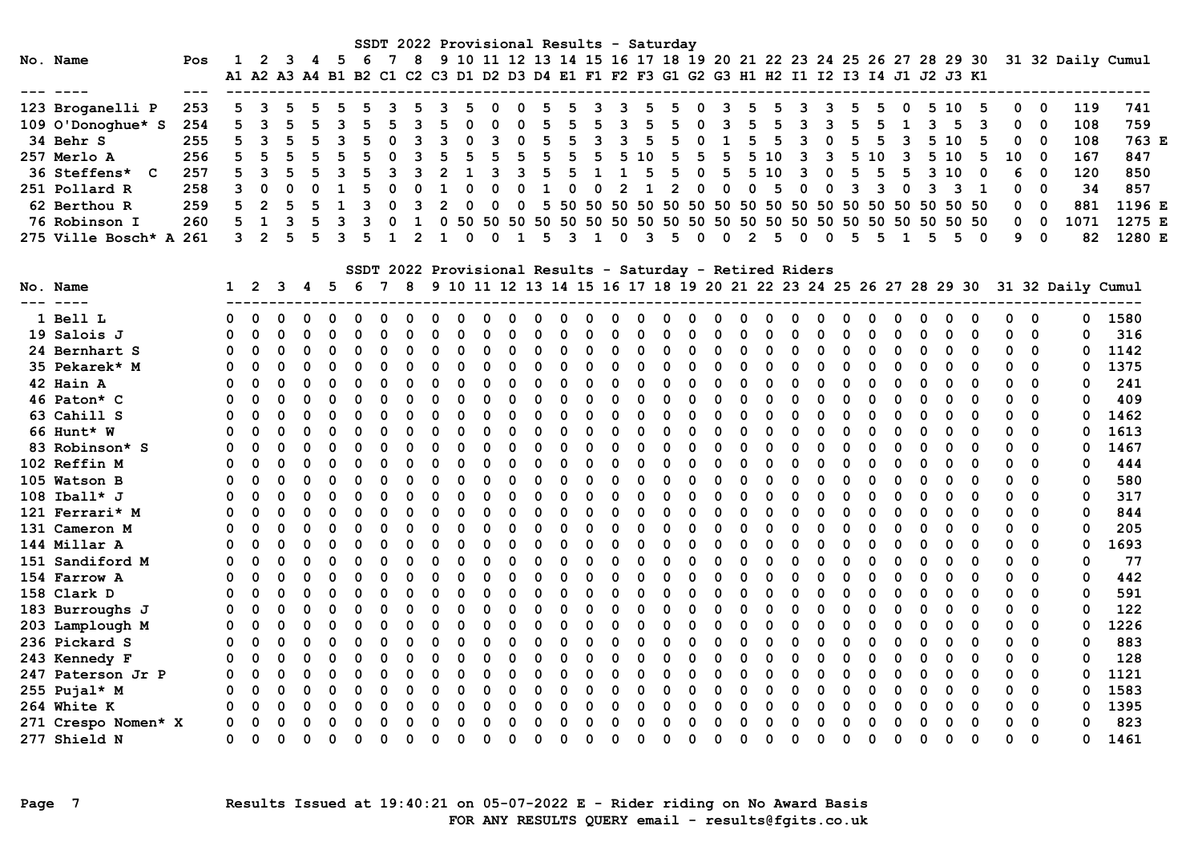# SSDT 2022 Provisional Results - Saturday

| No. | Name | Pos | 1 | 2 | 3 | 4 | 5 | 6 | 7 | 8 | 9 | 10 | 11 | 12 | 13 | 14 | 15 | 16 | 17 | 18 | 19 | 20 | 21 | 22 | 23 | 24 | 25 | 26 | 27 | 28 | 29 | 30 | 31 | 32 | Daily | Cumul | |
|---|---|---|---|---|---|---|---|---|---|---|---|---|---|---|---|---|---|---|---|---|---|---|---|---|---|---|---|---|---|---|---|---|---|---|---|---|---|
| | | | A1 | A2 | A3 | A4 | B1 | B2 | C1 | C2 | C3 | D1 | D2 | D3 | D4 | E1 | F1 | F2 | F3 | G1 | G2 | G3 | H1 | H2 | I1 | I2 | I3 | I4 | J1 | J2 | J3 | K1 | | | | | |
| 123 | Broganelli P | 253 | 5 | 3 | 5 | 5 | 5 | 5 | 3 | 5 | 3 | 5 | 0 | 0 | 5 | 5 | 3 | 3 | 5 | 5 | 0 | 3 | 5 | 5 | 3 | 3 | 5 | 5 | 0 | 5 | 10 | 5 | 0 | 0 | 119 | 741 | |
| 109 | O'Donoghue* S | 254 | 5 | 3 | 5 | 5 | 3 | 5 | 5 | 3 | 5 | 0 | 0 | 0 | 5 | 5 | 5 | 3 | 5 | 5 | 0 | 3 | 5 | 5 | 3 | 3 | 5 | 5 | 1 | 3 | 5 | 3 | 0 | 0 | 108 | 759 | |
| 34 | Behr S | 255 | 5 | 3 | 5 | 5 | 3 | 5 | 0 | 3 | 3 | 0 | 3 | 0 | 5 | 5 | 3 | 3 | 5 | 5 | 0 | 1 | 5 | 5 | 3 | 0 | 5 | 5 | 3 | 5 | 10 | 5 | 0 | 0 | 108 | 763 | E |
| 257 | Merlo A | 256 | 5 | 5 | 5 | 5 | 5 | 5 | 0 | 3 | 5 | 5 | 5 | 5 | 5 | 5 | 5 | 5 | 10 | 5 | 5 | 5 | 5 | 10 | 3 | 3 | 5 | 10 | 3 | 5 | 10 | 5 | 10 | 0 | 167 | 847 | |
| 36 | Steffens* C | 257 | 5 | 3 | 5 | 5 | 3 | 5 | 3 | 3 | 2 | 1 | 3 | 3 | 5 | 5 | 1 | 1 | 5 | 5 | 0 | 5 | 5 | 10 | 3 | 0 | 5 | 5 | 5 | 3 | 10 | 0 | 6 | 0 | 120 | 850 | |
| 251 | Pollard R | 258 | 3 | 0 | 0 | 0 | 1 | 5 | 0 | 0 | 1 | 0 | 0 | 0 | 1 | 0 | 0 | 2 | 1 | 2 | 0 | 0 | 0 | 5 | 0 | 0 | 3 | 3 | 0 | 3 | 3 | 1 | 0 | 0 | 34 | 857 | |
| 62 | Berthou R | 259 | 5 | 2 | 5 | 5 | 1 | 3 | 0 | 3 | 2 | 0 | 0 | 0 | 5 | 50 | 50 | 50 | 50 | 50 | 50 | 50 | 50 | 50 | 50 | 50 | 50 | 50 | 50 | 50 | 50 | 50 | 0 | 0 | 881 | 1196 | E |
| 76 | Robinson I | 260 | 5 | 1 | 3 | 5 | 3 | 3 | 0 | 1 | 0 | 50 | 50 | 50 | 50 | 50 | 50 | 50 | 50 | 50 | 50 | 50 | 50 | 50 | 50 | 50 | 50 | 50 | 50 | 50 | 50 | 50 | 0 | 0 | 1071 | 1275 | E |
| 275 | Ville Bosch* A | 261 | 3 | 2 | 5 | 5 | 3 | 5 | 1 | 2 | 1 | 0 | 0 | 1 | 5 | 3 | 1 | 0 | 3 | 5 | 0 | 0 | 2 | 5 | 0 | 0 | 5 | 5 | 1 | 5 | 5 | 0 | 9 | 0 | 82 | 1280 | E |

# SSDT 2022 Provisional Results - Saturday - Retired Riders

| No. | Name | 1 | 2 | 3 | 4 | 5 | 6 | 7 | 8 | 9 | 10 | 11 | 12 | 13 | 14 | 15 | 16 | 17 | 18 | 19 | 20 | 21 | 22 | 23 | 24 | 25 | 26 | 27 | 28 | 29 | 30 | 31 | 32 | Daily | Cumul |
|---|---|---|---|---|---|---|---|---|---|---|---|---|---|---|---|---|---|---|---|---|---|---|---|---|---|---|---|---|---|---|---|---|---|---|---|
| 1 | Bell L | 0 | 0 | 0 | 0 | 0 | 0 | 0 | 0 | 0 | 0 | 0 | 0 | 0 | 0 | 0 | 0 | 0 | 0 | 0 | 0 | 0 | 0 | 0 | 0 | 0 | 0 | 0 | 0 | 0 | 0 | 0 | 0 | 0 | 1580 |
| 19 | Salois J | 0 | 0 | 0 | 0 | 0 | 0 | 0 | 0 | 0 | 0 | 0 | 0 | 0 | 0 | 0 | 0 | 0 | 0 | 0 | 0 | 0 | 0 | 0 | 0 | 0 | 0 | 0 | 0 | 0 | 0 | 0 | 0 | 0 | 316 |
| 24 | Bernhart S | 0 | 0 | 0 | 0 | 0 | 0 | 0 | 0 | 0 | 0 | 0 | 0 | 0 | 0 | 0 | 0 | 0 | 0 | 0 | 0 | 0 | 0 | 0 | 0 | 0 | 0 | 0 | 0 | 0 | 0 | 0 | 0 | 0 | 1142 |
| 35 | Pekarek* M | 0 | 0 | 0 | 0 | 0 | 0 | 0 | 0 | 0 | 0 | 0 | 0 | 0 | 0 | 0 | 0 | 0 | 0 | 0 | 0 | 0 | 0 | 0 | 0 | 0 | 0 | 0 | 0 | 0 | 0 | 0 | 0 | 0 | 1375 |
| 42 | Hain A | 0 | 0 | 0 | 0 | 0 | 0 | 0 | 0 | 0 | 0 | 0 | 0 | 0 | 0 | 0 | 0 | 0 | 0 | 0 | 0 | 0 | 0 | 0 | 0 | 0 | 0 | 0 | 0 | 0 | 0 | 0 | 0 | 0 | 241 |
| 46 | Paton* C | 0 | 0 | 0 | 0 | 0 | 0 | 0 | 0 | 0 | 0 | 0 | 0 | 0 | 0 | 0 | 0 | 0 | 0 | 0 | 0 | 0 | 0 | 0 | 0 | 0 | 0 | 0 | 0 | 0 | 0 | 0 | 0 | 0 | 409 |
| 63 | Cahill S | 0 | 0 | 0 | 0 | 0 | 0 | 0 | 0 | 0 | 0 | 0 | 0 | 0 | 0 | 0 | 0 | 0 | 0 | 0 | 0 | 0 | 0 | 0 | 0 | 0 | 0 | 0 | 0 | 0 | 0 | 0 | 0 | 0 | 1462 |
| 66 | Hunt* W | 0 | 0 | 0 | 0 | 0 | 0 | 0 | 0 | 0 | 0 | 0 | 0 | 0 | 0 | 0 | 0 | 0 | 0 | 0 | 0 | 0 | 0 | 0 | 0 | 0 | 0 | 0 | 0 | 0 | 0 | 0 | 0 | 0 | 1613 |
| 83 | Robinson* S | 0 | 0 | 0 | 0 | 0 | 0 | 0 | 0 | 0 | 0 | 0 | 0 | 0 | 0 | 0 | 0 | 0 | 0 | 0 | 0 | 0 | 0 | 0 | 0 | 0 | 0 | 0 | 0 | 0 | 0 | 0 | 0 | 0 | 1467 |
| 102 | Reffin M | 0 | 0 | 0 | 0 | 0 | 0 | 0 | 0 | 0 | 0 | 0 | 0 | 0 | 0 | 0 | 0 | 0 | 0 | 0 | 0 | 0 | 0 | 0 | 0 | 0 | 0 | 0 | 0 | 0 | 0 | 0 | 0 | 0 | 444 |
| 105 | Watson B | 0 | 0 | 0 | 0 | 0 | 0 | 0 | 0 | 0 | 0 | 0 | 0 | 0 | 0 | 0 | 0 | 0 | 0 | 0 | 0 | 0 | 0 | 0 | 0 | 0 | 0 | 0 | 0 | 0 | 0 | 0 | 0 | 0 | 580 |
| 108 | Iball* J | 0 | 0 | 0 | 0 | 0 | 0 | 0 | 0 | 0 | 0 | 0 | 0 | 0 | 0 | 0 | 0 | 0 | 0 | 0 | 0 | 0 | 0 | 0 | 0 | 0 | 0 | 0 | 0 | 0 | 0 | 0 | 0 | 0 | 317 |
| 121 | Ferrari* M | 0 | 0 | 0 | 0 | 0 | 0 | 0 | 0 | 0 | 0 | 0 | 0 | 0 | 0 | 0 | 0 | 0 | 0 | 0 | 0 | 0 | 0 | 0 | 0 | 0 | 0 | 0 | 0 | 0 | 0 | 0 | 0 | 0 | 844 |
| 131 | Cameron M | 0 | 0 | 0 | 0 | 0 | 0 | 0 | 0 | 0 | 0 | 0 | 0 | 0 | 0 | 0 | 0 | 0 | 0 | 0 | 0 | 0 | 0 | 0 | 0 | 0 | 0 | 0 | 0 | 0 | 0 | 0 | 0 | 0 | 205 |
| 144 | Millar A | 0 | 0 | 0 | 0 | 0 | 0 | 0 | 0 | 0 | 0 | 0 | 0 | 0 | 0 | 0 | 0 | 0 | 0 | 0 | 0 | 0 | 0 | 0 | 0 | 0 | 0 | 0 | 0 | 0 | 0 | 0 | 0 | 0 | 1693 |
| 151 | Sandiford M | 0 | 0 | 0 | 0 | 0 | 0 | 0 | 0 | 0 | 0 | 0 | 0 | 0 | 0 | 0 | 0 | 0 | 0 | 0 | 0 | 0 | 0 | 0 | 0 | 0 | 0 | 0 | 0 | 0 | 0 | 0 | 0 | 0 | 77 |
| 154 | Farrow A | 0 | 0 | 0 | 0 | 0 | 0 | 0 | 0 | 0 | 0 | 0 | 0 | 0 | 0 | 0 | 0 | 0 | 0 | 0 | 0 | 0 | 0 | 0 | 0 | 0 | 0 | 0 | 0 | 0 | 0 | 0 | 0 | 0 | 442 |
| 158 | Clark D | 0 | 0 | 0 | 0 | 0 | 0 | 0 | 0 | 0 | 0 | 0 | 0 | 0 | 0 | 0 | 0 | 0 | 0 | 0 | 0 | 0 | 0 | 0 | 0 | 0 | 0 | 0 | 0 | 0 | 0 | 0 | 0 | 0 | 591 |
| 183 | Burroughs J | 0 | 0 | 0 | 0 | 0 | 0 | 0 | 0 | 0 | 0 | 0 | 0 | 0 | 0 | 0 | 0 | 0 | 0 | 0 | 0 | 0 | 0 | 0 | 0 | 0 | 0 | 0 | 0 | 0 | 0 | 0 | 0 | 0 | 122 |
| 203 | Lamplough M | 0 | 0 | 0 | 0 | 0 | 0 | 0 | 0 | 0 | 0 | 0 | 0 | 0 | 0 | 0 | 0 | 0 | 0 | 0 | 0 | 0 | 0 | 0 | 0 | 0 | 0 | 0 | 0 | 0 | 0 | 0 | 0 | 0 | 1226 |
| 236 | Pickard S | 0 | 0 | 0 | 0 | 0 | 0 | 0 | 0 | 0 | 0 | 0 | 0 | 0 | 0 | 0 | 0 | 0 | 0 | 0 | 0 | 0 | 0 | 0 | 0 | 0 | 0 | 0 | 0 | 0 | 0 | 0 | 0 | 0 | 883 |
| 243 | Kennedy F | 0 | 0 | 0 | 0 | 0 | 0 | 0 | 0 | 0 | 0 | 0 | 0 | 0 | 0 | 0 | 0 | 0 | 0 | 0 | 0 | 0 | 0 | 0 | 0 | 0 | 0 | 0 | 0 | 0 | 0 | 0 | 0 | 0 | 128 |
| 247 | Paterson Jr P | 0 | 0 | 0 | 0 | 0 | 0 | 0 | 0 | 0 | 0 | 0 | 0 | 0 | 0 | 0 | 0 | 0 | 0 | 0 | 0 | 0 | 0 | 0 | 0 | 0 | 0 | 0 | 0 | 0 | 0 | 0 | 0 | 0 | 1121 |
| 255 | Pujal* M | 0 | 0 | 0 | 0 | 0 | 0 | 0 | 0 | 0 | 0 | 0 | 0 | 0 | 0 | 0 | 0 | 0 | 0 | 0 | 0 | 0 | 0 | 0 | 0 | 0 | 0 | 0 | 0 | 0 | 0 | 0 | 0 | 0 | 1583 |
| 264 | White K | 0 | 0 | 0 | 0 | 0 | 0 | 0 | 0 | 0 | 0 | 0 | 0 | 0 | 0 | 0 | 0 | 0 | 0 | 0 | 0 | 0 | 0 | 0 | 0 | 0 | 0 | 0 | 0 | 0 | 0 | 0 | 0 | 0 | 1395 |
| 271 | Crespo Nomen* X | 0 | 0 | 0 | 0 | 0 | 0 | 0 | 0 | 0 | 0 | 0 | 0 | 0 | 0 | 0 | 0 | 0 | 0 | 0 | 0 | 0 | 0 | 0 | 0 | 0 | 0 | 0 | 0 | 0 | 0 | 0 | 0 | 0 | 823 |
| 277 | Shield N | 0 | 0 | 0 | 0 | 0 | 0 | 0 | 0 | 0 | 0 | 0 | 0 | 0 | 0 | 0 | 0 | 0 | 0 | 0 | 0 | 0 | 0 | 0 | 0 | 0 | 0 | 0 | 0 | 0 | 0 | 0 | 0 | 0 | 1461 |

Results Issued at 19:40:21 on 05-07-2022 E - Rider riding on No Award Basis

FOR ANY RESULTS QUERY email - results@fgits.co.uk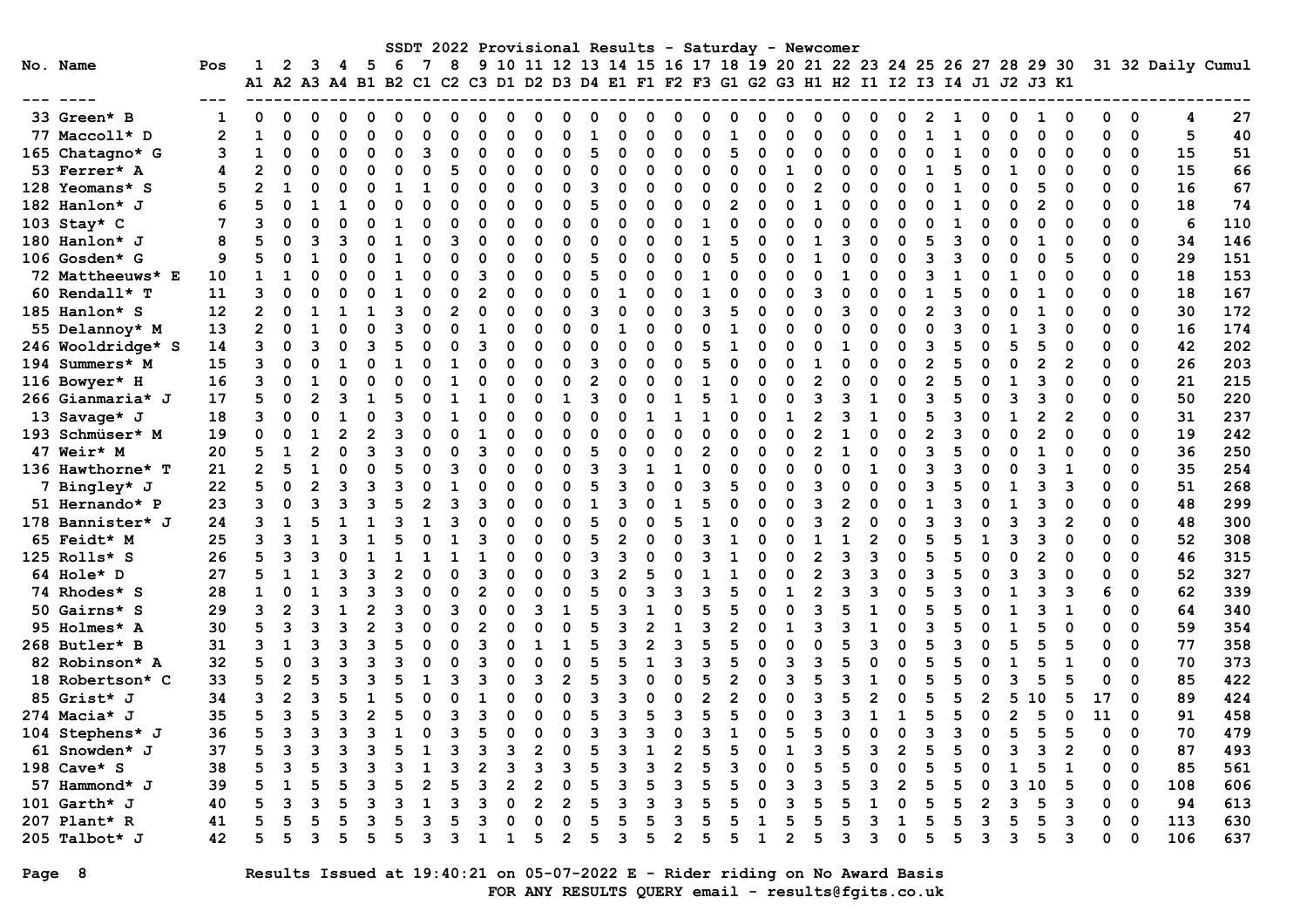SSDT 2022 Provisional Results - Saturday - Newcomer

| No. | Name | Pos | 1 A1 | 2 A2 | 3 A3 | 4 A4 | 5 B1 | 6 B2 | 7 C1 | 8 C2 | 9 C3 | 10 D1 | 11 D2 | 12 D3 | 13 D4 | 14 E1 | 15 F1 | 16 F2 | 17 F3 | 18 G1 | 19 G2 | 20 G3 | 21 H1 | 22 H2 | 23 I1 | 24 I2 | 25 I3 | 26 I4 | 27 J1 | 28 J2 | 29 J3 | 30 K1 | 31 | 32 | Daily | Cumul |
|---|---|---|---|---|---|---|---|---|---|---|---|---|---|---|---|---|---|---|---|---|---|---|---|---|---|---|---|---|---|---|---|---|---|---|---|---|
| 33 | Green* B | 1 | 0 | 0 | 0 | 0 | 0 | 0 | 0 | 0 | 0 | 0 | 0 | 0 | 0 | 0 | 0 | 0 | 0 | 0 | 0 | 0 | 0 | 0 | 0 | 0 | 2 | 1 | 0 | 0 | 1 | 0 | 0 | 0 | 4 | 27 |
| 77 | Maccoll* D | 2 | 1 | 0 | 0 | 0 | 0 | 0 | 0 | 0 | 0 | 0 | 0 | 0 | 1 | 0 | 0 | 0 | 0 | 1 | 0 | 0 | 0 | 0 | 0 | 0 | 1 | 1 | 0 | 0 | 0 | 0 | 0 | 0 | 5 | 40 |
| 165 | Chatagno* G | 3 | 1 | 0 | 0 | 0 | 0 | 0 | 3 | 0 | 0 | 0 | 0 | 0 | 5 | 0 | 0 | 0 | 0 | 5 | 0 | 0 | 0 | 0 | 0 | 0 | 0 | 1 | 0 | 0 | 0 | 0 | 0 | 0 | 15 | 51 |
| 53 | Ferrer* A | 4 | 2 | 0 | 0 | 0 | 0 | 0 | 0 | 5 | 0 | 0 | 0 | 0 | 0 | 0 | 0 | 0 | 0 | 0 | 0 | 1 | 0 | 0 | 0 | 0 | 1 | 5 | 0 | 1 | 0 | 0 | 0 | 0 | 15 | 66 |
| 128 | Yeomans* S | 5 | 2 | 1 | 0 | 0 | 0 | 1 | 1 | 0 | 0 | 0 | 0 | 0 | 3 | 0 | 0 | 0 | 0 | 0 | 0 | 0 | 2 | 0 | 0 | 0 | 0 | 1 | 0 | 0 | 5 | 0 | 0 | 0 | 16 | 67 |
| 182 | Hanlon* J | 6 | 5 | 0 | 1 | 1 | 0 | 0 | 0 | 0 | 0 | 0 | 0 | 0 | 5 | 0 | 0 | 0 | 0 | 2 | 0 | 0 | 1 | 0 | 0 | 0 | 0 | 1 | 0 | 0 | 2 | 0 | 0 | 0 | 18 | 74 |
| 103 | Stay* C | 7 | 3 | 0 | 0 | 0 | 0 | 1 | 0 | 0 | 0 | 0 | 0 | 0 | 0 | 0 | 0 | 0 | 1 | 0 | 0 | 0 | 0 | 0 | 0 | 0 | 0 | 1 | 0 | 0 | 0 | 0 | 0 | 0 | 6 | 110 |
| 180 | Hanlon* J | 8 | 5 | 0 | 3 | 3 | 0 | 1 | 0 | 3 | 0 | 0 | 0 | 0 | 0 | 0 | 0 | 0 | 1 | 5 | 0 | 0 | 1 | 3 | 0 | 0 | 5 | 3 | 0 | 0 | 1 | 0 | 0 | 0 | 34 | 146 |
| 106 | Gosden* G | 9 | 5 | 0 | 1 | 0 | 0 | 1 | 0 | 0 | 0 | 0 | 0 | 0 | 5 | 0 | 0 | 0 | 0 | 5 | 0 | 0 | 1 | 0 | 0 | 0 | 3 | 3 | 0 | 0 | 0 | 5 | 0 | 0 | 29 | 151 |
| 72 | Mattheeuws* E | 10 | 1 | 1 | 0 | 0 | 0 | 1 | 0 | 0 | 3 | 0 | 0 | 0 | 5 | 0 | 0 | 0 | 1 | 0 | 0 | 0 | 0 | 1 | 0 | 0 | 3 | 1 | 0 | 1 | 0 | 0 | 0 | 0 | 18 | 153 |
| 60 | Rendall* T | 11 | 3 | 0 | 0 | 0 | 0 | 1 | 0 | 0 | 0 | 2 | 0 | 0 | 0 | 1 | 0 | 0 | 1 | 0 | 0 | 0 | 3 | 0 | 0 | 0 | 1 | 5 | 0 | 0 | 1 | 0 | 0 | 0 | 18 | 167 |
| 185 | Hanlon* S | 12 | 2 | 0 | 1 | 1 | 1 | 3 | 0 | 2 | 0 | 0 | 0 | 0 | 3 | 0 | 0 | 0 | 3 | 5 | 0 | 0 | 0 | 3 | 0 | 0 | 2 | 3 | 0 | 0 | 1 | 0 | 0 | 0 | 30 | 172 |
| 55 | Delannoy* M | 13 | 2 | 0 | 1 | 0 | 0 | 3 | 0 | 0 | 1 | 0 | 0 | 0 | 0 | 1 | 0 | 0 | 0 | 1 | 0 | 0 | 0 | 0 | 0 | 0 | 0 | 3 | 0 | 1 | 3 | 0 | 0 | 0 | 16 | 174 |
| 246 | Wooldridge* S | 14 | 3 | 0 | 3 | 0 | 3 | 5 | 0 | 0 | 3 | 0 | 0 | 0 | 0 | 0 | 0 | 0 | 5 | 1 | 0 | 0 | 0 | 1 | 0 | 0 | 3 | 5 | 0 | 5 | 5 | 0 | 0 | 0 | 42 | 202 |
| 194 | Summers* M | 15 | 3 | 0 | 0 | 1 | 0 | 1 | 0 | 1 | 0 | 0 | 0 | 0 | 3 | 0 | 0 | 0 | 5 | 0 | 0 | 0 | 1 | 0 | 0 | 0 | 2 | 5 | 0 | 0 | 2 | 2 | 0 | 0 | 26 | 203 |
| 116 | Bowyer* H | 16 | 3 | 0 | 1 | 0 | 0 | 0 | 0 | 1 | 0 | 0 | 0 | 0 | 2 | 0 | 0 | 0 | 1 | 0 | 0 | 0 | 2 | 0 | 0 | 0 | 2 | 5 | 0 | 1 | 3 | 0 | 0 | 0 | 21 | 215 |
| 266 | Gianmaria* J | 17 | 5 | 0 | 2 | 3 | 1 | 5 | 0 | 1 | 1 | 0 | 0 | 1 | 3 | 0 | 0 | 1 | 5 | 1 | 0 | 0 | 3 | 3 | 1 | 0 | 3 | 5 | 0 | 3 | 3 | 0 | 0 | 0 | 50 | 220 |
| 13 | Savage* J | 18 | 3 | 0 | 0 | 1 | 0 | 3 | 0 | 1 | 0 | 0 | 0 | 0 | 0 | 0 | 1 | 1 | 1 | 0 | 0 | 1 | 2 | 3 | 1 | 0 | 5 | 3 | 0 | 1 | 2 | 2 | 0 | 0 | 31 | 237 |
| 193 | Schmüser* M | 19 | 0 | 0 | 1 | 2 | 2 | 3 | 0 | 0 | 1 | 0 | 0 | 0 | 0 | 0 | 0 | 0 | 0 | 0 | 0 | 0 | 2 | 1 | 0 | 0 | 2 | 3 | 0 | 0 | 2 | 0 | 0 | 0 | 19 | 242 |
| 47 | Weir* M | 20 | 5 | 1 | 2 | 0 | 3 | 3 | 0 | 0 | 3 | 0 | 0 | 0 | 5 | 0 | 0 | 0 | 2 | 0 | 0 | 0 | 2 | 1 | 0 | 0 | 3 | 5 | 0 | 0 | 1 | 0 | 0 | 0 | 36 | 250 |
| 136 | Hawthorne* T | 21 | 2 | 5 | 1 | 0 | 0 | 5 | 0 | 3 | 0 | 0 | 0 | 0 | 3 | 3 | 1 | 1 | 0 | 0 | 0 | 0 | 0 | 0 | 1 | 0 | 3 | 3 | 0 | 0 | 3 | 1 | 0 | 0 | 35 | 254 |
| 7 | Bingley* J | 22 | 5 | 0 | 2 | 3 | 3 | 3 | 0 | 1 | 0 | 0 | 0 | 0 | 5 | 3 | 0 | 0 | 3 | 5 | 0 | 0 | 3 | 0 | 0 | 0 | 3 | 5 | 0 | 1 | 3 | 3 | 0 | 0 | 51 | 268 |
| 51 | Hernando* P | 23 | 3 | 0 | 3 | 3 | 3 | 5 | 2 | 3 | 3 | 0 | 0 | 0 | 1 | 3 | 0 | 1 | 5 | 0 | 0 | 0 | 3 | 2 | 0 | 0 | 1 | 3 | 0 | 1 | 3 | 0 | 0 | 0 | 48 | 299 |
| 178 | Bannister* J | 24 | 3 | 1 | 5 | 1 | 1 | 3 | 1 | 3 | 0 | 0 | 0 | 0 | 5 | 0 | 0 | 5 | 1 | 0 | 0 | 0 | 3 | 2 | 0 | 0 | 3 | 3 | 0 | 3 | 3 | 2 | 0 | 0 | 48 | 300 |
| 65 | Feidt* M | 25 | 3 | 3 | 1 | 3 | 1 | 5 | 0 | 1 | 3 | 0 | 0 | 0 | 5 | 2 | 0 | 0 | 3 | 1 | 0 | 0 | 1 | 1 | 2 | 0 | 5 | 5 | 1 | 3 | 3 | 0 | 0 | 0 | 52 | 308 |
| 125 | Rolls* S | 26 | 5 | 3 | 3 | 0 | 1 | 1 | 1 | 1 | 1 | 0 | 0 | 0 | 3 | 3 | 0 | 0 | 3 | 1 | 0 | 0 | 2 | 3 | 3 | 0 | 5 | 5 | 0 | 0 | 2 | 0 | 0 | 0 | 46 | 315 |
| 64 | Hole* D | 27 | 5 | 1 | 1 | 3 | 3 | 2 | 0 | 0 | 3 | 0 | 0 | 0 | 3 | 2 | 5 | 0 | 1 | 1 | 0 | 0 | 2 | 3 | 3 | 0 | 3 | 5 | 0 | 3 | 3 | 0 | 0 | 0 | 52 | 327 |
| 74 | Rhodes* S | 28 | 1 | 0 | 1 | 3 | 3 | 3 | 0 | 0 | 2 | 0 | 0 | 0 | 5 | 0 | 3 | 3 | 3 | 5 | 0 | 1 | 2 | 3 | 3 | 0 | 5 | 3 | 0 | 1 | 3 | 3 | 6 | 0 | 62 | 339 |
| 50 | Gairns* S | 29 | 3 | 2 | 3 | 1 | 2 | 3 | 0 | 3 | 0 | 0 | 3 | 1 | 5 | 3 | 1 | 0 | 5 | 5 | 0 | 0 | 3 | 5 | 1 | 0 | 5 | 5 | 0 | 1 | 3 | 1 | 0 | 0 | 64 | 340 |
| 95 | Holmes* A | 30 | 5 | 3 | 3 | 3 | 2 | 3 | 0 | 0 | 2 | 0 | 0 | 0 | 5 | 3 | 2 | 1 | 3 | 2 | 0 | 1 | 3 | 3 | 1 | 0 | 3 | 5 | 0 | 1 | 5 | 0 | 0 | 0 | 59 | 354 |
| 268 | Butler* B | 31 | 3 | 1 | 3 | 3 | 3 | 5 | 0 | 0 | 3 | 0 | 1 | 1 | 5 | 3 | 2 | 3 | 5 | 5 | 0 | 0 | 0 | 5 | 3 | 0 | 5 | 3 | 0 | 5 | 5 | 5 | 0 | 0 | 77 | 358 |
| 82 | Robinson* A | 32 | 5 | 0 | 3 | 3 | 3 | 3 | 0 | 0 | 3 | 0 | 0 | 0 | 5 | 5 | 1 | 3 | 3 | 5 | 0 | 3 | 3 | 5 | 0 | 0 | 5 | 5 | 0 | 1 | 5 | 1 | 0 | 0 | 70 | 373 |
| 18 | Robertson* C | 33 | 5 | 2 | 5 | 3 | 3 | 5 | 1 | 3 | 3 | 0 | 3 | 2 | 5 | 3 | 0 | 0 | 5 | 2 | 0 | 3 | 5 | 3 | 1 | 0 | 5 | 5 | 0 | 3 | 5 | 5 | 0 | 0 | 85 | 422 |
| 85 | Grist* J | 34 | 3 | 2 | 3 | 5 | 1 | 5 | 0 | 0 | 1 | 0 | 0 | 0 | 3 | 3 | 0 | 0 | 2 | 2 | 0 | 0 | 3 | 5 | 2 | 0 | 5 | 5 | 2 | 5 | 10 | 5 | 17 | 0 | 89 | 424 |
| 274 | Macia* J | 35 | 5 | 3 | 5 | 3 | 2 | 5 | 0 | 3 | 3 | 0 | 0 | 0 | 5 | 3 | 5 | 3 | 5 | 5 | 0 | 0 | 3 | 3 | 1 | 1 | 5 | 5 | 0 | 2 | 5 | 0 | 11 | 0 | 91 | 458 |
| 104 | Stephens* J | 36 | 5 | 3 | 3 | 3 | 3 | 1 | 0 | 3 | 5 | 0 | 0 | 0 | 3 | 3 | 3 | 0 | 3 | 1 | 0 | 5 | 5 | 0 | 0 | 0 | 3 | 3 | 0 | 5 | 5 | 5 | 0 | 0 | 70 | 479 |
| 61 | Snowden* J | 37 | 5 | 3 | 3 | 3 | 3 | 5 | 1 | 3 | 3 | 3 | 2 | 0 | 5 | 3 | 1 | 2 | 5 | 5 | 0 | 1 | 3 | 5 | 3 | 2 | 5 | 5 | 0 | 3 | 3 | 2 | 0 | 0 | 87 | 493 |
| 198 | Cave* S | 38 | 5 | 3 | 5 | 3 | 3 | 3 | 1 | 3 | 2 | 3 | 3 | 3 | 5 | 3 | 3 | 2 | 5 | 3 | 0 | 0 | 5 | 5 | 0 | 0 | 5 | 5 | 0 | 1 | 5 | 1 | 0 | 0 | 85 | 561 |
| 57 | Hammond* J | 39 | 5 | 1 | 5 | 5 | 3 | 5 | 2 | 5 | 3 | 2 | 2 | 0 | 5 | 3 | 5 | 3 | 5 | 5 | 0 | 3 | 3 | 5 | 3 | 2 | 5 | 5 | 0 | 3 | 10 | 5 | 0 | 0 | 108 | 606 |
| 101 | Garth* J | 40 | 5 | 3 | 3 | 5 | 3 | 3 | 1 | 3 | 3 | 0 | 2 | 2 | 5 | 3 | 3 | 3 | 5 | 5 | 0 | 3 | 5 | 5 | 1 | 0 | 5 | 5 | 2 | 3 | 5 | 3 | 0 | 0 | 94 | 613 |
| 207 | Plant* R | 41 | 5 | 5 | 5 | 5 | 3 | 5 | 3 | 5 | 3 | 0 | 0 | 0 | 5 | 5 | 5 | 3 | 5 | 5 | 1 | 5 | 5 | 5 | 3 | 1 | 5 | 5 | 3 | 5 | 5 | 3 | 0 | 0 | 113 | 630 |
| 205 | Talbot* J | 42 | 5 | 5 | 3 | 5 | 5 | 5 | 3 | 3 | 1 | 1 | 5 | 2 | 5 | 3 | 5 | 2 | 5 | 5 | 1 | 2 | 5 | 3 | 3 | 0 | 5 | 5 | 3 | 3 | 5 | 3 | 0 | 0 | 106 | 637 |

Results Issued at 19:40:21 on 05-07-2022 E - Rider riding on No Award Basis

FOR ANY RESULTS QUERY email - results@fgits.co.uk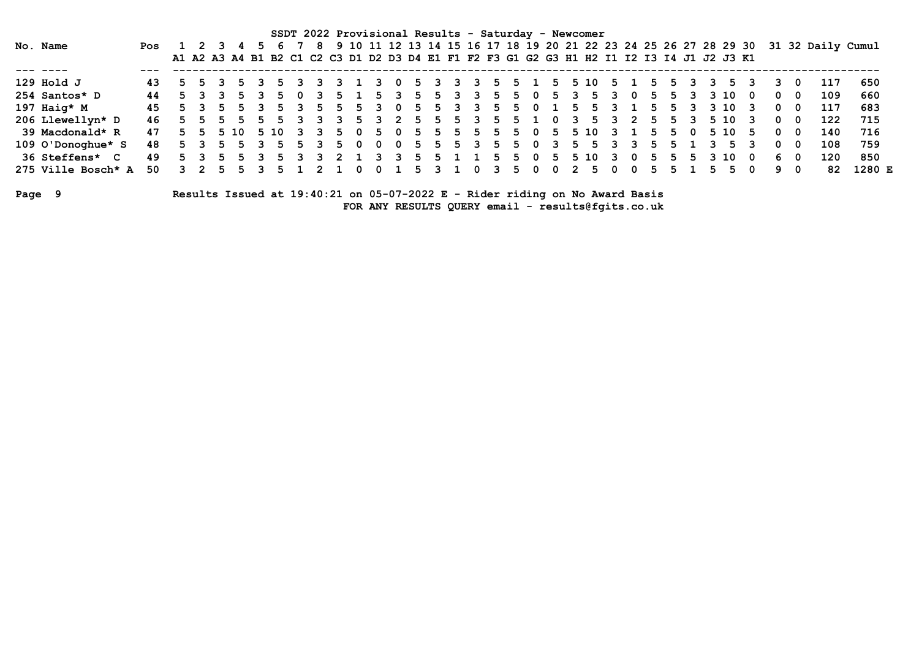SSDT 2022 Provisional Results - Saturday - Newcomer

| No. | Name | Pos | 1 A1 | 2 A2 | 3 A3 | 4 A4 | 5 B1 | 6 B2 | 7 C1 | 8 C2 | 9 C3 | 10 D1 | 11 D2 | 12 D3 | 13 D4 | 14 E1 | 15 F1 | 16 F2 | 17 F3 | 18 G1 | 19 G2 | 20 G3 | 21 H1 | 22 H2 | 23 I1 | 24 I2 | 25 I3 | 26 I4 | 27 J1 | 28 J2 | 29 J3 | 30 K1 | 31 | 32 | Daily | Cumul |
|---|---|---|---|---|---|---|---|---|---|---|---|---|---|---|---|---|---|---|---|---|---|---|---|---|---|---|---|---|---|---|---|---|---|---|---|---|
| 129 | Hold J | 43 | 5 | 5 | 3 | 5 | 3 | 5 | 3 | 3 | 3 | 1 | 3 | 0 | 5 | 3 | 3 | 3 | 5 | 5 | 1 | 5 | 5 | 10 | 5 | 1 | 5 | 5 | 3 | 3 | 5 | 3 | 3 | 0 | 117 | 650 |
| 254 | Santos* D | 44 | 5 | 3 | 3 | 5 | 3 | 5 | 0 | 3 | 5 | 1 | 5 | 3 | 5 | 5 | 3 | 3 | 5 | 5 | 0 | 5 | 3 | 5 | 3 | 0 | 5 | 5 | 3 | 3 | 10 | 0 | 0 | 0 | 109 | 660 |
| 197 | Haig* M | 45 | 5 | 3 | 5 | 5 | 3 | 5 | 3 | 5 | 5 | 5 | 3 | 0 | 5 | 5 | 3 | 3 | 5 | 5 | 0 | 1 | 5 | 5 | 3 | 1 | 5 | 5 | 3 | 3 | 10 | 3 | 0 | 0 | 117 | 683 |
| 206 | Llewellyn* D | 46 | 5 | 5 | 5 | 5 | 5 | 5 | 3 | 3 | 3 | 5 | 3 | 2 | 5 | 5 | 5 | 3 | 5 | 5 | 1 | 0 | 3 | 5 | 3 | 2 | 5 | 5 | 3 | 5 | 10 | 3 | 0 | 0 | 122 | 715 |
| 39 | Macdonald* R | 47 | 5 | 5 | 5 | 10 | 5 | 10 | 3 | 3 | 5 | 0 | 5 | 0 | 5 | 5 | 5 | 5 | 5 | 5 | 0 | 5 | 5 | 10 | 3 | 1 | 5 | 5 | 0 | 5 | 10 | 5 | 0 | 0 | 140 | 716 |
| 109 | O'Donoghue* S | 48 | 5 | 3 | 5 | 5 | 3 | 5 | 5 | 3 | 5 | 0 | 0 | 0 | 5 | 5 | 5 | 3 | 5 | 5 | 0 | 3 | 5 | 5 | 3 | 3 | 5 | 5 | 1 | 3 | 5 | 3 | 0 | 0 | 108 | 759 |
| 36 | Steffens* C | 49 | 5 | 3 | 5 | 5 | 3 | 5 | 3 | 3 | 2 | 1 | 3 | 3 | 5 | 5 | 1 | 1 | 5 | 5 | 0 | 5 | 5 | 10 | 3 | 0 | 5 | 5 | 5 | 3 | 10 | 0 | 6 | 0 | 120 | 850 |
| 275 | Ville Bosch* A | 50 | 3 | 2 | 5 | 5 | 3 | 5 | 1 | 2 | 1 | 0 | 0 | 1 | 5 | 3 | 1 | 0 | 3 | 5 | 0 | 0 | 2 | 5 | 0 | 0 | 5 | 5 | 1 | 5 | 5 | 0 | 9 | 0 | 82 | 1280 E |

Results Issued at 19:40:21 on 05-07-2022 E - Rider riding on No Award Basis

FOR ANY RESULTS QUERY email - results@fgits.co.uk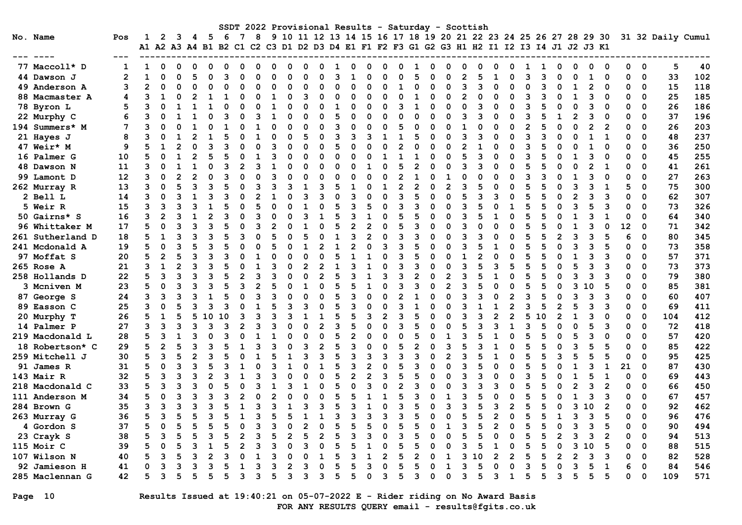# SSDT 2022 Provisional Results - Saturday - Scottish

| No. | Name | Pos | 1 A1 | 2 A2 | 3 A3 | 4 A4 | 5 B1 | 6 B2 | 7 C1 | 8 C2 | 9 C3 | 10 D1 | 11 D2 | 12 D3 | 13 D4 | 14 E1 | 15 F1 | 16 F2 | 17 F3 | 18 G1 | 19 G2 | 20 G3 | 21 H1 | 22 H2 | 23 I1 | 24 I2 | 25 I3 | 26 I4 | 27 J1 | 28 J2 | 29 J3 | 30 K1 | 31 | 32 | Daily | Cumul |
|---|---|---|---|---|---|---|---|---|---|---|---|---|---|---|---|---|---|---|---|---|---|---|---|---|---|---|---|---|---|---|---|---|---|---|---|---|
| 77 | Maccoll* D | 1 | 1 | 0 | 0 | 0 | 0 | 0 | 0 | 0 | 0 | 0 | 0 | 0 | 1 | 0 | 0 | 0 | 0 | 1 | 0 | 0 | 0 | 0 | 0 | 0 | 1 | 1 | 0 | 0 | 0 | 0 | 0 | 0 | 5 | 40 |
| 44 | Dawson J | 2 | 1 | 0 | 0 | 5 | 0 | 3 | 0 | 0 | 0 | 0 | 0 | 0 | 3 | 1 | 0 | 0 | 0 | 5 | 0 | 0 | 2 | 5 | 1 | 0 | 3 | 3 | 0 | 0 | 1 | 0 | 0 | 0 | 33 | 102 |
| 49 | Anderson A | 3 | 2 | 0 | 0 | 0 | 0 | 0 | 0 | 0 | 0 | 0 | 0 | 0 | 0 | 0 | 0 | 0 | 1 | 0 | 0 | 0 | 3 | 3 | 0 | 0 | 0 | 3 | 0 | 1 | 2 | 0 | 0 | 0 | 15 | 118 |
| 88 | Macmaster A | 4 | 3 | 1 | 0 | 2 | 1 | 1 | 0 | 0 | 1 | 0 | 3 | 0 | 0 | 0 | 0 | 0 | 0 | 1 | 0 | 0 | 2 | 0 | 0 | 0 | 3 | 3 | 0 | 1 | 3 | 0 | 0 | 0 | 25 | 185 |
| 78 | Byron L | 5 | 3 | 0 | 1 | 1 | 1 | 0 | 0 | 0 | 1 | 0 | 0 | 0 | 1 | 0 | 0 | 0 | 3 | 1 | 0 | 0 | 0 | 3 | 0 | 0 | 3 | 5 | 0 | 0 | 3 | 0 | 0 | 0 | 26 | 186 |
| 22 | Murphy C | 6 | 3 | 0 | 1 | 1 | 0 | 3 | 0 | 3 | 1 | 0 | 0 | 0 | 5 | 0 | 0 | 0 | 0 | 0 | 0 | 0 | 3 | 3 | 0 | 0 | 3 | 5 | 1 | 2 | 3 | 0 | 0 | 0 | 37 | 196 |
| 194 | Summers* M | 7 | 3 | 0 | 0 | 1 | 0 | 1 | 0 | 1 | 0 | 0 | 0 | 0 | 3 | 0 | 0 | 0 | 5 | 0 | 0 | 0 | 1 | 0 | 0 | 0 | 2 | 5 | 0 | 0 | 2 | 2 | 0 | 0 | 26 | 203 |
| 21 | Hayes J | 8 | 3 | 0 | 1 | 2 | 1 | 5 | 0 | 1 | 0 | 0 | 5 | 0 | 3 | 3 | 3 | 1 | 1 | 5 | 0 | 0 | 3 | 3 | 0 | 0 | 3 | 3 | 0 | 0 | 1 | 1 | 0 | 0 | 48 | 237 |
| 47 | Weir* M | 9 | 5 | 1 | 2 | 0 | 3 | 3 | 0 | 0 | 3 | 0 | 0 | 0 | 5 | 0 | 0 | 0 | 2 | 0 | 0 | 0 | 2 | 1 | 0 | 0 | 3 | 5 | 0 | 0 | 1 | 0 | 0 | 0 | 36 | 250 |
| 16 | Palmer G | 10 | 5 | 0 | 1 | 2 | 5 | 5 | 0 | 1 | 3 | 0 | 0 | 0 | 0 | 0 | 0 | 1 | 1 | 1 | 0 | 0 | 5 | 3 | 0 | 0 | 3 | 5 | 0 | 1 | 3 | 0 | 0 | 0 | 45 | 255 |
| 48 | Dawson N | 11 | 3 | 0 | 1 | 1 | 0 | 3 | 2 | 3 | 1 | 0 | 0 | 0 | 0 | 0 | 1 | 0 | 5 | 2 | 0 | 0 | 3 | 3 | 0 | 0 | 5 | 5 | 0 | 0 | 2 | 1 | 0 | 0 | 41 | 261 |
| 99 | Lamont D | 12 | 3 | 0 | 2 | 2 | 0 | 3 | 0 | 0 | 3 | 0 | 0 | 0 | 0 | 0 | 0 | 0 | 2 | 1 | 0 | 1 | 0 | 0 | 0 | 0 | 3 | 3 | 0 | 1 | 3 | 0 | 0 | 0 | 27 | 263 |
| 262 | Murray R | 13 | 3 | 0 | 5 | 3 | 3 | 5 | 0 | 3 | 3 | 3 | 1 | 3 | 5 | 1 | 0 | 1 | 2 | 2 | 0 | 2 | 3 | 5 | 0 | 0 | 5 | 5 | 0 | 3 | 3 | 1 | 5 | 0 | 75 | 300 |
| 2 | Bell L | 14 | 3 | 0 | 3 | 1 | 3 | 3 | 0 | 2 | 1 | 0 | 3 | 3 | 0 | 3 | 0 | 0 | 3 | 5 | 0 | 0 | 5 | 3 | 3 | 0 | 5 | 5 | 0 | 2 | 3 | 3 | 0 | 0 | 62 | 307 |
| 5 | Weir R | 15 | 3 | 3 | 3 | 3 | 1 | 5 | 0 | 5 | 0 | 0 | 1 | 0 | 5 | 3 | 5 | 0 | 3 | 3 | 0 | 0 | 3 | 5 | 0 | 1 | 5 | 5 | 0 | 3 | 5 | 3 | 0 | 0 | 73 | 326 |
| 50 | Gairns* S | 16 | 3 | 2 | 3 | 1 | 2 | 3 | 0 | 3 | 0 | 0 | 3 | 1 | 5 | 3 | 1 | 0 | 5 | 5 | 0 | 0 | 3 | 5 | 1 | 0 | 5 | 5 | 0 | 1 | 3 | 1 | 0 | 0 | 64 | 340 |
| 96 | Whittaker M | 17 | 5 | 0 | 3 | 3 | 3 | 5 | 0 | 3 | 2 | 0 | 1 | 0 | 5 | 2 | 2 | 0 | 5 | 3 | 0 | 0 | 3 | 0 | 0 | 0 | 5 | 5 | 0 | 1 | 3 | 0 | 12 | 0 | 71 | 342 |
| 261 | Sutherland D | 18 | 5 | 1 | 3 | 3 | 3 | 5 | 3 | 0 | 5 | 0 | 5 | 0 | 1 | 3 | 2 | 0 | 3 | 3 | 0 | 0 | 3 | 3 | 0 | 0 | 5 | 5 | 2 | 3 | 3 | 5 | 6 | 0 | 80 | 345 |
| 241 | Mcdonald A | 19 | 5 | 0 | 3 | 5 | 3 | 5 | 0 | 0 | 5 | 0 | 1 | 2 | 1 | 2 | 0 | 3 | 3 | 5 | 0 | 0 | 3 | 5 | 1 | 0 | 5 | 5 | 0 | 3 | 3 | 5 | 0 | 0 | 73 | 358 |
| 97 | Moffat S | 20 | 5 | 2 | 5 | 3 | 3 | 3 | 0 | 1 | 0 | 0 | 0 | 0 | 5 | 1 | 1 | 0 | 3 | 5 | 0 | 0 | 1 | 2 | 0 | 0 | 5 | 5 | 0 | 1 | 3 | 3 | 0 | 0 | 57 | 371 |
| 265 | Rose A | 21 | 3 | 1 | 2 | 3 | 3 | 5 | 0 | 1 | 3 | 0 | 2 | 2 | 1 | 3 | 1 | 0 | 3 | 3 | 0 | 0 | 3 | 5 | 3 | 5 | 5 | 5 | 0 | 5 | 3 | 3 | 0 | 0 | 73 | 373 |
| 258 | Hollands D | 22 | 5 | 3 | 3 | 3 | 3 | 5 | 2 | 3 | 3 | 0 | 0 | 2 | 5 | 3 | 1 | 3 | 3 | 2 | 0 | 2 | 3 | 5 | 1 | 0 | 5 | 5 | 0 | 3 | 3 | 3 | 0 | 0 | 79 | 380 |
| 3 | Mcniven M | 23 | 5 | 0 | 3 | 3 | 3 | 5 | 3 | 2 | 5 | 0 | 1 | 0 | 5 | 5 | 1 | 0 | 3 | 3 | 0 | 2 | 3 | 5 | 0 | 0 | 5 | 5 | 0 | 3 | 10 | 5 | 0 | 0 | 85 | 381 |
| 87 | George S | 24 | 3 | 3 | 3 | 3 | 1 | 5 | 0 | 3 | 3 | 0 | 0 | 0 | 5 | 3 | 0 | 0 | 2 | 1 | 0 | 0 | 3 | 3 | 0 | 2 | 3 | 5 | 0 | 3 | 3 | 3 | 0 | 0 | 60 | 407 |
| 89 | Easson C | 25 | 3 | 0 | 5 | 3 | 3 | 3 | 0 | 1 | 5 | 3 | 3 | 0 | 5 | 3 | 0 | 0 | 3 | 1 | 0 | 0 | 3 | 1 | 1 | 2 | 3 | 5 | 2 | 5 | 3 | 3 | 0 | 0 | 69 | 411 |
| 20 | Murphy T | 26 | 5 | 1 | 5 | 5 | 10 | 10 | 3 | 3 | 3 | 3 | 1 | 1 | 5 | 5 | 3 | 2 | 3 | 5 | 0 | 0 | 3 | 3 | 2 | 2 | 5 | 10 | 2 | 1 | 3 | 0 | 0 | 0 | 104 | 412 |
| 14 | Palmer P | 27 | 3 | 3 | 3 | 3 | 3 | 3 | 2 | 3 | 3 | 0 | 0 | 2 | 3 | 5 | 0 | 0 | 3 | 5 | 0 | 0 | 5 | 3 | 3 | 1 | 3 | 5 | 0 | 0 | 5 | 3 | 0 | 0 | 72 | 418 |
| 219 | Macdonald L | 28 | 5 | 3 | 1 | 3 | 0 | 3 | 0 | 1 | 1 | 0 | 0 | 0 | 5 | 2 | 0 | 0 | 0 | 5 | 0 | 1 | 3 | 5 | 1 | 0 | 5 | 5 | 0 | 5 | 3 | 0 | 0 | 0 | 57 | 420 |
| 18 | Robertson* C | 29 | 5 | 2 | 5 | 3 | 3 | 5 | 1 | 3 | 3 | 0 | 3 | 2 | 5 | 3 | 0 | 0 | 5 | 2 | 0 | 3 | 5 | 3 | 1 | 0 | 5 | 5 | 0 | 3 | 5 | 5 | 0 | 0 | 85 | 422 |
| 259 | Mitchell J | 30 | 5 | 3 | 5 | 2 | 3 | 5 | 0 | 1 | 5 | 1 | 3 | 3 | 5 | 3 | 3 | 3 | 3 | 3 | 0 | 2 | 3 | 5 | 1 | 0 | 5 | 5 | 3 | 5 | 5 | 5 | 0 | 0 | 95 | 425 |
| 91 | James R | 31 | 5 | 0 | 3 | 3 | 5 | 3 | 1 | 0 | 3 | 1 | 0 | 1 | 5 | 3 | 2 | 0 | 5 | 3 | 0 | 0 | 3 | 5 | 0 | 0 | 5 | 5 | 0 | 1 | 3 | 1 | 21 | 0 | 87 | 430 |
| 143 | Mair R | 32 | 5 | 3 | 3 | 3 | 2 | 3 | 1 | 3 | 3 | 0 | 0 | 0 | 5 | 2 | 2 | 3 | 5 | 5 | 0 | 0 | 3 | 3 | 0 | 0 | 3 | 5 | 0 | 1 | 5 | 1 | 0 | 0 | 69 | 443 |
| 218 | Macdonald C | 33 | 5 | 3 | 3 | 3 | 0 | 5 | 0 | 3 | 1 | 3 | 1 | 0 | 5 | 0 | 3 | 0 | 2 | 3 | 0 | 0 | 3 | 3 | 3 | 0 | 5 | 5 | 0 | 2 | 3 | 2 | 0 | 0 | 66 | 450 |
| 111 | Anderson M | 34 | 5 | 0 | 3 | 3 | 3 | 3 | 2 | 0 | 2 | 0 | 0 | 0 | 5 | 5 | 1 | 1 | 5 | 3 | 0 | 1 | 3 | 5 | 0 | 0 | 5 | 5 | 0 | 1 | 3 | 3 | 0 | 0 | 67 | 457 |
| 284 | Brown G | 35 | 3 | 3 | 3 | 3 | 3 | 5 | 1 | 3 | 3 | 1 | 3 | 3 | 5 | 3 | 1 | 0 | 3 | 5 | 0 | 3 | 3 | 5 | 3 | 2 | 5 | 5 | 0 | 3 | 10 | 2 | 0 | 0 | 92 | 462 |
| 263 | Murray G | 36 | 5 | 3 | 5 | 5 | 3 | 5 | 1 | 3 | 5 | 5 | 1 | 1 | 3 | 3 | 3 | 3 | 3 | 5 | 0 | 0 | 5 | 5 | 2 | 0 | 5 | 5 | 1 | 3 | 3 | 5 | 0 | 0 | 96 | 476 |
| 4 | Gordon S | 37 | 5 | 0 | 5 | 5 | 5 | 5 | 0 | 3 | 3 | 0 | 2 | 0 | 5 | 5 | 5 | 0 | 5 | 5 | 0 | 1 | 3 | 5 | 2 | 0 | 5 | 5 | 0 | 3 | 3 | 5 | 0 | 0 | 90 | 494 |
| 23 | Crayk S | 38 | 5 | 3 | 5 | 5 | 3 | 5 | 2 | 3 | 5 | 2 | 5 | 2 | 5 | 3 | 3 | 0 | 3 | 5 | 0 | 0 | 5 | 5 | 0 | 0 | 5 | 5 | 2 | 3 | 3 | 2 | 0 | 0 | 94 | 513 |
| 115 | Moir C | 39 | 5 | 0 | 5 | 3 | 1 | 5 | 2 | 3 | 3 | 0 | 3 | 0 | 5 | 5 | 1 | 0 | 5 | 5 | 0 | 0 | 3 | 5 | 1 | 0 | 5 | 5 | 0 | 3 | 10 | 5 | 0 | 0 | 88 | 515 |
| 107 | Wilson N | 40 | 5 | 3 | 5 | 3 | 2 | 3 | 0 | 1 | 3 | 0 | 0 | 1 | 5 | 3 | 1 | 2 | 5 | 2 | 0 | 1 | 3 | 10 | 2 | 2 | 5 | 5 | 2 | 2 | 3 | 3 | 0 | 0 | 82 | 528 |
| 92 | Jamieson H | 41 | 0 | 3 | 3 | 3 | 3 | 5 | 1 | 3 | 3 | 2 | 3 | 0 | 5 | 5 | 3 | 0 | 5 | 5 | 0 | 1 | 3 | 5 | 0 | 0 | 3 | 5 | 0 | 3 | 5 | 1 | 6 | 0 | 84 | 546 |
| 285 | Maclennan G | 42 | 5 | 3 | 5 | 5 | 5 | 5 | 3 | 3 | 5 | 3 | 3 | 3 | 5 | 5 | 0 | 3 | 5 | 3 | 0 | 0 | 3 | 5 | 3 | 1 | 5 | 5 | 3 | 5 | 5 | 5 | 0 | 0 | 109 | 571 |

Results Issued at 19:40:21 on 05-07-2022 E - Rider riding on No Award Basis

FOR ANY RESULTS QUERY email - results@fgits.co.uk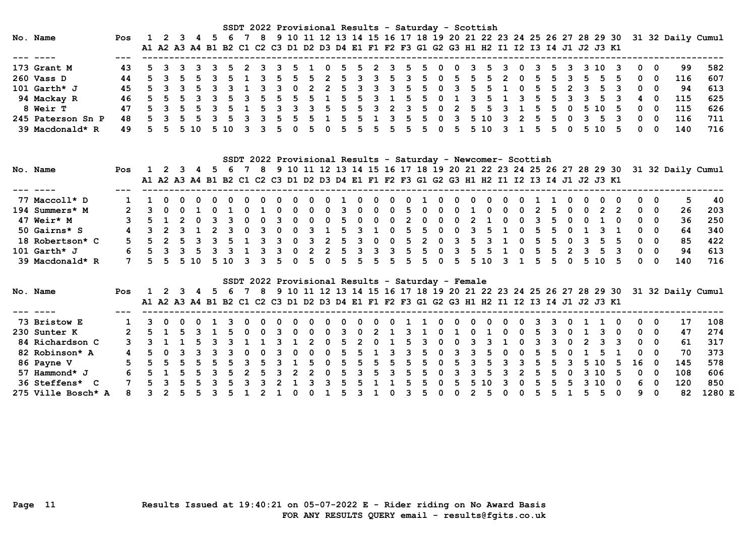## SSDT 2022 Provisional Results - Saturday - Scottish

| No. | Name | Pos | 1 A1 | 2 A2 | 3 A3 | 4 A4 | 5 B1 | 6 B2 | 7 C1 | 8 C2 | 9 C3 | 10 D1 | 11 D2 | 12 D3 | 13 D4 | 14 E1 | 15 F1 | 16 F2 | 17 F3 | 18 G1 | 19 G2 | 20 G3 | 21 H1 | 22 H2 | 23 I1 | 24 I2 | 25 I3 | 26 I4 | 27 J1 | 28 J2 | 29 J3 | 30 K1 | 31 | 32 | Daily | Cumul |
|---|---|---|---|---|---|---|---|---|---|---|---|---|---|---|---|---|---|---|---|---|---|---|---|---|---|---|---|---|---|---|---|---|---|---|---|---|
| 173 | Grant M | 43 | 5 | 3 | 3 | 3 | 3 | 5 | 2 | 3 | 3 | 5 | 1 | 0 | 5 | 5 | 2 | 3 | 5 | 5 | 0 | 0 | 3 | 5 | 3 | 0 | 3 | 5 | 3 | 3 | 10 | 3 | 0 | 0 | 99 | 582 |
| 260 | Vass D | 44 | 5 | 3 | 5 | 5 | 3 | 5 | 1 | 3 | 5 | 5 | 5 | 2 | 5 | 3 | 3 | 5 | 3 | 5 | 0 | 5 | 5 | 5 | 2 | 0 | 5 | 5 | 3 | 5 | 5 | 5 | 0 | 0 | 116 | 607 |
| 101 | Garth* J | 45 | 5 | 3 | 3 | 5 | 3 | 3 | 1 | 3 | 3 | 0 | 2 | 2 | 5 | 3 | 3 | 3 | 5 | 5 | 0 | 3 | 5 | 5 | 1 | 0 | 5 | 5 | 2 | 3 | 5 | 3 | 0 | 0 | 94 | 613 |
| 94 | Mackay R | 46 | 5 | 5 | 5 | 3 | 3 | 5 | 3 | 5 | 5 | 5 | 5 | 1 | 5 | 5 | 3 | 1 | 5 | 5 | 0 | 1 | 3 | 5 | 1 | 3 | 5 | 5 | 3 | 3 | 5 | 3 | 4 | 0 | 115 | 625 |
| 8 | Weir T | 47 | 5 | 3 | 5 | 5 | 3 | 5 | 1 | 5 | 3 | 3 | 3 | 5 | 5 | 5 | 3 | 2 | 3 | 5 | 0 | 2 | 5 | 5 | 3 | 1 | 5 | 5 | 0 | 5 | 10 | 5 | 0 | 0 | 115 | 626 |
| 245 | Paterson Sn P | 48 | 5 | 3 | 5 | 5 | 3 | 5 | 3 | 3 | 5 | 5 | 5 | 1 | 5 | 5 | 1 | 3 | 5 | 5 | 0 | 3 | 5 | 10 | 3 | 2 | 5 | 5 | 0 | 3 | 5 | 3 | 0 | 0 | 116 | 711 |
| 39 | Macdonald* R | 49 | 5 | 5 | 5 | 10 | 5 | 10 | 3 | 3 | 5 | 0 | 5 | 0 | 5 | 5 | 5 | 5 | 5 | 5 | 0 | 5 | 5 | 10 | 3 | 1 | 5 | 5 | 0 | 5 | 10 | 5 | 0 | 0 | 140 | 716 |

## SSDT 2022 Provisional Results - Saturday - Newcomer- Scottish

| No. | Name | Pos | 1 A1 | 2 A2 | 3 A3 | 4 A4 | 5 B1 | 6 B2 | 7 C1 | 8 C2 | 9 C3 | 10 D1 | 11 D2 | 12 D3 | 13 D4 | 14 E1 | 15 F1 | 16 F2 | 17 F3 | 18 G1 | 19 G2 | 20 G3 | 21 H1 | 22 H2 | 23 I1 | 24 I2 | 25 I3 | 26 I4 | 27 J1 | 28 J2 | 29 J3 | 30 K1 | 31 | 32 | Daily | Cumul |
|---|---|---|---|---|---|---|---|---|---|---|---|---|---|---|---|---|---|---|---|---|---|---|---|---|---|---|---|---|---|---|---|---|---|---|---|---|
| 77 | Maccoll* D | 1 | 1 | 0 | 0 | 0 | 0 | 0 | 0 | 0 | 0 | 0 | 0 | 0 | 1 | 0 | 0 | 0 | 0 | 1 | 0 | 0 | 0 | 0 | 0 | 0 | 1 | 1 | 0 | 0 | 0 | 0 | 0 | 0 | 5 | 40 |
| 194 | Summers* M | 2 | 3 | 0 | 0 | 1 | 0 | 1 | 0 | 1 | 0 | 0 | 0 | 0 | 3 | 0 | 0 | 0 | 5 | 0 | 0 | 0 | 1 | 0 | 0 | 0 | 2 | 5 | 0 | 0 | 2 | 2 | 0 | 0 | 26 | 203 |
| 47 | Weir* M | 3 | 5 | 1 | 2 | 0 | 3 | 3 | 0 | 0 | 3 | 0 | 0 | 0 | 5 | 0 | 0 | 0 | 2 | 0 | 0 | 0 | 2 | 1 | 0 | 0 | 3 | 5 | 0 | 0 | 1 | 0 | 0 | 0 | 36 | 250 |
| 50 | Gairns* S | 4 | 3 | 2 | 3 | 1 | 2 | 3 | 0 | 3 | 0 | 0 | 3 | 1 | 5 | 3 | 1 | 0 | 5 | 5 | 0 | 0 | 3 | 5 | 1 | 0 | 5 | 5 | 0 | 1 | 3 | 1 | 0 | 0 | 64 | 340 |
| 18 | Robertson* C | 5 | 5 | 2 | 5 | 3 | 3 | 5 | 1 | 3 | 3 | 0 | 3 | 2 | 5 | 3 | 0 | 0 | 5 | 2 | 0 | 3 | 5 | 3 | 1 | 0 | 5 | 5 | 0 | 3 | 5 | 5 | 0 | 0 | 85 | 422 |
| 101 | Garth* J | 6 | 5 | 3 | 3 | 5 | 3 | 3 | 1 | 3 | 3 | 0 | 2 | 2 | 5 | 3 | 3 | 3 | 5 | 5 | 0 | 3 | 5 | 5 | 1 | 0 | 5 | 5 | 2 | 3 | 5 | 3 | 0 | 0 | 94 | 613 |
| 39 | Macdonald* R | 7 | 5 | 5 | 5 | 10 | 5 | 10 | 3 | 3 | 5 | 0 | 5 | 0 | 5 | 5 | 5 | 5 | 5 | 5 | 0 | 5 | 5 | 10 | 3 | 1 | 5 | 5 | 0 | 5 | 10 | 5 | 0 | 0 | 140 | 716 |

## SSDT 2022 Provisional Results - Saturday - Female

| No. | Name | Pos | 1 A1 | 2 A2 | 3 A3 | 4 A4 | 5 B1 | 6 B2 | 7 C1 | 8 C2 | 9 C3 | 10 D1 | 11 D2 | 12 D3 | 13 D4 | 14 E1 | 15 F1 | 16 F2 | 17 F3 | 18 G1 | 19 G2 | 20 G3 | 21 H1 | 22 H2 | 23 I1 | 24 I2 | 25 I3 | 26 I4 | 27 J1 | 28 J2 | 29 J3 | 30 K1 | 31 | 32 | Daily | Cumul |
|---|---|---|---|---|---|---|---|---|---|---|---|---|---|---|---|---|---|---|---|---|---|---|---|---|---|---|---|---|---|---|---|---|---|---|---|---|
| 73 | Bristow E | 1 | 3 | 0 | 0 | 0 | 1 | 3 | 0 | 0 | 0 | 0 | 0 | 0 | 0 | 0 | 0 | 0 | 1 | 1 | 0 | 0 | 0 | 0 | 0 | 0 | 3 | 3 | 0 | 1 | 1 | 0 | 0 | 0 | 17 | 108 |
| 230 | Sunter K | 2 | 5 | 1 | 5 | 3 | 1 | 5 | 0 | 0 | 3 | 0 | 0 | 0 | 3 | 0 | 2 | 1 | 3 | 1 | 0 | 1 | 0 | 1 | 0 | 0 | 5 | 3 | 0 | 1 | 3 | 0 | 0 | 0 | 47 | 274 |
| 84 | Richardson C | 3 | 3 | 1 | 1 | 5 | 3 | 3 | 1 | 1 | 3 | 1 | 2 | 0 | 5 | 2 | 0 | 1 | 5 | 3 | 0 | 0 | 3 | 3 | 1 | 0 | 3 | 3 | 0 | 2 | 3 | 3 | 0 | 0 | 61 | 317 |
| 82 | Robinson* A | 4 | 5 | 0 | 3 | 3 | 3 | 3 | 0 | 0 | 3 | 0 | 0 | 0 | 5 | 5 | 1 | 3 | 3 | 5 | 0 | 3 | 3 | 5 | 0 | 0 | 5 | 5 | 0 | 1 | 5 | 1 | 0 | 0 | 70 | 373 |
| 86 | Payne V | 5 | 5 | 5 | 5 | 5 | 5 | 5 | 3 | 5 | 3 | 1 | 5 | 0 | 5 | 5 | 5 | 5 | 5 | 5 | 0 | 5 | 3 | 5 | 3 | 3 | 5 | 5 | 3 | 5 | 10 | 5 | 16 | 0 | 145 | 578 |
| 57 | Hammond* J | 6 | 5 | 1 | 5 | 5 | 3 | 5 | 2 | 5 | 3 | 2 | 2 | 0 | 5 | 3 | 5 | 3 | 5 | 5 | 0 | 3 | 3 | 5 | 3 | 2 | 5 | 5 | 0 | 3 | 10 | 5 | 0 | 0 | 108 | 606 |
| 36 | Steffens* C | 7 | 5 | 3 | 5 | 5 | 3 | 5 | 3 | 3 | 2 | 1 | 3 | 3 | 5 | 5 | 1 | 1 | 5 | 5 | 0 | 5 | 5 | 10 | 3 | 0 | 5 | 5 | 5 | 3 | 10 | 0 | 6 | 0 | 120 | 850 |
| 275 | Ville Bosch* A | 8 | 3 | 2 | 5 | 5 | 3 | 5 | 1 | 2 | 1 | 0 | 0 | 1 | 5 | 3 | 1 | 0 | 3 | 5 | 0 | 0 | 2 | 5 | 0 | 0 | 5 | 5 | 1 | 5 | 5 | 0 | 9 | 0 | 82 | 1280 E |

Results Issued at 19:40:21 on 05-07-2022 E - Rider riding on No Award Basis
FOR ANY RESULTS QUERY email - results@fgits.co.uk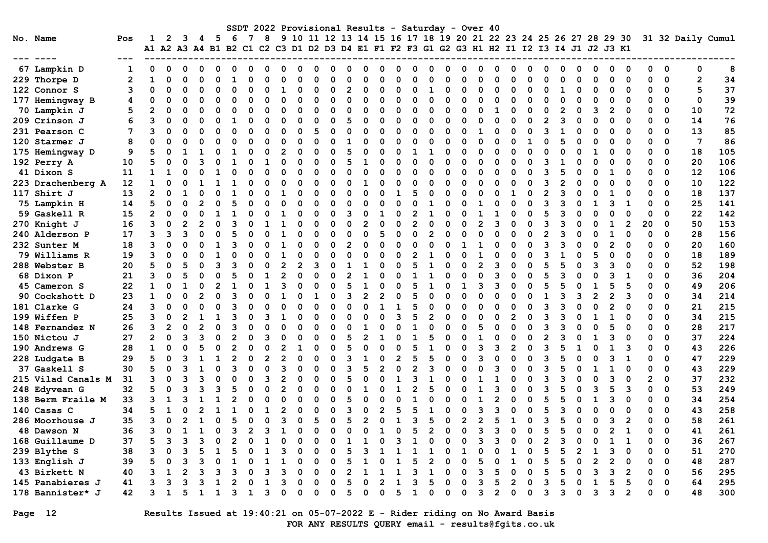# SSDT 2022 Provisional Results - Saturday - Over 40

| No. | Name | Pos | 1 A1 | 2 A2 | 3 A3 | 4 A4 | 5 B1 | 6 B2 | 7 C1 | 8 C2 | 9 C3 | 10 D1 | 11 D2 | 12 D3 | 13 D4 | 14 E1 | 15 F1 | 16 F2 | 17 F3 | 18 G1 | 19 G2 | 20 G3 | 21 H1 | 22 H2 | 23 I1 | 24 I2 | 25 I3 | 26 I4 | 27 J1 | 28 J2 | 29 J3 | 30 K1 | 31 | 32 | Daily | Cumul |
|---|---|---|---|---|---|---|---|---|---|---|---|---|---|---|---|---|---|---|---|---|---|---|---|---|---|---|---|---|---|---|---|---|---|---|---|---|
| 67 | Lampkin D | 1 | 0 | 0 | 0 | 0 | 0 | 0 | 0 | 0 | 0 | 0 | 0 | 0 | 0 | 0 | 0 | 0 | 0 | 0 | 0 | 0 | 0 | 0 | 0 | 0 | 0 | 0 | 0 | 0 | 0 | 0 | 0 | 0 | 0 | 8 |
| 229 | Thorpe D | 2 | 1 | 0 | 0 | 0 | 0 | 1 | 0 | 0 | 0 | 0 | 0 | 0 | 0 | 0 | 0 | 0 | 0 | 0 | 0 | 0 | 0 | 0 | 0 | 0 | 0 | 0 | 0 | 0 | 0 | 0 | 0 | 0 | 2 | 34 |
| 122 | Connor S | 3 | 0 | 0 | 0 | 0 | 0 | 0 | 0 | 0 | 1 | 0 | 0 | 0 | 2 | 0 | 0 | 0 | 0 | 1 | 0 | 0 | 0 | 0 | 0 | 0 | 0 | 1 | 0 | 0 | 0 | 0 | 0 | 0 | 5 | 37 |
| 177 | Hemingway B | 4 | 0 | 0 | 0 | 0 | 0 | 0 | 0 | 0 | 0 | 0 | 0 | 0 | 0 | 0 | 0 | 0 | 0 | 0 | 0 | 0 | 0 | 0 | 0 | 0 | 0 | 0 | 0 | 0 | 0 | 0 | 0 | 0 | 0 | 39 |
| 70 | Lampkin J | 5 | 2 | 0 | 0 | 0 | 0 | 0 | 0 | 0 | 0 | 0 | 0 | 0 | 0 | 0 | 0 | 0 | 0 | 0 | 0 | 0 | 0 | 1 | 0 | 0 | 0 | 2 | 0 | 3 | 2 | 0 | 0 | 0 | 10 | 72 |
| 209 | Crinson J | 6 | 3 | 0 | 0 | 0 | 0 | 1 | 0 | 0 | 0 | 0 | 0 | 0 | 5 | 0 | 0 | 0 | 0 | 0 | 0 | 0 | 0 | 0 | 0 | 0 | 2 | 3 | 0 | 0 | 0 | 0 | 0 | 0 | 14 | 76 |
| 231 | Pearson C | 7 | 3 | 0 | 0 | 0 | 0 | 0 | 0 | 0 | 0 | 0 | 5 | 0 | 0 | 0 | 0 | 0 | 0 | 0 | 0 | 0 | 1 | 0 | 0 | 0 | 3 | 1 | 0 | 0 | 0 | 0 | 0 | 0 | 13 | 85 |
| 120 | Starmer J | 8 | 0 | 0 | 0 | 0 | 0 | 0 | 0 | 0 | 0 | 0 | 0 | 0 | 1 | 0 | 0 | 0 | 0 | 0 | 0 | 0 | 0 | 0 | 0 | 1 | 0 | 5 | 0 | 0 | 0 | 0 | 0 | 0 | 7 | 86 |
| 175 | Hemingway D | 9 | 5 | 0 | 1 | 1 | 0 | 1 | 0 | 0 | 2 | 0 | 0 | 0 | 5 | 0 | 0 | 0 | 1 | 1 | 0 | 0 | 0 | 0 | 0 | 0 | 0 | 0 | 0 | 1 | 0 | 0 | 0 | 0 | 18 | 105 |
| 192 | Perry A | 10 | 5 | 0 | 0 | 3 | 0 | 1 | 0 | 1 | 0 | 0 | 0 | 0 | 5 | 1 | 0 | 0 | 0 | 0 | 0 | 0 | 0 | 0 | 0 | 0 | 3 | 1 | 0 | 0 | 0 | 0 | 0 | 0 | 20 | 106 |
| 41 | Dixon S | 11 | 1 | 1 | 0 | 0 | 1 | 0 | 0 | 0 | 0 | 0 | 0 | 0 | 0 | 0 | 0 | 0 | 0 | 0 | 0 | 0 | 0 | 0 | 0 | 0 | 3 | 5 | 0 | 0 | 1 | 0 | 0 | 0 | 12 | 106 |
| 223 | Drachenberg A | 12 | 1 | 0 | 0 | 1 | 1 | 1 | 0 | 0 | 0 | 0 | 0 | 0 | 0 | 1 | 0 | 0 | 0 | 0 | 0 | 0 | 0 | 0 | 0 | 0 | 3 | 2 | 0 | 0 | 0 | 0 | 0 | 0 | 10 | 122 |
| 117 | Shirt J | 13 | 2 | 0 | 1 | 0 | 0 | 1 | 0 | 0 | 1 | 0 | 0 | 0 | 0 | 0 | 0 | 1 | 5 | 0 | 0 | 0 | 0 | 0 | 1 | 0 | 2 | 3 | 0 | 0 | 1 | 0 | 0 | 0 | 18 | 137 |
| 75 | Lampkin H | 14 | 5 | 0 | 0 | 2 | 0 | 5 | 0 | 0 | 0 | 0 | 0 | 0 | 0 | 0 | 0 | 0 | 0 | 1 | 0 | 0 | 1 | 0 | 0 | 0 | 3 | 3 | 0 | 1 | 3 | 1 | 0 | 0 | 25 | 141 |
| 59 | Gaskell R | 15 | 2 | 0 | 0 | 0 | 1 | 1 | 0 | 0 | 1 | 0 | 0 | 0 | 3 | 0 | 1 | 0 | 2 | 1 | 0 | 0 | 1 | 1 | 0 | 0 | 5 | 3 | 0 | 0 | 0 | 0 | 0 | 0 | 22 | 142 |
| 270 | Knight J | 16 | 3 | 0 | 2 | 2 | 0 | 3 | 0 | 1 | 1 | 0 | 0 | 0 | 0 | 2 | 0 | 0 | 2 | 0 | 0 | 0 | 2 | 3 | 0 | 0 | 3 | 3 | 0 | 0 | 1 | 2 | 20 | 0 | 50 | 153 |
| 240 | Alderson P | 17 | 3 | 3 | 3 | 0 | 0 | 5 | 0 | 0 | 1 | 0 | 0 | 0 | 0 | 0 | 5 | 0 | 0 | 2 | 0 | 0 | 0 | 0 | 0 | 0 | 2 | 3 | 0 | 0 | 1 | 0 | 0 | 0 | 28 | 156 |
| 232 | Sunter M | 18 | 3 | 0 | 0 | 0 | 1 | 3 | 0 | 0 | 1 | 0 | 0 | 0 | 2 | 0 | 0 | 0 | 0 | 0 | 0 | 1 | 1 | 0 | 0 | 0 | 3 | 3 | 0 | 0 | 2 | 0 | 0 | 0 | 20 | 160 |
| 79 | Williams R | 19 | 3 | 0 | 0 | 0 | 1 | 0 | 0 | 0 | 1 | 0 | 0 | 0 | 0 | 0 | 0 | 0 | 2 | 1 | 0 | 0 | 1 | 0 | 0 | 0 | 3 | 1 | 0 | 5 | 0 | 0 | 0 | 0 | 18 | 189 |
| 288 | Webster B | 20 | 5 | 0 | 5 | 0 | 3 | 3 | 0 | 0 | 2 | 2 | 3 | 0 | 1 | 1 | 0 | 0 | 5 | 1 | 0 | 0 | 2 | 3 | 0 | 0 | 5 | 5 | 0 | 3 | 3 | 0 | 0 | 0 | 52 | 198 |
| 68 | Dixon P | 21 | 3 | 0 | 5 | 0 | 0 | 5 | 0 | 1 | 2 | 0 | 0 | 0 | 2 | 1 | 0 | 0 | 1 | 1 | 0 | 0 | 0 | 3 | 0 | 0 | 5 | 3 | 0 | 0 | 3 | 1 | 0 | 0 | 36 | 204 |
| 45 | Cameron S | 22 | 1 | 0 | 1 | 0 | 2 | 1 | 0 | 1 | 3 | 0 | 0 | 0 | 5 | 1 | 0 | 0 | 5 | 1 | 0 | 1 | 3 | 3 | 0 | 0 | 5 | 5 | 0 | 1 | 5 | 5 | 0 | 0 | 49 | 206 |
| 90 | Cockshott D | 23 | 1 | 0 | 0 | 2 | 0 | 3 | 0 | 0 | 1 | 0 | 1 | 0 | 3 | 2 | 2 | 0 | 5 | 0 | 0 | 0 | 0 | 0 | 0 | 0 | 1 | 3 | 3 | 2 | 2 | 3 | 0 | 0 | 34 | 214 |
| 181 | Clarke G | 24 | 3 | 0 | 0 | 0 | 0 | 3 | 0 | 0 | 0 | 0 | 0 | 0 | 0 | 0 | 1 | 1 | 5 | 0 | 0 | 0 | 0 | 0 | 0 | 0 | 3 | 3 | 0 | 0 | 2 | 0 | 0 | 0 | 21 | 215 |
| 199 | Wiffen P | 25 | 3 | 0 | 2 | 1 | 1 | 3 | 0 | 3 | 1 | 0 | 0 | 0 | 0 | 0 | 0 | 3 | 5 | 2 | 0 | 0 | 0 | 0 | 2 | 0 | 3 | 3 | 0 | 1 | 1 | 0 | 0 | 0 | 34 | 215 |
| 148 | Fernandez N | 26 | 3 | 2 | 0 | 2 | 0 | 3 | 0 | 0 | 0 | 0 | 0 | 0 | 0 | 1 | 0 | 0 | 1 | 0 | 0 | 0 | 5 | 0 | 0 | 0 | 3 | 3 | 0 | 0 | 5 | 0 | 0 | 0 | 28 | 217 |
| 150 | Nictou J | 27 | 2 | 0 | 3 | 3 | 0 | 2 | 0 | 3 | 0 | 0 | 0 | 0 | 5 | 2 | 1 | 0 | 1 | 5 | 0 | 0 | 1 | 0 | 0 | 0 | 2 | 3 | 0 | 1 | 3 | 0 | 0 | 0 | 37 | 224 |
| 190 | Andrews G | 28 | 1 | 0 | 0 | 5 | 0 | 2 | 0 | 0 | 2 | 1 | 0 | 0 | 5 | 0 | 0 | 0 | 5 | 1 | 0 | 0 | 3 | 3 | 2 | 0 | 3 | 5 | 1 | 0 | 1 | 3 | 0 | 0 | 43 | 226 |
| 228 | Ludgate B | 29 | 5 | 0 | 3 | 1 | 1 | 2 | 0 | 2 | 2 | 0 | 0 | 0 | 3 | 1 | 0 | 2 | 5 | 5 | 0 | 0 | 3 | 0 | 0 | 0 | 3 | 5 | 0 | 0 | 3 | 1 | 0 | 0 | 47 | 229 |
| 37 | Gaskell S | 30 | 5 | 0 | 3 | 1 | 0 | 3 | 0 | 0 | 3 | 0 | 0 | 0 | 3 | 5 | 2 | 0 | 2 | 3 | 0 | 0 | 0 | 3 | 0 | 0 | 3 | 5 | 0 | 1 | 1 | 0 | 0 | 0 | 43 | 229 |
| 215 | Vilad Canals M | 31 | 3 | 0 | 3 | 3 | 0 | 0 | 0 | 3 | 2 | 0 | 0 | 0 | 5 | 0 | 0 | 1 | 3 | 1 | 0 | 0 | 1 | 1 | 0 | 0 | 3 | 3 | 0 | 0 | 3 | 0 | 2 | 0 | 37 | 232 |
| 248 | Edyvean G | 32 | 5 | 0 | 3 | 3 | 3 | 5 | 0 | 0 | 2 | 0 | 0 | 0 | 0 | 1 | 0 | 1 | 2 | 5 | 0 | 0 | 1 | 3 | 0 | 0 | 3 | 5 | 0 | 3 | 5 | 3 | 0 | 0 | 53 | 249 |
| 138 | Berm Fraile M | 33 | 3 | 1 | 3 | 1 | 1 | 2 | 0 | 0 | 0 | 0 | 0 | 0 | 5 | 0 | 0 | 0 | 1 | 0 | 0 | 0 | 1 | 2 | 0 | 0 | 5 | 5 | 0 | 1 | 3 | 0 | 0 | 0 | 34 | 254 |
| 140 | Casas C | 34 | 5 | 1 | 0 | 2 | 1 | 1 | 0 | 1 | 2 | 0 | 0 | 0 | 3 | 0 | 2 | 5 | 5 | 1 | 0 | 0 | 3 | 3 | 0 | 0 | 5 | 3 | 0 | 0 | 0 | 0 | 0 | 0 | 43 | 258 |
| 286 | Moorhouse J | 35 | 3 | 0 | 2 | 1 | 0 | 5 | 0 | 0 | 3 | 0 | 5 | 0 | 5 | 2 | 0 | 1 | 3 | 5 | 0 | 2 | 2 | 5 | 1 | 0 | 3 | 5 | 0 | 0 | 3 | 2 | 0 | 0 | 58 | 261 |
| 48 | Dawson N | 36 | 3 | 0 | 1 | 1 | 0 | 3 | 2 | 3 | 1 | 0 | 0 | 0 | 0 | 0 | 1 | 0 | 5 | 2 | 0 | 0 | 3 | 0 | 0 | 0 | 5 | 5 | 0 | 0 | 2 | 1 | 0 | 0 | 41 | 261 |
| 168 | Guillaume D | 37 | 5 | 3 | 3 | 3 | 0 | 2 | 0 | 1 | 0 | 0 | 0 | 0 | 1 | 1 | 0 | 3 | 1 | 0 | 0 | 0 | 3 | 3 | 0 | 0 | 2 | 3 | 0 | 0 | 1 | 1 | 0 | 0 | 36 | 267 |
| 239 | Blythe S | 38 | 3 | 0 | 3 | 5 | 1 | 5 | 0 | 1 | 3 | 0 | 0 | 0 | 5 | 3 | 1 | 1 | 1 | 1 | 0 | 1 | 0 | 0 | 1 | 0 | 5 | 5 | 2 | 1 | 3 | 0 | 0 | 0 | 51 | 270 |
| 133 | English J | 39 | 5 | 0 | 3 | 3 | 0 | 1 | 0 | 1 | 1 | 0 | 0 | 0 | 5 | 1 | 0 | 1 | 5 | 2 | 0 | 0 | 5 | 0 | 1 | 0 | 5 | 5 | 0 | 2 | 2 | 0 | 0 | 0 | 48 | 287 |
| 43 | Birkett N | 40 | 3 | 1 | 2 | 3 | 3 | 3 | 0 | 3 | 3 | 0 | 0 | 0 | 2 | 1 | 1 | 1 | 3 | 1 | 0 | 0 | 3 | 5 | 0 | 0 | 5 | 5 | 0 | 3 | 3 | 2 | 0 | 0 | 56 | 295 |
| 145 | Panabieres J | 41 | 3 | 3 | 3 | 3 | 1 | 2 | 0 | 1 | 3 | 0 | 0 | 0 | 5 | 0 | 2 | 1 | 3 | 5 | 0 | 0 | 3 | 5 | 2 | 0 | 3 | 5 | 0 | 1 | 5 | 5 | 0 | 0 | 64 | 295 |
| 178 | Bannister* J | 42 | 3 | 1 | 5 | 1 | 1 | 3 | 1 | 3 | 0 | 0 | 0 | 0 | 5 | 0 | 0 | 5 | 1 | 0 | 0 | 0 | 3 | 2 | 0 | 0 | 3 | 3 | 0 | 3 | 3 | 2 | 0 | 0 | 48 | 300 |

Results Issued at 19:40:21 on 05-07-2022 E - Rider riding on No Award Basis

FOR ANY RESULTS QUERY email - results@fgits.co.uk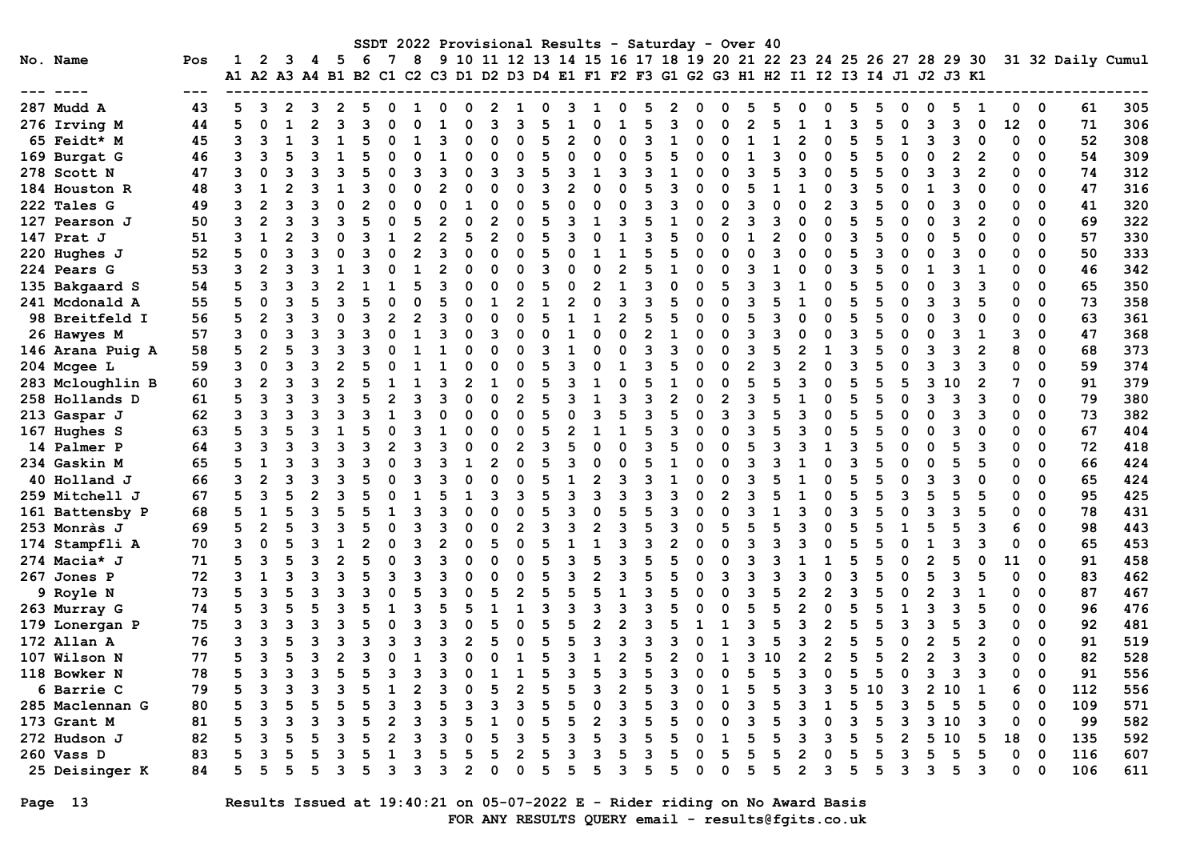SSDT 2022 Provisional Results - Saturday - Over 40

| No. | Name | Pos | 1 A1 | 2 A2 | 3 A3 | 4 A4 | 5 B1 | 6 B2 | 7 C1 | 8 C2 | 9 C3 | 10 D1 | 11 D2 | 12 D3 | 13 D4 | 14 E1 | 15 F1 | 16 F2 | 17 F3 | 18 G1 | 19 G2 | 20 G3 | 21 H1 | 22 H2 | 23 I1 | 24 I2 | 25 I3 | 26 I4 | 27 J1 | 28 J2 | 29 J3 | 30 K1 | 31 | 32 | Daily | Cumul |
|---|---|---|---|---|---|---|---|---|---|---|---|---|---|---|---|---|---|---|---|---|---|---|---|---|---|---|---|---|---|---|---|---|---|---|---|---|
| 287 | Mudd A | 43 | 5 | 3 | 2 | 3 | 2 | 5 | 0 | 1 | 0 | 0 | 2 | 1 | 0 | 3 | 1 | 0 | 5 | 2 | 0 | 0 | 5 | 5 | 0 | 0 | 5 | 5 | 0 | 0 | 5 | 1 | 0 | 0 | 61 | 305 |
| 276 | Irving M | 44 | 5 | 0 | 1 | 2 | 3 | 3 | 0 | 0 | 1 | 0 | 3 | 3 | 5 | 1 | 0 | 1 | 5 | 3 | 0 | 0 | 2 | 5 | 1 | 1 | 3 | 5 | 0 | 3 | 3 | 0 | 12 | 0 | 71 | 306 |
| 65 | Feidt* M | 45 | 3 | 3 | 1 | 3 | 1 | 5 | 0 | 1 | 3 | 0 | 0 | 0 | 5 | 2 | 0 | 0 | 3 | 1 | 0 | 0 | 1 | 1 | 2 | 0 | 5 | 5 | 1 | 3 | 3 | 0 | 0 | 0 | 52 | 308 |
| 169 | Burgat G | 46 | 3 | 3 | 5 | 3 | 1 | 5 | 0 | 0 | 1 | 0 | 0 | 0 | 5 | 0 | 0 | 0 | 5 | 5 | 0 | 0 | 1 | 3 | 0 | 0 | 5 | 5 | 0 | 0 | 2 | 2 | 0 | 0 | 54 | 309 |
| 278 | Scott N | 47 | 3 | 0 | 3 | 3 | 3 | 5 | 0 | 3 | 3 | 0 | 3 | 3 | 5 | 3 | 1 | 3 | 3 | 1 | 0 | 0 | 3 | 5 | 3 | 0 | 5 | 5 | 0 | 3 | 3 | 2 | 0 | 0 | 74 | 312 |
| 184 | Houston R | 48 | 3 | 1 | 2 | 3 | 1 | 3 | 0 | 0 | 2 | 0 | 0 | 0 | 3 | 2 | 0 | 0 | 5 | 3 | 0 | 0 | 5 | 1 | 1 | 0 | 3 | 5 | 0 | 1 | 3 | 0 | 0 | 0 | 47 | 316 |
| 222 | Tales G | 49 | 3 | 2 | 3 | 3 | 0 | 2 | 0 | 0 | 0 | 1 | 0 | 0 | 5 | 0 | 0 | 0 | 3 | 3 | 0 | 0 | 3 | 0 | 0 | 2 | 3 | 5 | 0 | 0 | 3 | 0 | 0 | 0 | 41 | 320 |
| 127 | Pearson J | 50 | 3 | 2 | 3 | 3 | 3 | 5 | 0 | 5 | 2 | 0 | 2 | 0 | 5 | 3 | 1 | 3 | 5 | 1 | 0 | 2 | 3 | 3 | 0 | 0 | 5 | 5 | 0 | 0 | 3 | 2 | 0 | 0 | 69 | 322 |
| 147 | Prat J | 51 | 3 | 1 | 2 | 3 | 0 | 3 | 1 | 2 | 2 | 5 | 2 | 0 | 5 | 3 | 0 | 1 | 3 | 5 | 0 | 0 | 1 | 2 | 0 | 0 | 3 | 5 | 0 | 0 | 5 | 0 | 0 | 0 | 57 | 330 |
| 220 | Hughes J | 52 | 5 | 0 | 3 | 3 | 0 | 3 | 0 | 2 | 3 | 0 | 0 | 0 | 5 | 0 | 1 | 1 | 5 | 5 | 0 | 0 | 0 | 3 | 0 | 0 | 5 | 3 | 0 | 0 | 3 | 0 | 0 | 0 | 50 | 333 |
| 224 | Pears G | 53 | 3 | 2 | 3 | 3 | 1 | 3 | 0 | 1 | 2 | 0 | 0 | 0 | 3 | 0 | 0 | 2 | 5 | 1 | 0 | 0 | 3 | 1 | 0 | 0 | 3 | 5 | 0 | 1 | 3 | 1 | 0 | 0 | 46 | 342 |
| 135 | Bakgaard S | 54 | 5 | 3 | 3 | 3 | 2 | 1 | 1 | 5 | 3 | 0 | 0 | 0 | 5 | 0 | 2 | 1 | 3 | 0 | 0 | 5 | 3 | 3 | 1 | 0 | 5 | 5 | 0 | 0 | 3 | 3 | 0 | 0 | 65 | 350 |
| 241 | Mcdonald A | 55 | 5 | 0 | 3 | 5 | 3 | 5 | 0 | 0 | 5 | 0 | 1 | 2 | 1 | 2 | 0 | 3 | 3 | 5 | 0 | 0 | 3 | 5 | 1 | 0 | 5 | 5 | 0 | 3 | 3 | 5 | 0 | 0 | 73 | 358 |
| 98 | Breitfeld I | 56 | 5 | 2 | 3 | 3 | 0 | 3 | 2 | 2 | 3 | 0 | 0 | 0 | 5 | 1 | 1 | 2 | 5 | 5 | 0 | 0 | 5 | 3 | 0 | 0 | 5 | 5 | 0 | 0 | 3 | 0 | 0 | 0 | 63 | 361 |
| 26 | Hawyes M | 57 | 3 | 0 | 3 | 3 | 3 | 3 | 0 | 1 | 3 | 0 | 3 | 0 | 0 | 1 | 0 | 0 | 2 | 1 | 0 | 0 | 3 | 3 | 0 | 0 | 3 | 5 | 0 | 0 | 3 | 1 | 3 | 0 | 47 | 368 |
| 146 | Arana Puig A | 58 | 5 | 2 | 5 | 3 | 3 | 3 | 0 | 1 | 1 | 0 | 0 | 0 | 3 | 1 | 0 | 0 | 3 | 3 | 0 | 0 | 3 | 5 | 2 | 1 | 3 | 5 | 0 | 3 | 3 | 2 | 8 | 0 | 68 | 373 |
| 204 | Mcgee L | 59 | 3 | 0 | 3 | 3 | 2 | 5 | 0 | 1 | 1 | 0 | 0 | 0 | 5 | 3 | 0 | 1 | 3 | 5 | 0 | 0 | 2 | 3 | 2 | 0 | 3 | 5 | 0 | 3 | 3 | 3 | 0 | 0 | 59 | 374 |
| 283 | Mcloughlin B | 60 | 3 | 2 | 3 | 3 | 2 | 5 | 1 | 1 | 3 | 2 | 1 | 0 | 5 | 3 | 1 | 0 | 5 | 1 | 0 | 0 | 5 | 5 | 3 | 0 | 5 | 5 | 5 | 3 | 10 | 2 | 7 | 0 | 91 | 379 |
| 258 | Hollands D | 61 | 5 | 3 | 3 | 3 | 3 | 5 | 2 | 3 | 3 | 0 | 0 | 2 | 5 | 3 | 1 | 3 | 3 | 2 | 0 | 2 | 3 | 5 | 1 | 0 | 5 | 5 | 0 | 3 | 3 | 3 | 0 | 0 | 79 | 380 |
| 213 | Gaspar J | 62 | 3 | 3 | 3 | 3 | 3 | 3 | 1 | 3 | 0 | 0 | 0 | 0 | 5 | 0 | 3 | 5 | 3 | 5 | 0 | 3 | 3 | 5 | 3 | 0 | 5 | 5 | 0 | 0 | 3 | 3 | 0 | 0 | 73 | 382 |
| 167 | Hughes S | 63 | 5 | 3 | 5 | 3 | 1 | 5 | 0 | 3 | 1 | 0 | 0 | 0 | 5 | 2 | 1 | 1 | 5 | 3 | 0 | 0 | 3 | 5 | 3 | 0 | 5 | 5 | 0 | 0 | 3 | 0 | 0 | 0 | 67 | 404 |
| 14 | Palmer P | 64 | 3 | 3 | 3 | 3 | 3 | 3 | 2 | 3 | 3 | 0 | 0 | 2 | 3 | 5 | 0 | 0 | 3 | 5 | 0 | 0 | 5 | 3 | 3 | 1 | 3 | 5 | 0 | 0 | 5 | 3 | 0 | 0 | 72 | 418 |
| 234 | Gaskin M | 65 | 5 | 1 | 3 | 3 | 3 | 3 | 0 | 3 | 3 | 1 | 2 | 0 | 5 | 3 | 0 | 0 | 5 | 1 | 0 | 0 | 3 | 3 | 1 | 0 | 3 | 5 | 0 | 0 | 5 | 5 | 0 | 0 | 66 | 424 |
| 40 | Holland J | 66 | 3 | 2 | 3 | 3 | 3 | 5 | 0 | 3 | 3 | 0 | 0 | 0 | 5 | 1 | 2 | 3 | 3 | 1 | 0 | 0 | 3 | 5 | 1 | 0 | 5 | 5 | 0 | 3 | 3 | 0 | 0 | 0 | 65 | 424 |
| 259 | Mitchell J | 67 | 5 | 3 | 5 | 2 | 3 | 5 | 0 | 1 | 5 | 1 | 3 | 3 | 5 | 3 | 3 | 3 | 3 | 3 | 0 | 2 | 3 | 5 | 1 | 0 | 5 | 5 | 3 | 5 | 5 | 5 | 0 | 0 | 95 | 425 |
| 161 | Battensby P | 68 | 5 | 1 | 5 | 3 | 5 | 5 | 1 | 3 | 3 | 0 | 0 | 0 | 5 | 3 | 0 | 5 | 5 | 3 | 0 | 0 | 3 | 1 | 3 | 0 | 3 | 5 | 0 | 3 | 3 | 5 | 0 | 0 | 78 | 431 |
| 253 | Monràs J | 69 | 5 | 2 | 5 | 3 | 3 | 5 | 0 | 3 | 3 | 0 | 0 | 2 | 3 | 3 | 2 | 3 | 5 | 3 | 0 | 5 | 5 | 5 | 3 | 0 | 5 | 5 | 1 | 5 | 5 | 3 | 6 | 0 | 98 | 443 |
| 174 | Stampfli A | 70 | 3 | 0 | 5 | 3 | 1 | 2 | 0 | 3 | 2 | 0 | 5 | 0 | 5 | 1 | 1 | 3 | 3 | 2 | 0 | 0 | 3 | 3 | 3 | 0 | 5 | 5 | 0 | 1 | 3 | 3 | 0 | 0 | 65 | 453 |
| 274 | Macia* J | 71 | 5 | 3 | 5 | 3 | 2 | 5 | 0 | 3 | 3 | 0 | 0 | 0 | 5 | 3 | 5 | 3 | 5 | 5 | 0 | 0 | 3 | 3 | 1 | 1 | 5 | 5 | 0 | 2 | 5 | 0 | 11 | 0 | 91 | 458 |
| 267 | Jones P | 72 | 3 | 1 | 3 | 3 | 3 | 5 | 3 | 3 | 3 | 0 | 0 | 0 | 5 | 3 | 2 | 3 | 5 | 5 | 0 | 3 | 3 | 3 | 3 | 0 | 3 | 5 | 0 | 5 | 3 | 5 | 0 | 0 | 83 | 462 |
| 9 | Royle N | 73 | 5 | 3 | 5 | 3 | 3 | 3 | 0 | 5 | 3 | 0 | 5 | 2 | 5 | 5 | 5 | 1 | 3 | 5 | 0 | 0 | 3 | 5 | 2 | 2 | 3 | 5 | 0 | 2 | 3 | 1 | 0 | 0 | 87 | 467 |
| 263 | Murray G | 74 | 5 | 3 | 5 | 5 | 3 | 5 | 1 | 3 | 5 | 5 | 1 | 1 | 3 | 3 | 3 | 3 | 3 | 5 | 0 | 0 | 5 | 5 | 2 | 0 | 5 | 5 | 1 | 3 | 3 | 5 | 0 | 0 | 96 | 476 |
| 179 | Lonergan P | 75 | 3 | 3 | 3 | 3 | 3 | 5 | 0 | 3 | 3 | 0 | 5 | 0 | 5 | 5 | 2 | 2 | 3 | 5 | 1 | 1 | 3 | 5 | 3 | 2 | 5 | 5 | 3 | 3 | 5 | 3 | 0 | 0 | 92 | 481 |
| 172 | Allan A | 76 | 3 | 3 | 5 | 3 | 3 | 3 | 3 | 3 | 3 | 2 | 5 | 0 | 5 | 5 | 3 | 3 | 3 | 3 | 0 | 1 | 3 | 5 | 3 | 2 | 5 | 5 | 0 | 2 | 5 | 2 | 0 | 0 | 91 | 519 |
| 107 | Wilson N | 77 | 5 | 3 | 5 | 3 | 2 | 3 | 0 | 1 | 3 | 0 | 0 | 1 | 5 | 3 | 1 | 2 | 5 | 2 | 0 | 1 | 3 | 10 | 2 | 2 | 5 | 5 | 2 | 2 | 3 | 3 | 0 | 0 | 82 | 528 |
| 118 | Bowker N | 78 | 5 | 3 | 3 | 3 | 5 | 5 | 3 | 3 | 3 | 0 | 1 | 1 | 5 | 3 | 5 | 3 | 5 | 3 | 0 | 0 | 5 | 5 | 3 | 0 | 5 | 5 | 0 | 3 | 3 | 3 | 0 | 0 | 91 | 556 |
| 6 | Barrie C | 79 | 5 | 3 | 3 | 3 | 3 | 5 | 1 | 2 | 3 | 0 | 5 | 2 | 5 | 5 | 3 | 2 | 5 | 3 | 0 | 1 | 5 | 5 | 3 | 3 | 5 | 10 | 3 | 2 | 10 | 1 | 6 | 0 | 112 | 556 |
| 285 | Maclennan G | 80 | 5 | 3 | 5 | 5 | 5 | 5 | 3 | 3 | 5 | 3 | 3 | 3 | 5 | 5 | 0 | 3 | 5 | 3 | 0 | 0 | 3 | 5 | 3 | 1 | 5 | 5 | 3 | 5 | 5 | 5 | 0 | 0 | 109 | 571 |
| 173 | Grant M | 81 | 5 | 3 | 3 | 3 | 3 | 5 | 2 | 3 | 3 | 5 | 1 | 0 | 5 | 5 | 2 | 3 | 5 | 5 | 0 | 0 | 3 | 5 | 3 | 0 | 3 | 5 | 3 | 3 | 10 | 3 | 0 | 0 | 99 | 582 |
| 272 | Hudson J | 82 | 5 | 3 | 5 | 5 | 3 | 5 | 2 | 3 | 3 | 0 | 5 | 3 | 5 | 3 | 5 | 3 | 5 | 5 | 0 | 1 | 5 | 5 | 3 | 3 | 5 | 5 | 2 | 5 | 10 | 5 | 18 | 0 | 135 | 592 |
| 260 | Vass D | 83 | 5 | 3 | 5 | 5 | 3 | 5 | 1 | 3 | 5 | 5 | 5 | 2 | 5 | 3 | 3 | 5 | 3 | 5 | 0 | 5 | 5 | 5 | 2 | 0 | 5 | 5 | 3 | 5 | 5 | 5 | 0 | 0 | 116 | 607 |
| 25 | Deisinger K | 84 | 5 | 5 | 5 | 5 | 3 | 5 | 3 | 3 | 3 | 2 | 0 | 0 | 5 | 5 | 5 | 3 | 5 | 5 | 0 | 0 | 5 | 5 | 2 | 3 | 5 | 5 | 3 | 3 | 5 | 3 | 0 | 0 | 106 | 611 |

Results Issued at 19:40:21 on 05-07-2022 E - Rider riding on No Award Basis

FOR ANY RESULTS QUERY email - results@fgits.co.uk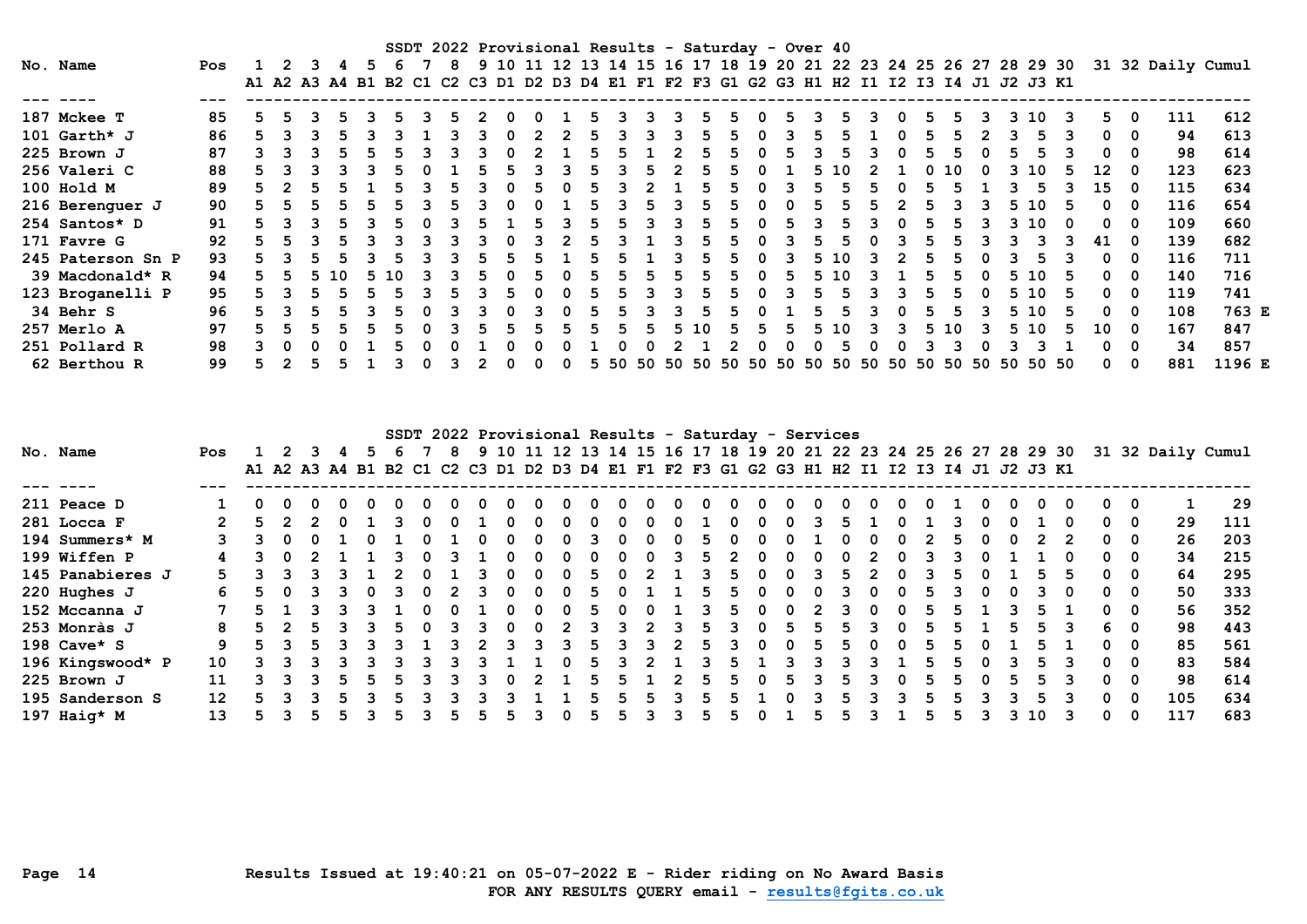## SSDT 2022 Provisional Results - Saturday - Over 40

| No. | Name | Pos | 1 A1 | 2 A2 | 3 A3 | 4 A4 | 5 B1 | 6 B2 | 7 C1 | 8 C2 | 9 C3 | 10 D1 | 11 D2 | 12 D3 | 13 D4 | 14 E1 | 15 F1 | 16 F2 | 17 F3 | 18 G1 | 19 G2 | 20 G3 | 21 H1 | 22 H2 | 23 I1 | 24 I2 | 25 I3 | 26 I4 | 27 J1 | 28 J2 | 29 J3 | 30 K1 | 31 | 32 | Daily | Cumul |
|---|---|---|---|---|---|---|---|---|---|---|---|---|---|---|---|---|---|---|---|---|---|---|---|---|---|---|---|---|---|---|---|---|---|---|---|---|
| 187 | Mckee T | 85 | 5 | 5 | 3 | 5 | 3 | 5 | 3 | 5 | 2 | 0 | 0 | 1 | 5 | 3 | 3 | 3 | 5 | 5 | 0 | 5 | 3 | 5 | 3 | 0 | 5 | 5 | 3 | 3 | 10 | 3 | 5 | 0 | 111 | 612 |
| 101 | Garth* J | 86 | 5 | 3 | 3 | 5 | 3 | 3 | 1 | 3 | 3 | 0 | 2 | 2 | 5 | 3 | 3 | 3 | 5 | 5 | 0 | 3 | 5 | 5 | 1 | 0 | 5 | 5 | 2 | 3 | 5 | 3 | 0 | 0 | 94 | 613 |
| 225 | Brown J | 87 | 3 | 3 | 3 | 5 | 5 | 5 | 3 | 3 | 3 | 0 | 2 | 1 | 5 | 5 | 1 | 2 | 5 | 5 | 0 | 5 | 3 | 5 | 3 | 0 | 5 | 5 | 0 | 5 | 5 | 3 | 0 | 0 | 98 | 614 |
| 256 | Valeri C | 88 | 5 | 3 | 3 | 3 | 3 | 5 | 0 | 1 | 5 | 5 | 3 | 3 | 5 | 3 | 5 | 2 | 5 | 5 | 0 | 1 | 5 | 10 | 2 | 1 | 0 | 10 | 0 | 3 | 10 | 5 | 12 | 0 | 123 | 623 |
| 100 | Hold M | 89 | 5 | 2 | 5 | 5 | 1 | 5 | 3 | 5 | 3 | 0 | 5 | 0 | 5 | 3 | 2 | 1 | 5 | 5 | 0 | 3 | 5 | 5 | 5 | 0 | 5 | 5 | 1 | 3 | 5 | 3 | 15 | 0 | 115 | 634 |
| 216 | Berenguer J | 90 | 5 | 5 | 5 | 5 | 5 | 5 | 3 | 5 | 3 | 0 | 0 | 1 | 5 | 3 | 5 | 3 | 5 | 5 | 0 | 0 | 5 | 5 | 5 | 2 | 5 | 3 | 3 | 5 | 10 | 5 | 0 | 0 | 116 | 654 |
| 254 | Santos* D | 91 | 5 | 3 | 3 | 5 | 3 | 5 | 0 | 3 | 5 | 1 | 5 | 3 | 5 | 5 | 3 | 3 | 5 | 5 | 0 | 5 | 3 | 5 | 3 | 0 | 5 | 5 | 3 | 3 | 10 | 0 | 0 | 0 | 109 | 660 |
| 171 | Favre G | 92 | 5 | 5 | 3 | 5 | 3 | 3 | 3 | 3 | 3 | 0 | 3 | 2 | 5 | 3 | 1 | 3 | 5 | 5 | 0 | 3 | 5 | 5 | 0 | 3 | 5 | 5 | 3 | 3 | 3 | 3 | 41 | 0 | 139 | 682 |
| 245 | Paterson Sn P | 93 | 5 | 3 | 5 | 5 | 3 | 5 | 3 | 3 | 5 | 5 | 5 | 1 | 5 | 5 | 1 | 3 | 5 | 5 | 0 | 3 | 5 | 10 | 3 | 2 | 5 | 5 | 0 | 3 | 5 | 3 | 0 | 0 | 116 | 711 |
| 39 | Macdonald* R | 94 | 5 | 5 | 5 | 10 | 5 | 10 | 3 | 3 | 5 | 0 | 5 | 0 | 5 | 5 | 5 | 5 | 5 | 5 | 0 | 5 | 5 | 10 | 3 | 1 | 5 | 5 | 0 | 5 | 10 | 5 | 0 | 0 | 140 | 716 |
| 123 | Broganelli P | 95 | 5 | 3 | 5 | 5 | 5 | 5 | 3 | 5 | 3 | 5 | 0 | 0 | 5 | 5 | 3 | 3 | 5 | 5 | 0 | 3 | 5 | 5 | 3 | 3 | 5 | 5 | 0 | 5 | 10 | 5 | 0 | 0 | 119 | 741 |
| 34 | Behr S | 96 | 5 | 3 | 5 | 5 | 3 | 5 | 0 | 3 | 3 | 0 | 3 | 0 | 5 | 5 | 3 | 3 | 5 | 5 | 0 | 1 | 5 | 5 | 3 | 0 | 5 | 5 | 3 | 5 | 10 | 5 | 0 | 0 | 108 | 763 E |
| 257 | Merlo A | 97 | 5 | 5 | 5 | 5 | 5 | 5 | 0 | 3 | 5 | 5 | 5 | 5 | 5 | 5 | 5 | 5 | 10 | 5 | 5 | 5 | 5 | 10 | 3 | 3 | 5 | 10 | 3 | 5 | 10 | 5 | 10 | 0 | 167 | 847 |
| 251 | Pollard R | 98 | 3 | 0 | 0 | 0 | 1 | 5 | 0 | 0 | 1 | 0 | 0 | 0 | 1 | 0 | 0 | 2 | 1 | 2 | 0 | 0 | 0 | 5 | 0 | 0 | 3 | 3 | 0 | 3 | 3 | 1 | 0 | 0 | 34 | 857 |
| 62 | Berthou R | 99 | 5 | 2 | 5 | 5 | 1 | 3 | 0 | 3 | 2 | 0 | 0 | 0 | 5 | 50 | 50 | 50 | 50 | 50 | 50 | 50 | 50 | 50 | 50 | 50 | 50 | 50 | 50 | 50 | 50 | 50 | 0 | 0 | 881 | 1196 E |

## SSDT 2022 Provisional Results - Saturday - Services

| No. | Name | Pos | 1 A1 | 2 A2 | 3 A3 | 4 A4 | 5 B1 | 6 B2 | 7 C1 | 8 C2 | 9 C3 | 10 D1 | 11 D2 | 12 D3 | 13 D4 | 14 E1 | 15 F1 | 16 F2 | 17 F3 | 18 G1 | 19 G2 | 20 G3 | 21 H1 | 22 H2 | 23 I1 | 24 I2 | 25 I3 | 26 I4 | 27 J1 | 28 J2 | 29 J3 | 30 K1 | 31 | 32 | Daily | Cumul |
|---|---|---|---|---|---|---|---|---|---|---|---|---|---|---|---|---|---|---|---|---|---|---|---|---|---|---|---|---|---|---|---|---|---|---|---|---|
| 211 | Peace D | 1 | 0 | 0 | 0 | 0 | 0 | 0 | 0 | 0 | 0 | 0 | 0 | 0 | 0 | 0 | 0 | 0 | 0 | 0 | 0 | 0 | 0 | 0 | 0 | 0 | 0 | 1 | 0 | 0 | 0 | 0 | 0 | 0 | 1 | 29 |
| 281 | Locca F | 2 | 5 | 2 | 2 | 0 | 1 | 3 | 0 | 0 | 1 | 0 | 0 | 0 | 0 | 0 | 0 | 0 | 1 | 0 | 0 | 0 | 3 | 5 | 1 | 0 | 1 | 3 | 0 | 0 | 1 | 0 | 0 | 0 | 29 | 111 |
| 194 | Summers* M | 3 | 3 | 0 | 0 | 1 | 0 | 1 | 0 | 1 | 0 | 0 | 0 | 0 | 3 | 0 | 0 | 0 | 5 | 0 | 0 | 0 | 1 | 0 | 0 | 0 | 2 | 5 | 0 | 0 | 2 | 2 | 0 | 0 | 26 | 203 |
| 199 | Wiffen P | 4 | 3 | 0 | 2 | 1 | 1 | 3 | 0 | 3 | 1 | 0 | 0 | 0 | 0 | 0 | 0 | 3 | 5 | 2 | 0 | 0 | 0 | 0 | 2 | 0 | 3 | 3 | 0 | 1 | 1 | 0 | 0 | 0 | 34 | 215 |
| 145 | Panabieres J | 5 | 3 | 3 | 3 | 3 | 1 | 2 | 0 | 1 | 3 | 0 | 0 | 0 | 5 | 0 | 2 | 1 | 3 | 5 | 0 | 0 | 3 | 5 | 2 | 0 | 3 | 5 | 0 | 1 | 5 | 5 | 0 | 0 | 64 | 295 |
| 220 | Hughes J | 6 | 5 | 0 | 3 | 3 | 0 | 3 | 0 | 2 | 3 | 0 | 0 | 0 | 5 | 0 | 1 | 1 | 5 | 5 | 0 | 0 | 0 | 3 | 0 | 0 | 5 | 3 | 0 | 0 | 3 | 0 | 0 | 0 | 50 | 333 |
| 152 | Mccanna J | 7 | 5 | 1 | 3 | 3 | 3 | 1 | 0 | 0 | 1 | 0 | 0 | 0 | 5 | 0 | 0 | 1 | 3 | 5 | 0 | 0 | 2 | 3 | 0 | 0 | 5 | 5 | 1 | 3 | 5 | 1 | 0 | 0 | 56 | 352 |
| 253 | Monràs J | 8 | 5 | 2 | 5 | 3 | 3 | 5 | 0 | 3 | 3 | 0 | 0 | 2 | 3 | 3 | 2 | 3 | 5 | 3 | 0 | 5 | 5 | 5 | 3 | 0 | 5 | 5 | 1 | 5 | 5 | 3 | 6 | 0 | 98 | 443 |
| 198 | Cave* S | 9 | 5 | 3 | 5 | 3 | 3 | 3 | 1 | 3 | 2 | 3 | 3 | 3 | 5 | 3 | 3 | 2 | 5 | 3 | 0 | 0 | 5 | 5 | 0 | 0 | 5 | 5 | 0 | 1 | 5 | 1 | 0 | 0 | 85 | 561 |
| 196 | Kingswood* P | 10 | 3 | 3 | 3 | 3 | 3 | 3 | 3 | 3 | 3 | 1 | 1 | 0 | 5 | 3 | 2 | 1 | 3 | 5 | 1 | 3 | 3 | 3 | 3 | 1 | 5 | 5 | 0 | 3 | 5 | 3 | 0 | 0 | 83 | 584 |
| 225 | Brown J | 11 | 3 | 3 | 3 | 5 | 5 | 5 | 3 | 3 | 3 | 0 | 2 | 1 | 5 | 5 | 1 | 2 | 5 | 5 | 0 | 5 | 3 | 5 | 3 | 0 | 5 | 5 | 0 | 5 | 5 | 3 | 0 | 0 | 98 | 614 |
| 195 | Sanderson S | 12 | 5 | 3 | 3 | 5 | 3 | 5 | 3 | 3 | 3 | 3 | 1 | 1 | 5 | 5 | 5 | 3 | 5 | 5 | 1 | 0 | 3 | 5 | 3 | 3 | 5 | 5 | 3 | 3 | 5 | 3 | 0 | 0 | 105 | 634 |
| 197 | Haig* M | 13 | 5 | 3 | 5 | 5 | 3 | 5 | 3 | 5 | 5 | 5 | 3 | 0 | 5 | 5 | 3 | 3 | 5 | 5 | 0 | 1 | 5 | 5 | 3 | 1 | 5 | 5 | 3 | 3 | 10 | 3 | 0 | 0 | 117 | 683 |

Results Issued at 19:40:21 on 05-07-2022 E - Rider riding on No Award Basis

FOR ANY RESULTS QUERY email - results@fgits.co.uk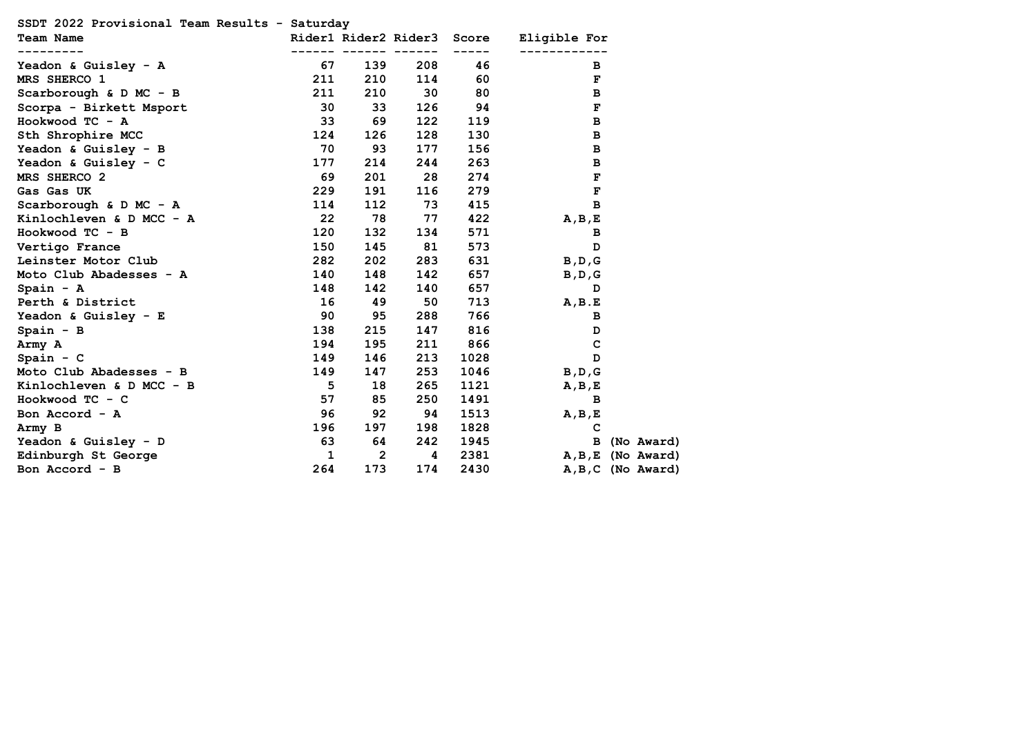SSDT 2022 Provisional Team Results - Saturday

| Team Name | Rider1 | Rider2 | Rider3 | Score | Eligible For |
|---|---|---|---|---|---|
| Yeadon & Guisley - A | 67 | 139 | 208 | 46 | B |
| MRS SHERCO 1 | 211 | 210 | 114 | 60 | F |
| Scarborough & D MC - B | 211 | 210 | 30 | 80 | B |
| Scorpa - Birkett Msport | 30 | 33 | 126 | 94 | F |
| Hookwood TC - A | 33 | 69 | 122 | 119 | B |
| Sth Shrophire MCC | 124 | 126 | 128 | 130 | B |
| Yeadon & Guisley - B | 70 | 93 | 177 | 156 | B |
| Yeadon & Guisley - C | 177 | 214 | 244 | 263 | B |
| MRS SHERCO 2 | 69 | 201 | 28 | 274 | F |
| Gas Gas UK | 229 | 191 | 116 | 279 | F |
| Scarborough & D MC - A | 114 | 112 | 73 | 415 | B |
| Kinlochleven & D MCC - A | 22 | 78 | 77 | 422 | A,B,E |
| Hookwood TC - B | 120 | 132 | 134 | 571 | B |
| Vertigo France | 150 | 145 | 81 | 573 | D |
| Leinster Motor Club | 282 | 202 | 283 | 631 | B,D,G |
| Moto Club Abadesses - A | 140 | 148 | 142 | 657 | B,D,G |
| Spain - A | 148 | 142 | 140 | 657 | D |
| Perth & District | 16 | 49 | 50 | 713 | A,B.E |
| Yeadon & Guisley - E | 90 | 95 | 288 | 766 | B |
| Spain - B | 138 | 215 | 147 | 816 | D |
| Army A | 194 | 195 | 211 | 866 | C |
| Spain - C | 149 | 146 | 213 | 1028 | D |
| Moto Club Abadesses - B | 149 | 147 | 253 | 1046 | B,D,G |
| Kinlochleven & D MCC - B | 5 | 18 | 265 | 1121 | A,B,E |
| Hookwood TC - C | 57 | 85 | 250 | 1491 | B |
| Bon Accord - A | 96 | 92 | 94 | 1513 | A,B,E |
| Army B | 196 | 197 | 198 | 1828 | C |
| Yeadon & Guisley - D | 63 | 64 | 242 | 1945 | B (No Award) |
| Edinburgh St George | 1 | 2 | 4 | 2381 | A,B,E (No Award) |
| Bon Accord - B | 264 | 173 | 174 | 2430 | A,B,C (No Award) |